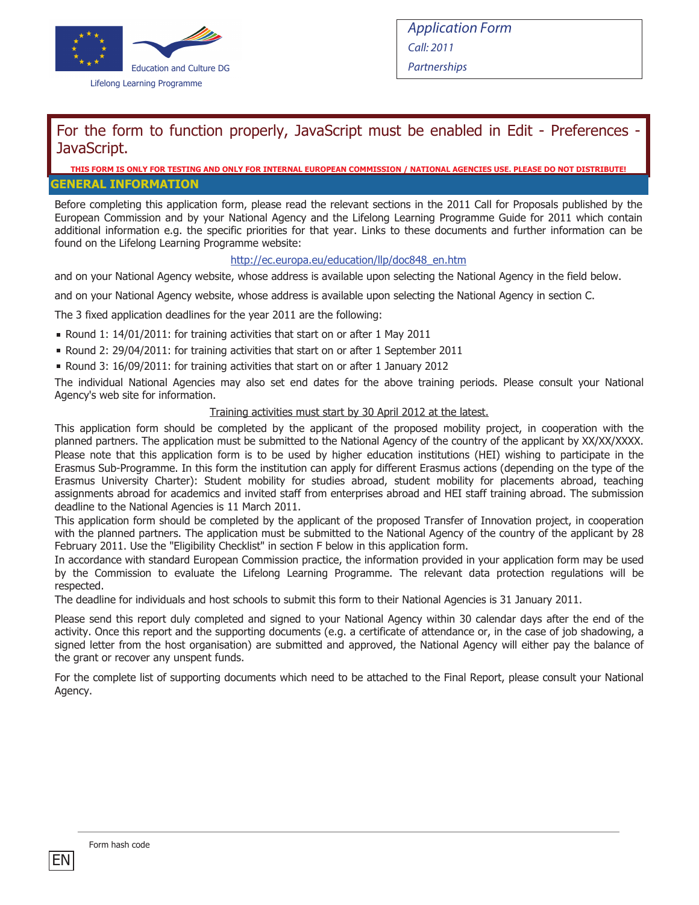Education and Culture DG

Lifelong Learning Programme

*Application Form*

*Call: 2011*

*Partnerships*

For the form to function properly, JavaScript must be enabled in Edit - Preferences - JavaScript.

**THIS FORM IS ONLY FOR TESTING AND ONLY FOR INTERNAL EUROPEAN COMMISSION / NATIONAL AGENCIES USE. PLEASE DO NOT DISTRIBUTE!**

## GENERAL INFORMATION

Before completing this application form, please read the relevant sections in the 2011 Call for Proposals published by the European Commission and by your National Agency and the Lifelong Learning Programme Guide for 2011 which contain additional information e.g. the specific priorities for that year. Links to these documents and further information can be found on the Lifelong Learning Programme website:

http://ec.europa.eu/education/llp/doc848_en.htm

and on your National Agency website, whose address is available upon selecting the National Agency in the field below.

and on your National Agency website, whose address is available upon selecting the National Agency in section C.

The 3 fixed application deadlines for the year 2011 are the following:

- Round 1: 14/01/2011: for training activities that start on or after 1 May 2011
- Round 2: 29/04/2011: for training activities that start on or after 1 September 2011
- Round 3: 16/09/2011: for training activities that start on or after 1 January 2012

The individual National Agencies may also set end dates for the above training periods. Please consult your National Agency's web site for information.

Training activities must start by 30 April 2012 at the latest.

This application form should be completed by the applicant of the proposed mobility project, in cooperation with the planned partners. The application must be submitted to the National Agency of the country of the applicant by XX/XX/XXXX. Please note that this application form is to be used by higher education institutions (HEI) wishing to participate in the Erasmus Sub-Programme. In this form the institution can apply for different Erasmus actions (depending on the type of the Erasmus University Charter): Student mobility for studies abroad, student mobility for placements abroad, teaching assignments abroad for academics and invited staff from enterprises abroad and HEI staff training abroad. The submission deadline to the National Agencies is 11 March 2011.

This application form should be completed by the applicant of the proposed Transfer of Innovation project, in cooperation with the planned partners. The application must be submitted to the National Agency of the country of the applicant by 28 February 2011. Use the "Eligibility Checklist" in section F below in this application form.

In accordance with standard European Commission practice, the information provided in your application form may be used by the Commission to evaluate the Lifelong Learning Programme. The relevant data protection regulations will be respected.

The deadline for individuals and host schools to submit this form to their National Agencies is 31 January 2011.

Please send this report duly completed and signed to your National Agency within 30 calendar days after the end of the activity. Once this report and the supporting documents (e.g. a certificate of attendance or, in the case of job shadowing, a signed letter from the host organisation) are submitted and approved, the National Agency will either pay the balance of the grant or recover any unspent funds.

For the complete list of supporting documents which need to be attached to the Final Report, please consult your National Agency.

Form hash code

EN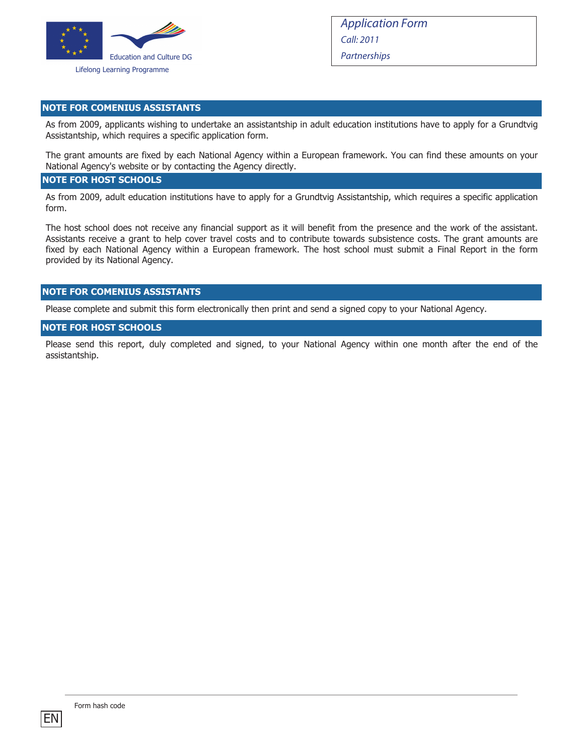Education and Culture DG

Lifelong Learning Programme

*Application Form*

*Call: 2011*

*Partnerships*

## NOTE FOR COMENIUS ASSISTANTS

As from 2009, applicants wishing to undertake an assistantship in adult education institutions have to apply for a Grundtvig Assistantship, which requires a specific application form.

The grant amounts are fixed by each National Agency within a European framework. You can find these amounts on your National Agency's website or by contacting the Agency directly.

## NOTE FOR HOST SCHOOLS

As from 2009, adult education institutions have to apply for a Grundtvig Assistantship, which requires a specific application form.

The host school does not receive any financial support as it will benefit from the presence and the work of the assistant. Assistants receive a grant to help cover travel costs and to contribute towards subsistence costs. The grant amounts are fixed by each National Agency within a European framework. The host school must submit a Final Report in the form provided by its National Agency.

## NOTE FOR COMENIUS ASSISTANTS

Please complete and submit this form electronically then print and send a signed copy to your National Agency.

## NOTE FOR HOST SCHOOLS

Please send this report, duly completed and signed, to your National Agency within one month after the end of the assistantship.

Form hash code

EN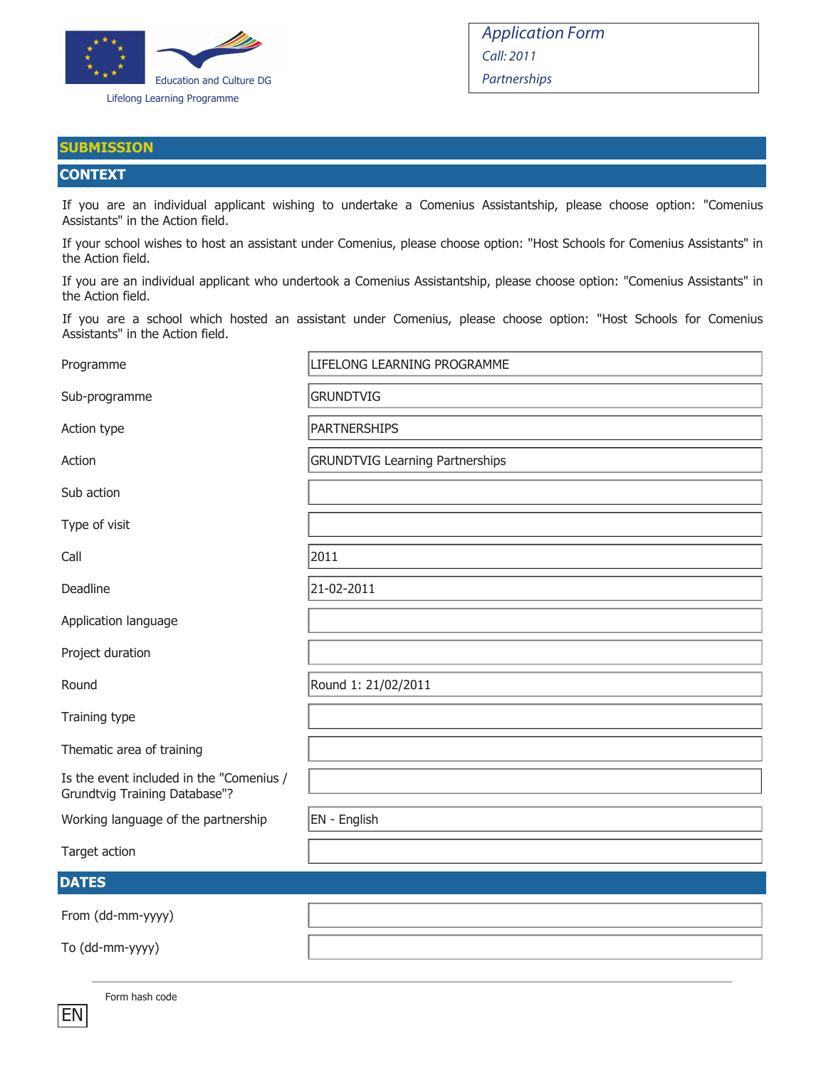Education and Culture DG

Lifelong Learning Programme

*Application Form*
*Call: 2011*
*Partnerships*

## SUBMISSION

## CONTEXT

If you are an individual applicant wishing to undertake a Comenius Assistantship, please choose option: "Comenius Assistants" in the Action field.

If your school wishes to host an assistant under Comenius, please choose option: "Host Schools for Comenius Assistants" in the Action field.

If you are an individual applicant who undertook a Comenius Assistantship, please choose option: "Comenius Assistants" in the Action field.

If you are a school which hosted an assistant under Comenius, please choose option: "Host Schools for Comenius Assistants" in the Action field.

| | |
|---|---|
| Programme | LIFELONG LEARNING PROGRAMME |
| Sub-programme | GRUNDTVIG |
| Action type | PARTNERSHIPS |
| Action | GRUNDTVIG Learning Partnerships |
| Sub action | |
| Type of visit | |
| Call | 2011 |
| Deadline | 21-02-2011 |
| Application language | |
| Project duration | |
| Round | Round 1: 21/02/2011 |
| Training type | |
| Thematic area of training | |
| Is the event included in the "Comenius / Grundtvig Training Database"? | |
| Working language of the partnership | EN - English |
| Target action | |

## DATES

| | |
|---|---|
| From (dd-mm-yyyy) | |
| To (dd-mm-yyyy) | |

Form hash code

EN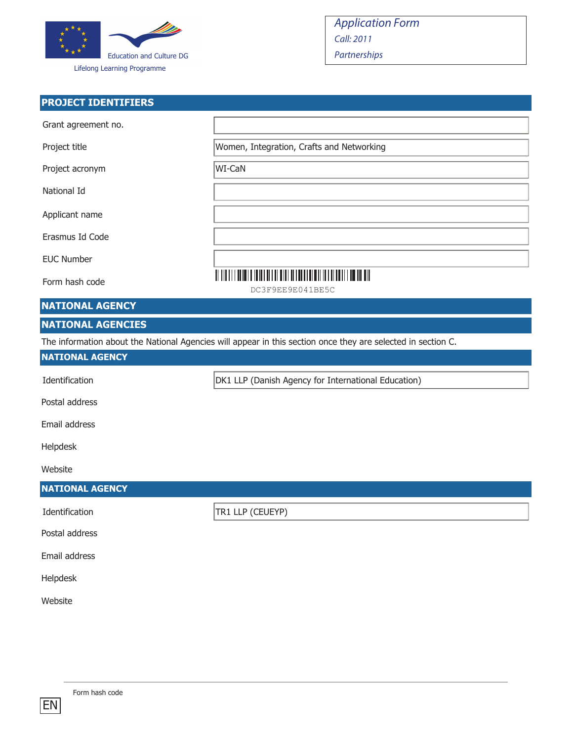Education and Culture DG

Lifelong Learning Programme

*Application Form*
*Call: 2011*
*Partnerships*

## PROJECT IDENTIFIERS

| | |
|---|---|
| Grant agreement no. | |
| Project title | Women, Integration, Crafts and Networking |
| Project acronym | WI-CaN |
| National Id | |
| Applicant name | |
| Erasmus Id Code | |
| EUC Number | |
| Form hash code | DC3F9EE9E041BE5C |

## NATIONAL AGENCY

## NATIONAL AGENCIES

The information about the National Agencies will appear in this section once they are selected in section C.

## NATIONAL AGENCY

| | |
|---|---|
| Identification | DK1 LLP (Danish Agency for International Education) |
| Postal address | |
| Email address | |
| Helpdesk | |
| Website | |

## NATIONAL AGENCY

| | |
|---|---|
| Identification | TR1 LLP (CEUEYP) |
| Postal address | |
| Email address | |
| Helpdesk | |
| Website | |

Form hash code

EN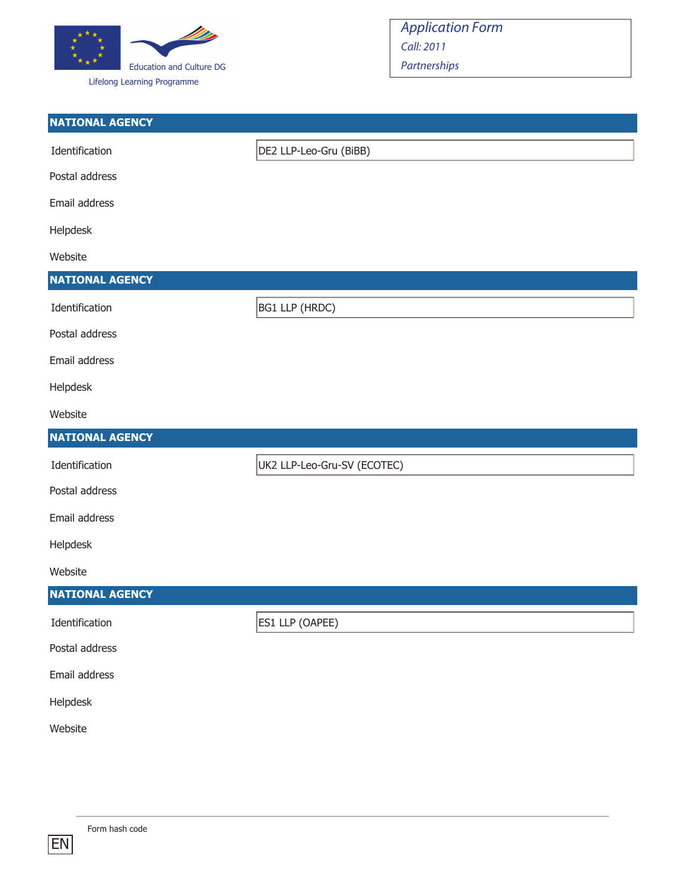## NATIONAL AGENCY

| | |
|---|---|
| Identification | DE2 LLP-Leo-Gru (BiBB) |
| Postal address | |
| Email address | |
| Helpdesk | |
| Website | |

## NATIONAL AGENCY

| | |
|---|---|
| Identification | BG1 LLP (HRDC) |
| Postal address | |
| Email address | |
| Helpdesk | |
| Website | |

## NATIONAL AGENCY

| | |
|---|---|
| Identification | UK2 LLP-Leo-Gru-SV (ECOTEC) |
| Postal address | |
| Email address | |
| Helpdesk | |
| Website | |

## NATIONAL AGENCY

| | |
|---|---|
| Identification | ES1 LLP (OAPEE) |
| Postal address | |
| Email address | |
| Helpdesk | |
| Website | |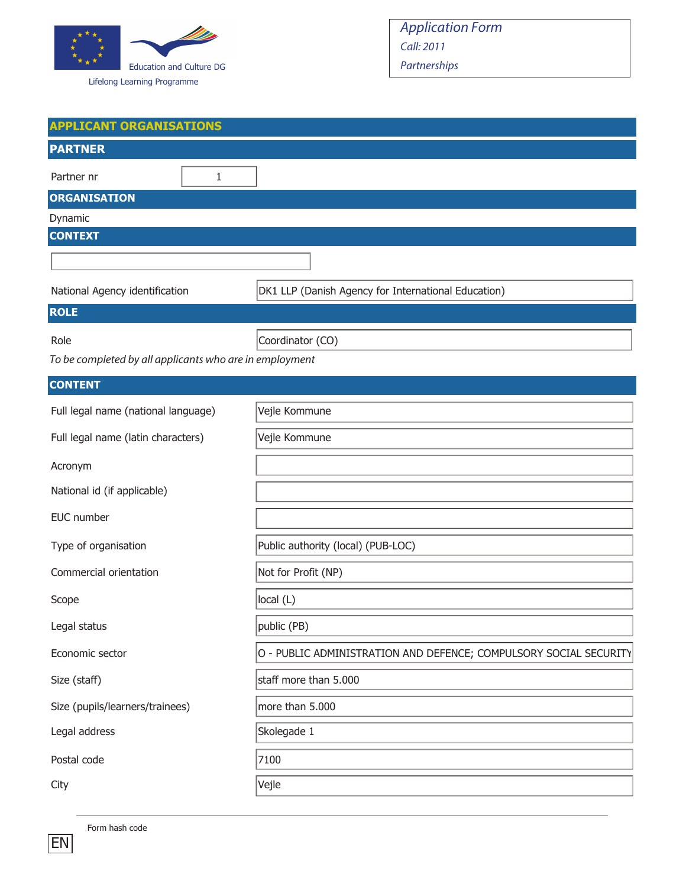Education and Culture DG

Lifelong Learning Programme

*Application Form*

*Call: 2011*

*Partnerships*

## APPLICANT ORGANISATIONS

### PARTNER

| Partner nr | 1 |
|---|---|

### ORGANISATION

Dynamic

### CONTEXT

| National Agency identification | DK1 LLP (Danish Agency for International Education) |
|---|---|

### ROLE

| Role | Coordinator (CO) |
|---|---|

*To be completed by all applicants who are in employment*

### CONTENT

| Field | Value |
|---|---|
| Full legal name (national language) | Vejle Kommune |
| Full legal name (latin characters) | Vejle Kommune |
| Acronym | |
| National id (if applicable) | |
| EUC number | |
| Type of organisation | Public authority (local) (PUB-LOC) |
| Commercial orientation | Not for Profit (NP) |
| Scope | local (L) |
| Legal status | public (PB) |
| Economic sector | O - PUBLIC ADMINISTRATION AND DEFENCE; COMPULSORY SOCIAL SECURITY |
| Size (staff) | staff more than 5.000 |
| Size (pupils/learners/trainees) | more than 5.000 |
| Legal address | Skolegade 1 |
| Postal code | 7100 |
| City | Vejle |

Form hash code

EN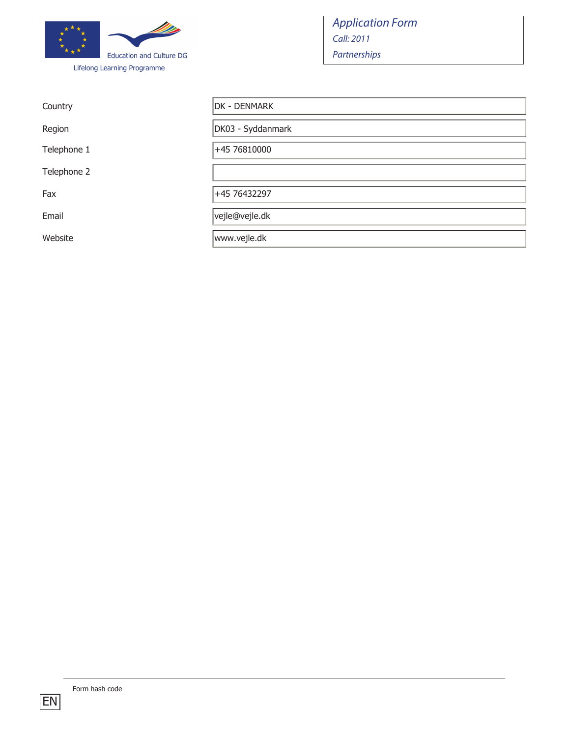Education and Culture DG

Lifelong Learning Programme

*Application Form*

*Call: 2011*

*Partnerships*

| | |
|---|---|
| Country | DK - DENMARK |
| Region | DK03 - Syddanmark |
| Telephone 1 | +45 76810000 |
| Telephone 2 | |
| Fax | +45 76432297 |
| Email | vejle@vejle.dk |
| Website | www.vejle.dk |

Form hash code

EN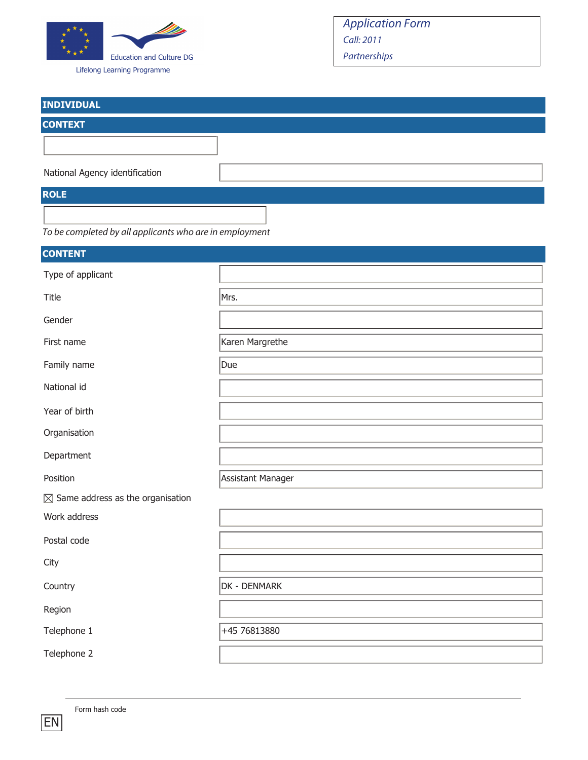Education and Culture DG

Lifelong Learning Programme

*Application Form*

*Call: 2011*

*Partnerships*

## INDIVIDUAL

## CONTEXT

| | |
|---|---|
| National Agency identification | |

## ROLE

*To be completed by all applicants who are in employment*

## CONTENT

| | |
|---|---|
| Type of applicant | |
| Title | Mrs. |
| Gender | |
| First name | Karen Margrethe |
| Family name | Due |
| National id | |
| Year of birth | |
| Organisation | |
| Department | |
| Position | Assistant Manager |

☒ Same address as the organisation

| | |
|---|---|
| Work address | |
| Postal code | |
| City | |
| Country | DK - DENMARK |
| Region | |
| Telephone 1 | +45 76813880 |
| Telephone 2 | |

Form hash code

EN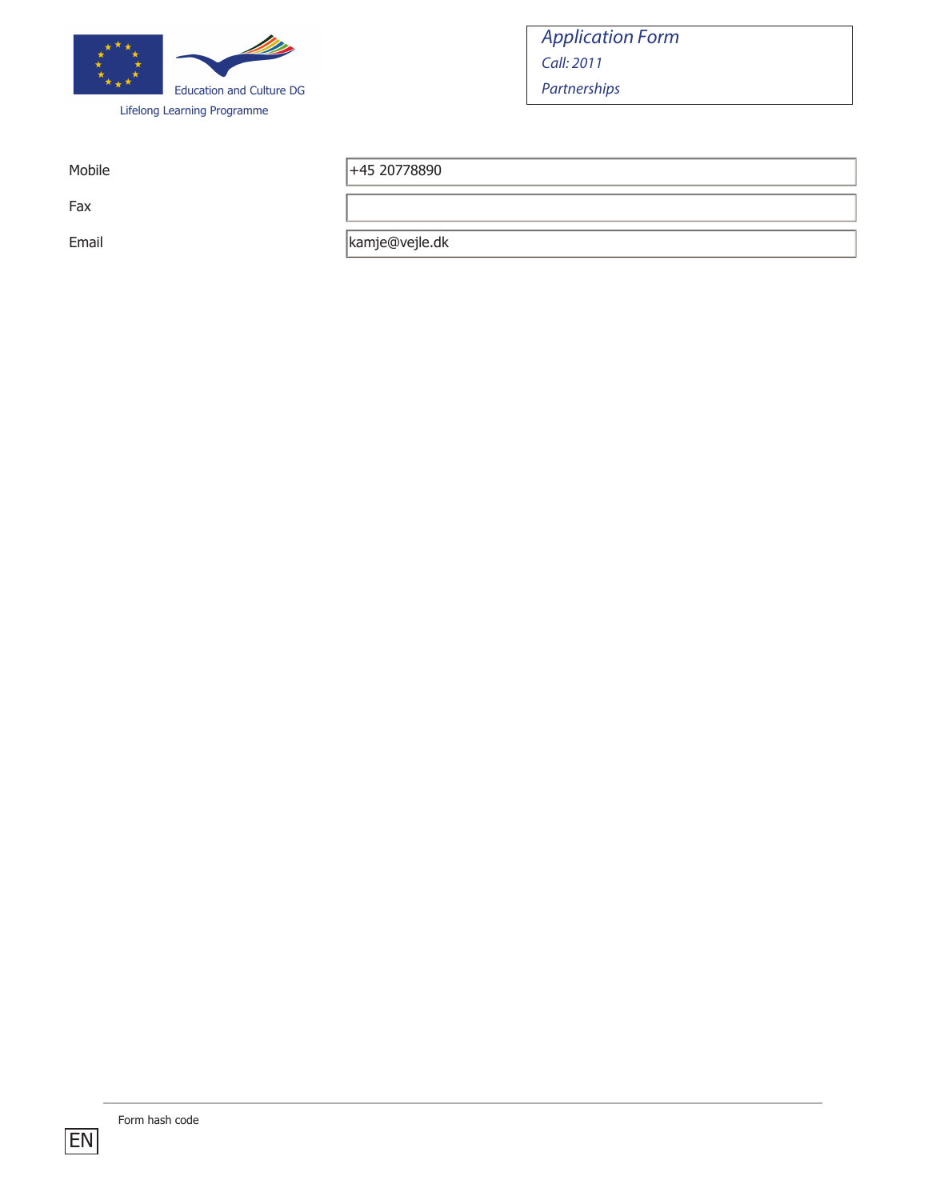| | |
|---|---|
| Mobile | +45 20778890 |
| Fax | |
| Email | kamje@vejle.dk |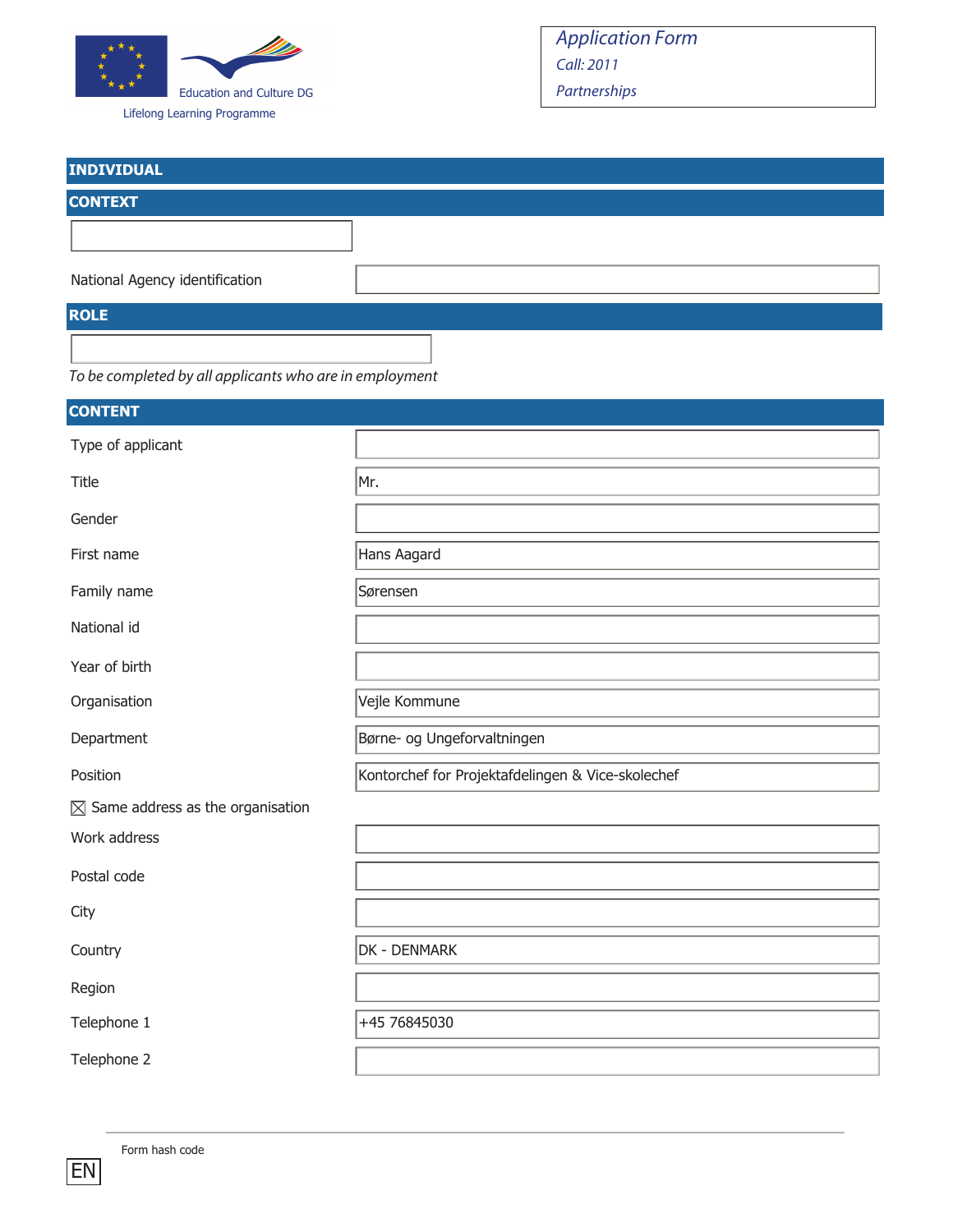Education and Culture DG

Lifelong Learning Programme

*Application Form*
*Call: 2011*
*Partnerships*

## INDIVIDUAL

## CONTEXT

| | |
|---|---|
| National Agency identification | |

## ROLE

*To be completed by all applicants who are in employment*

## CONTENT

| | |
|---|---|
| Type of applicant | |
| Title | Mr. |
| Gender | |
| First name | Hans Aagard |
| Family name | Sørensen |
| National id | |
| Year of birth | |
| Organisation | Vejle Kommune |
| Department | Børne- og Ungeforvaltningen |
| Position | Kontorchef for Projektafdelingen & Vice-skolechef |

☒ Same address as the organisation

| | |
|---|---|
| Work address | |
| Postal code | |
| City | |
| Country | DK - DENMARK |
| Region | |
| Telephone 1 | +45 76845030 |
| Telephone 2 | |

Form hash code

EN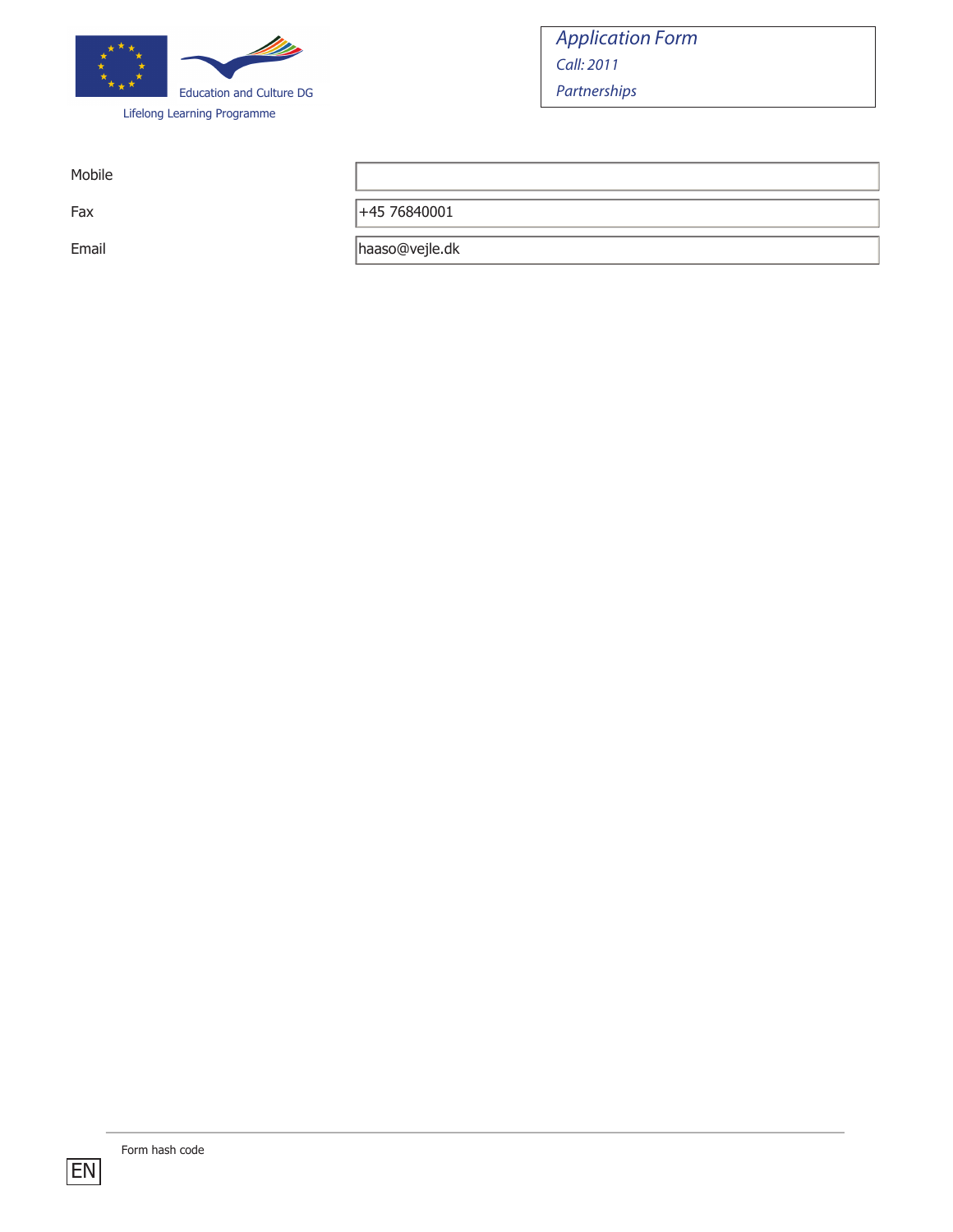| | |
|---|---|
| Mobile | |
| Fax | +45 76840001 |
| Email | haaso@vejle.dk |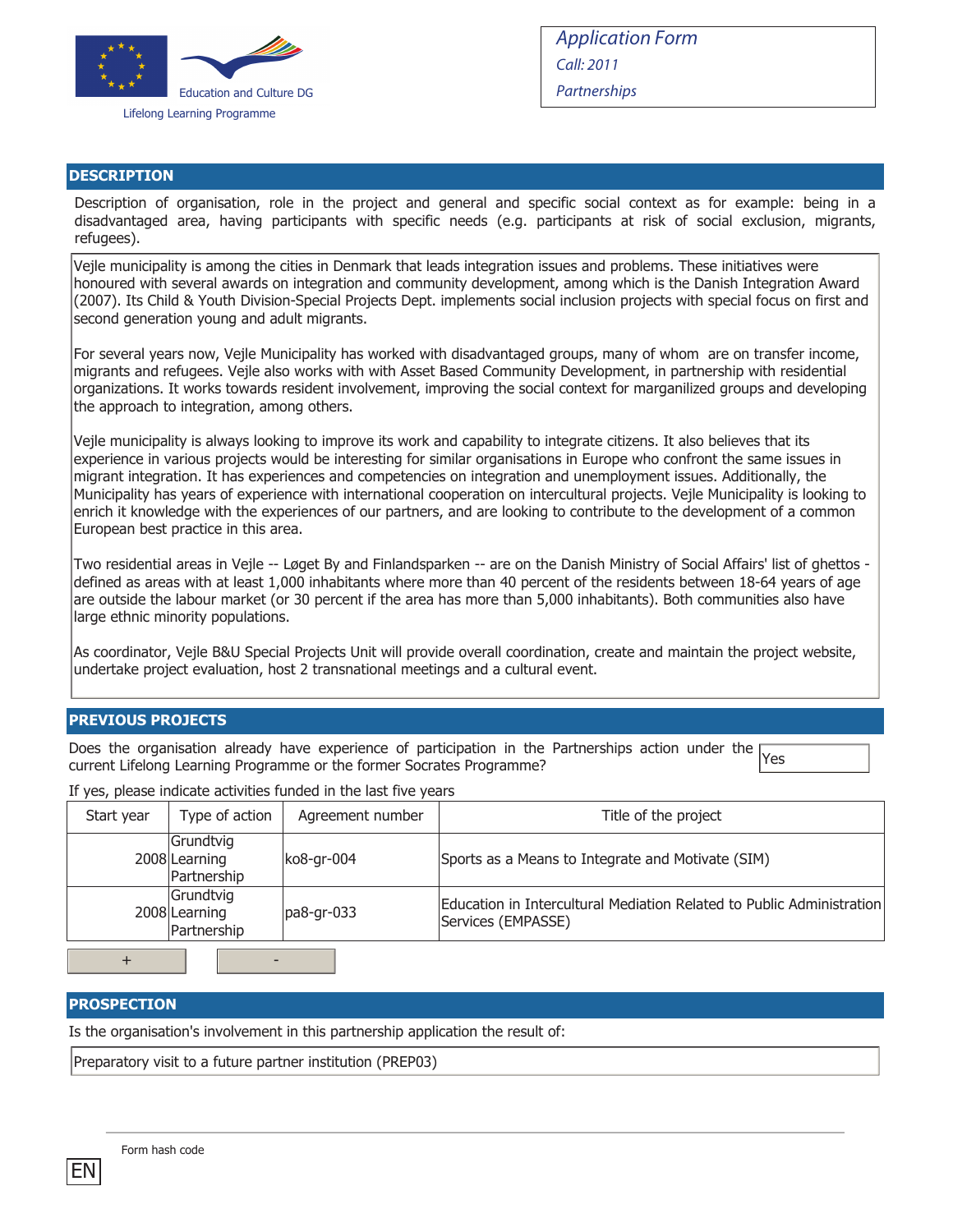Application Form
*Call: 2011*
*Partnerships*

Education and Culture DG

Lifelong Learning Programme

## DESCRIPTION

Description of organisation, role in the project and general and specific social context as for example: being in a disadvantaged area, having participants with specific needs (e.g. participants at risk of social exclusion, migrants, refugees).

Vejle municipality is among the cities in Denmark that leads integration issues and problems. These initiatives were honoured with several awards on integration and community development, among which is the Danish Integration Award (2007). Its Child & Youth Division-Special Projects Dept. implements social inclusion projects with special focus on first and second generation young and adult migrants.

For several years now, Vejle Municipality has worked with disadvantaged groups, many of whom are on transfer income, migrants and refugees. Vejle also works with with Asset Based Community Development, in partnership with residential organizations. It works towards resident involvement, improving the social context for marganilized groups and developing the approach to integration, among others.

Vejle municipality is always looking to improve its work and capability to integrate citizens. It also believes that its experience in various projects would be interesting for similar organisations in Europe who confront the same issues in migrant integration. It has experiences and competencies on integration and unemployment issues. Additionally, the Municipality has years of experience with international cooperation on intercultural projects. Vejle Municipality is looking to enrich it knowledge with the experiences of our partners, and are looking to contribute to the development of a common European best practice in this area.

Two residential areas in Vejle -- Løget By and Finlandsparken -- are on the Danish Ministry of Social Affairs' list of ghettos - defined as areas with at least 1,000 inhabitants where more than 40 percent of the residents between 18-64 years of age are outside the labour market (or 30 percent if the area has more than 5,000 inhabitants). Both communities also have large ethnic minority populations.

As coordinator, Vejle B&U Special Projects Unit will provide overall coordination, create and maintain the project website, undertake project evaluation, host 2 transnational meetings and a cultural event.

## PREVIOUS PROJECTS

Does the organisation already have experience of participation in the Partnerships action under the current Lifelong Learning Programme or the former Socrates Programme? Yes

If yes, please indicate activities funded in the last five years

| Start year | Type of action | Agreement number | Title of the project |
|---|---|---|---|
| 2008 | Grundtvig Learning Partnership | ko8-gr-004 | Sports as a Means to Integrate and Motivate (SIM) |
| 2008 | Grundtvig Learning Partnership | pa8-gr-033 | Education in Intercultural Mediation Related to Public Administration Services (EMPASSE) |

## PROSPECTION

Is the organisation's involvement in this partnership application the result of:

Preparatory visit to a future partner institution (PREP03)

Form hash code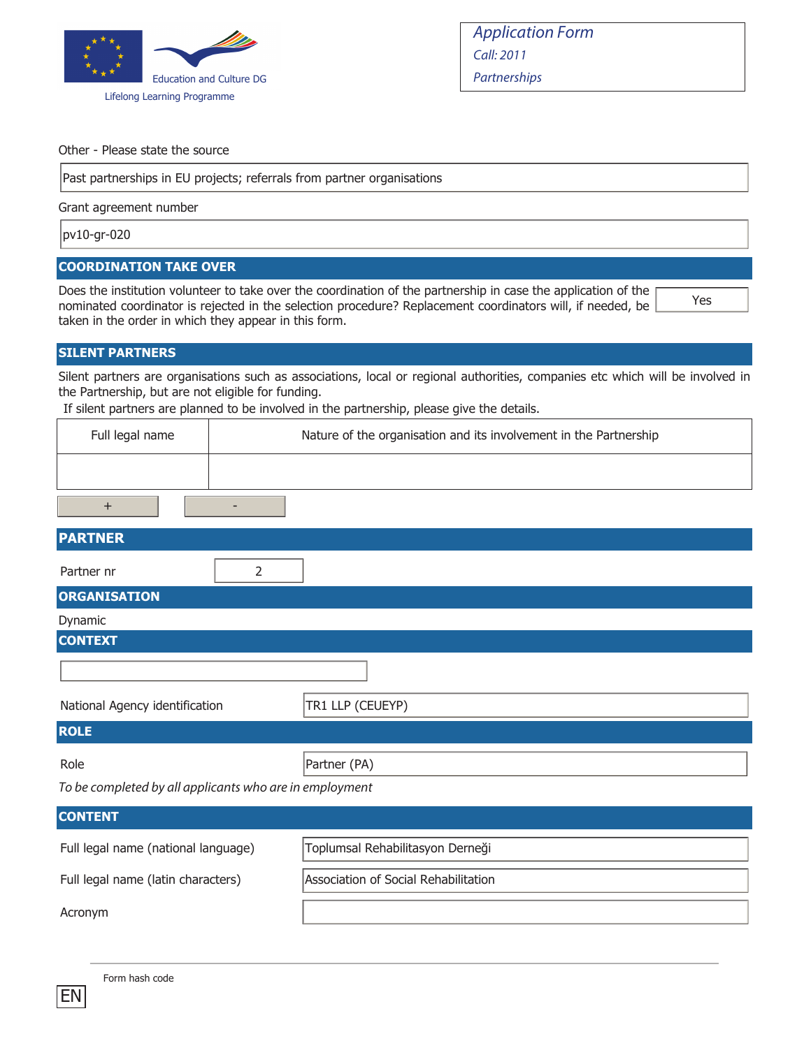Application Form
Call: 2011
Partnerships

Education and Culture DG
Lifelong Learning Programme

Other - Please state the source

Past partnerships in EU projects; referrals from partner organisations

Grant agreement number

pv10-gr-020

## COORDINATION TAKE OVER

Does the institution volunteer to take over the coordination of the partnership in case the application of the nominated coordinator is rejected in the selection procedure? Replacement coordinators will, if needed, be taken in the order in which they appear in this form.

Yes

## SILENT PARTNERS

Silent partners are organisations such as associations, local or regional authorities, companies etc which will be involved in the Partnership, but are not eligible for funding.

If silent partners are planned to be involved in the partnership, please give the details.

| Full legal name | Nature of the organisation and its involvement in the Partnership |
|---|---|
| | |

+ -

## PARTNER

Partner nr: 2

## ORGANISATION

Dynamic

## CONTEXT

National Agency identification: TR1 LLP (CEUEYP)

## ROLE

Role: Partner (PA)

*To be completed by all applicants who are in employment*

## CONTENT

Full legal name (national language): Toplumsal Rehabilitasyon Derneği

Full legal name (latin characters): Association of Social Rehabilitation

Acronym:

Form hash code

EN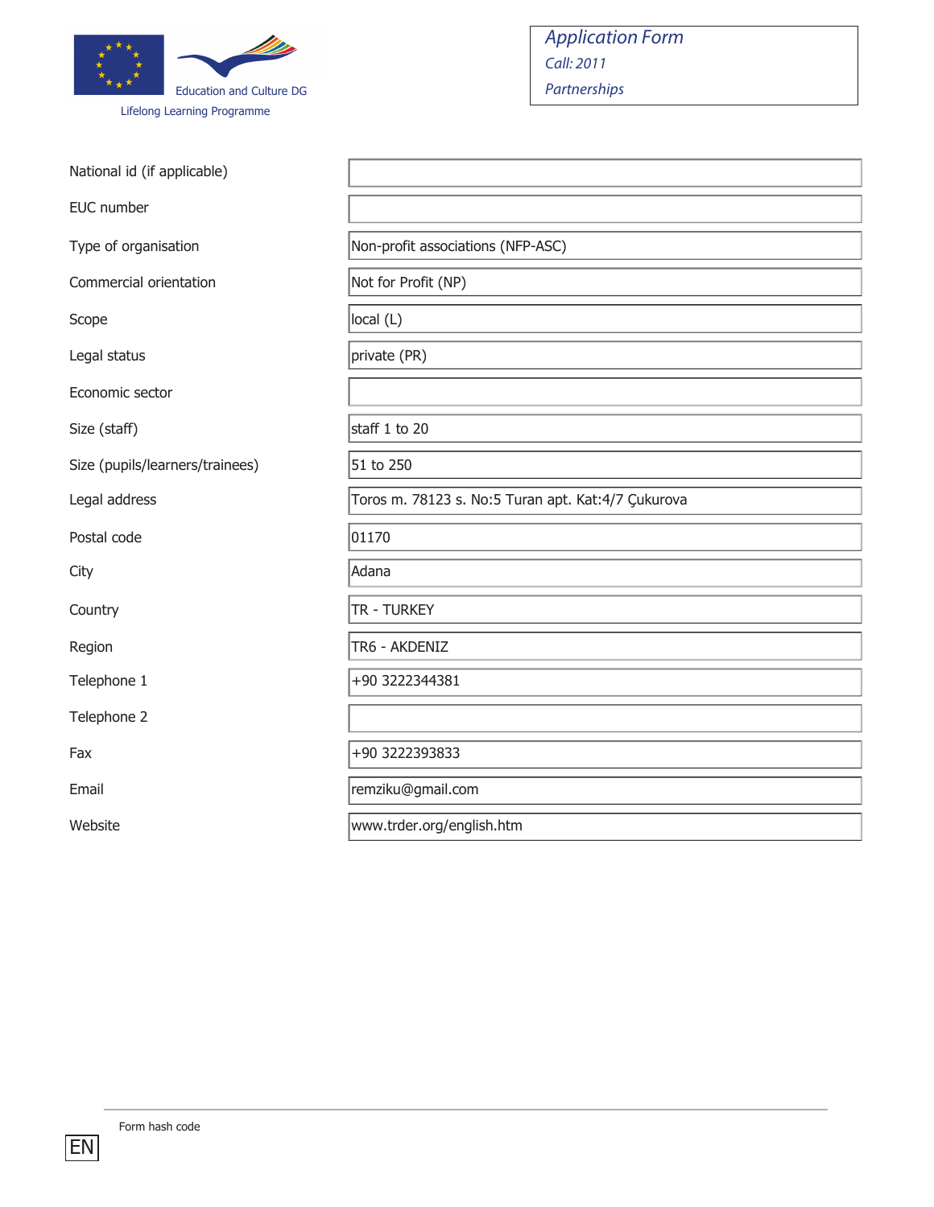Education and Culture DG

Lifelong Learning Programme

*Application Form*
*Call: 2011*
*Partnerships*

| | |
|---|---|
| National id (if applicable) | |
| EUC number | |
| Type of organisation | Non-profit associations (NFP-ASC) |
| Commercial orientation | Not for Profit (NP) |
| Scope | local (L) |
| Legal status | private (PR) |
| Economic sector | |
| Size (staff) | staff 1 to 20 |
| Size (pupils/learners/trainees) | 51 to 250 |
| Legal address | Toros m. 78123 s. No:5 Turan apt. Kat:4/7 Çukurova |
| Postal code | 01170 |
| City | Adana |
| Country | TR - TURKEY |
| Region | TR6 - AKDENIZ |
| Telephone 1 | +90 3222344381 |
| Telephone 2 | |
| Fax | +90 3222393833 |
| Email | remziku@gmail.com |
| Website | www.trder.org/english.htm |

Form hash code

EN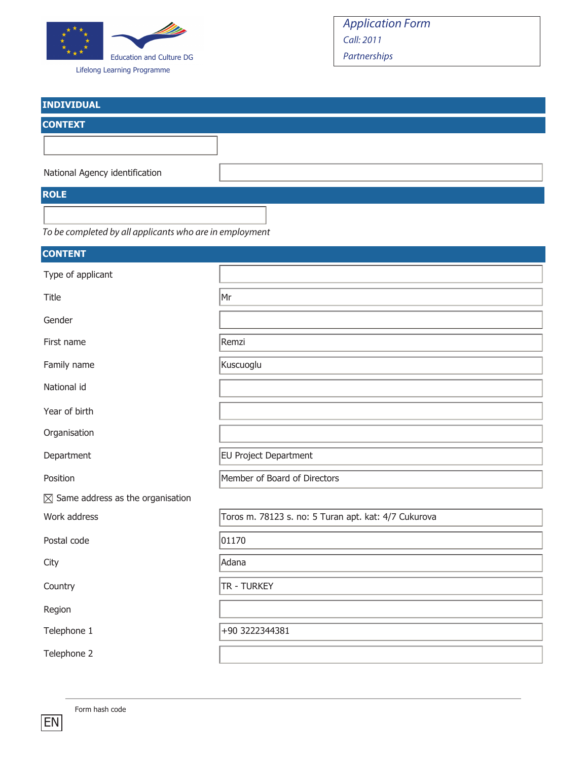Education and Culture DG

Lifelong Learning Programme

*Application Form*

*Call: 2011*

*Partnerships*

## INDIVIDUAL

## CONTEXT

| | |
|---|---|
| National Agency identification | |

## ROLE

*To be completed by all applicants who are in employment*

## CONTENT

| | |
|---|---|
| Type of applicant | |
| Title | Mr |
| Gender | |
| First name | Remzi |
| Family name | Kuscuoglu |
| National id | |
| Year of birth | |
| Organisation | |
| Department | EU Project Department |
| Position | Member of Board of Directors |

☒ Same address as the organisation

| | |
|---|---|
| Work address | Toros m. 78123 s. no: 5 Turan apt. kat: 4/7 Cukurova |
| Postal code | 01170 |
| City | Adana |
| Country | TR - TURKEY |
| Region | |
| Telephone 1 | +90 3222344381 |
| Telephone 2 | |

Form hash code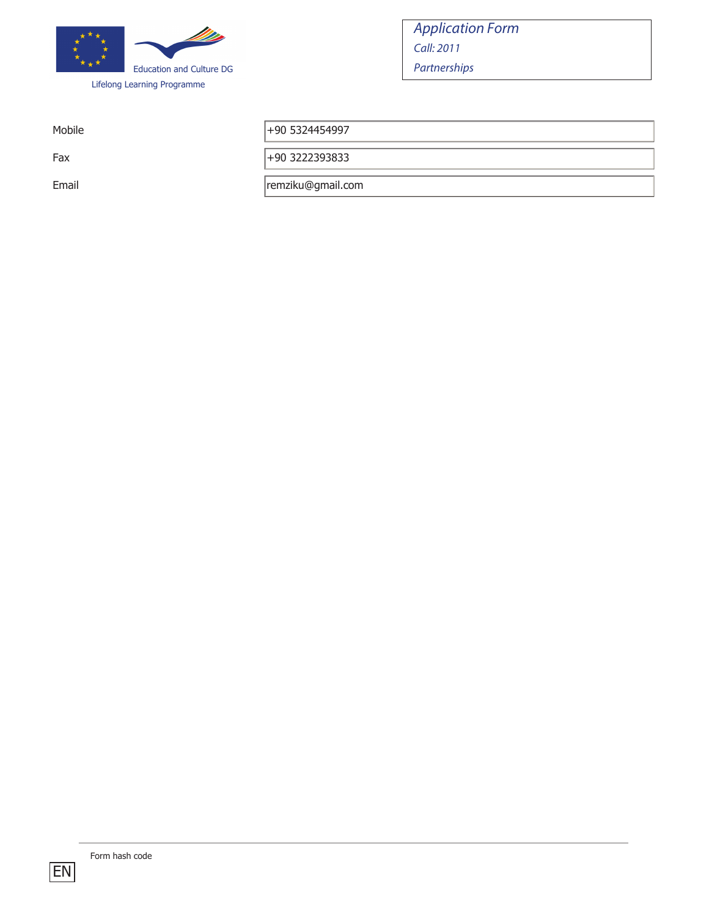| | |
|---|---|
| Mobile | +90 5324454997 |
| Fax | +90 3222393833 |
| Email | remziku@gmail.com |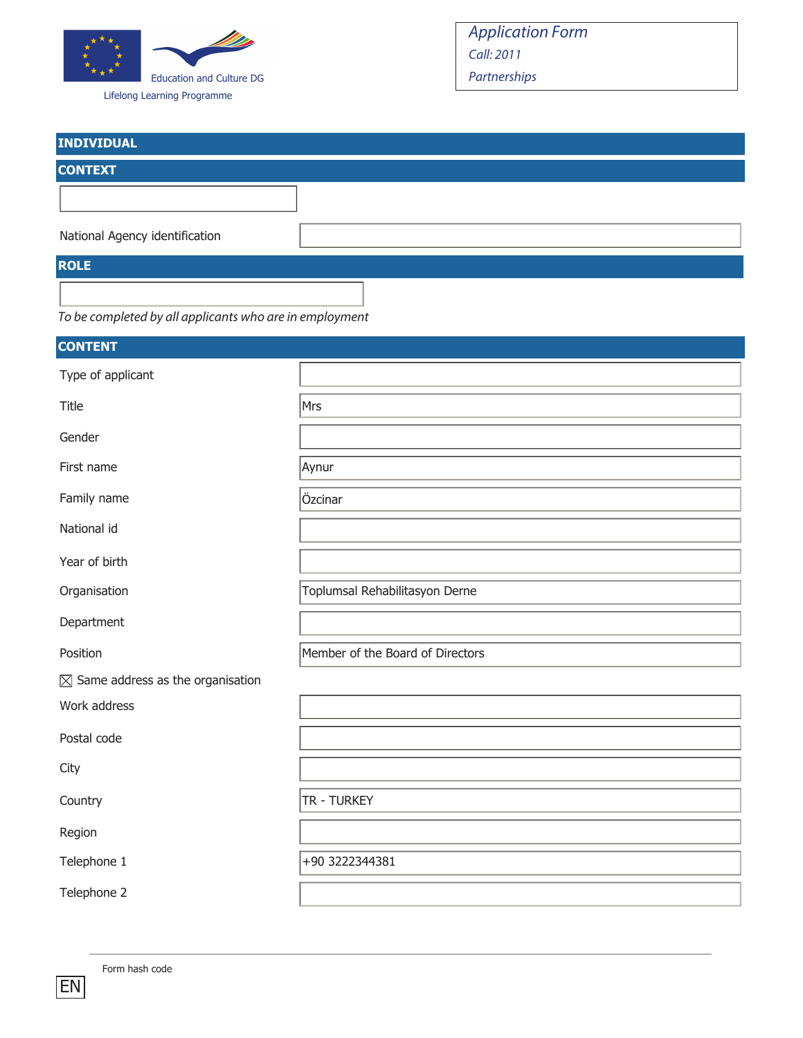Education and Culture DG

Lifelong Learning Programme

*Application Form*

*Call: 2011*

*Partnerships*

## INDIVIDUAL

## CONTEXT

| | |
|---|---|
| National Agency identification | |

## ROLE

*To be completed by all applicants who are in employment*

## CONTENT

| | |
|---|---|
| Type of applicant | |
| Title | Mrs |
| Gender | |
| First name | Aynur |
| Family name | Özcinar |
| National id | |
| Year of birth | |
| Organisation | Toplumsal Rehabilitasyon Derne |
| Department | |
| Position | Member of the Board of Directors |

☒ Same address as the organisation

| | |
|---|---|
| Work address | |
| Postal code | |
| City | |
| Country | TR - TURKEY |
| Region | |
| Telephone 1 | +90 3222344381 |
| Telephone 2 | |

Form hash code

EN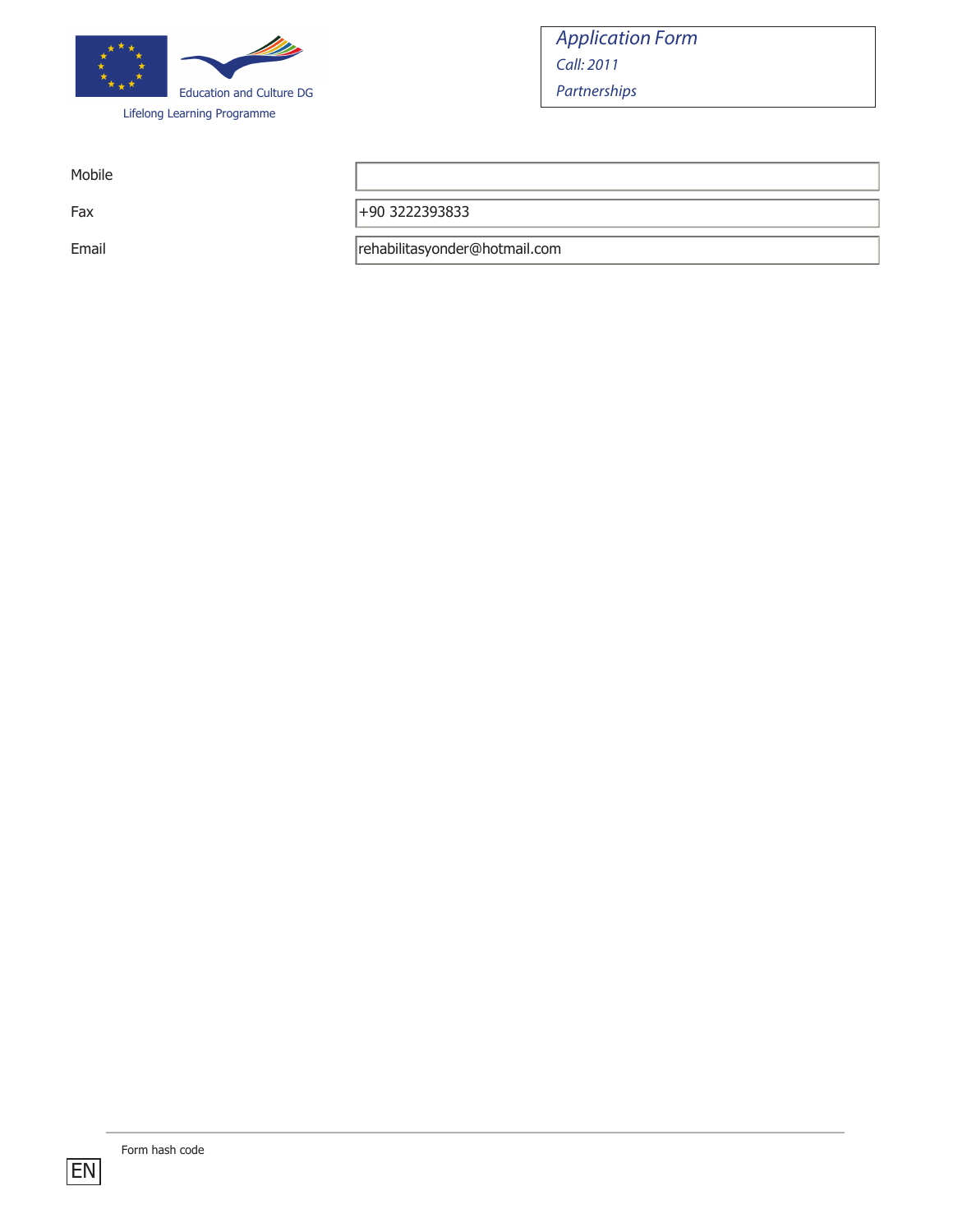| | |
|---|---|
| Mobile | |
| Fax | +90 3222393833 |
| Email | rehabilitasyonder@hotmail.com |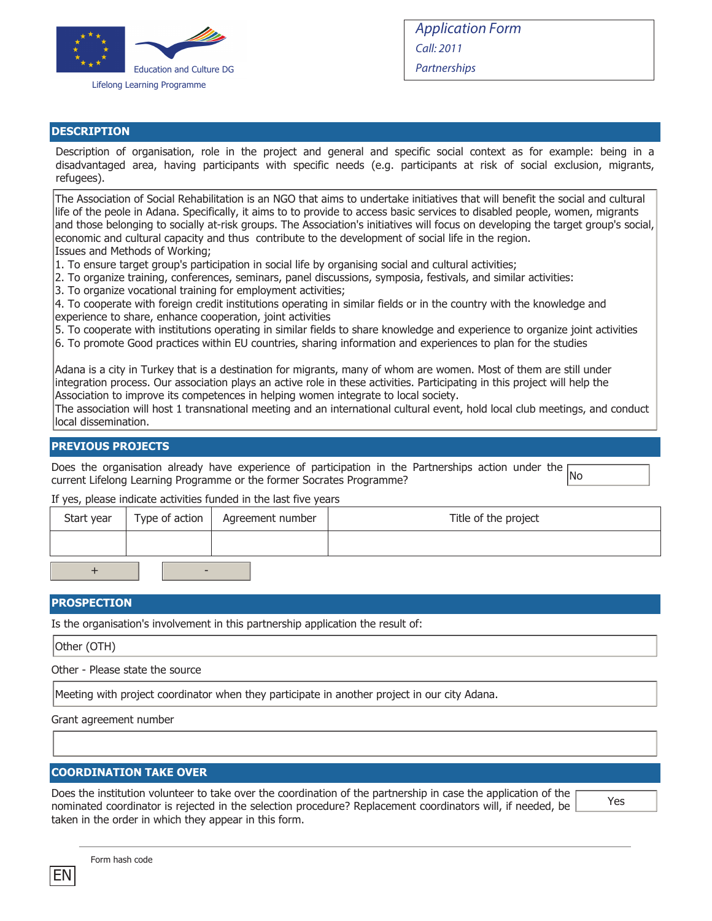Education and Culture DG

Lifelong Learning Programme

*Application Form*
*Call: 2011*
*Partnerships*

## DESCRIPTION

Description of organisation, role in the project and general and specific social context as for example: being in a disadvantaged area, having participants with specific needs (e.g. participants at risk of social exclusion, migrants, refugees).

The Association of Social Rehabilitation is an NGO that aims to undertake initiatives that will benefit the social and cultural life of the peole in Adana. Specifically, it aims to to provide to access basic services to disabled people, women, migrants and those belonging to socially at-risk groups. The Association's initiatives will focus on developing the target group's social, economic and cultural capacity and thus contribute to the development of social life in the region.
Issues and Methods of Working;
1. To ensure target group's participation in social life by organising social and cultural activities;
2. To organize training, conferences, seminars, panel discussions, symposia, festivals, and similar activities:
3. To organize vocational training for employment activities;
4. To cooperate with foreign credit institutions operating in similar fields or in the country with the knowledge and experience to share, enhance cooperation, joint activities
5. To cooperate with institutions operating in similar fields to share knowledge and experience to organize joint activities
6. To promote Good practices within EU countries, sharing information and experiences to plan for the studies

Adana is a city in Turkey that is a destination for migrants, many of whom are women. Most of them are still under integration process. Our association plays an active role in these activities. Participating in this project will help the Association to improve its competences in helping women integrate to local society.
The association will host 1 transnational meeting and an international cultural event, hold local club meetings, and conduct local dissemination.

## PREVIOUS PROJECTS

Does the organisation already have experience of participation in the Partnerships action under the current Lifelong Learning Programme or the former Socrates Programme? No

If yes, please indicate activities funded in the last five years

| Start year | Type of action | Agreement number | Title of the project |
|---|---|---|---|
| | | | |

## PROSPECTION

Is the organisation's involvement in this partnership application the result of:

Other (OTH)

Other - Please state the source

Meeting with project coordinator when they participate in another project in our city Adana.

Grant agreement number

## COORDINATION TAKE OVER

Does the institution volunteer to take over the coordination of the partnership in case the application of the nominated coordinator is rejected in the selection procedure? Replacement coordinators will, if needed, be taken in the order in which they appear in this form. Yes

Form hash code

EN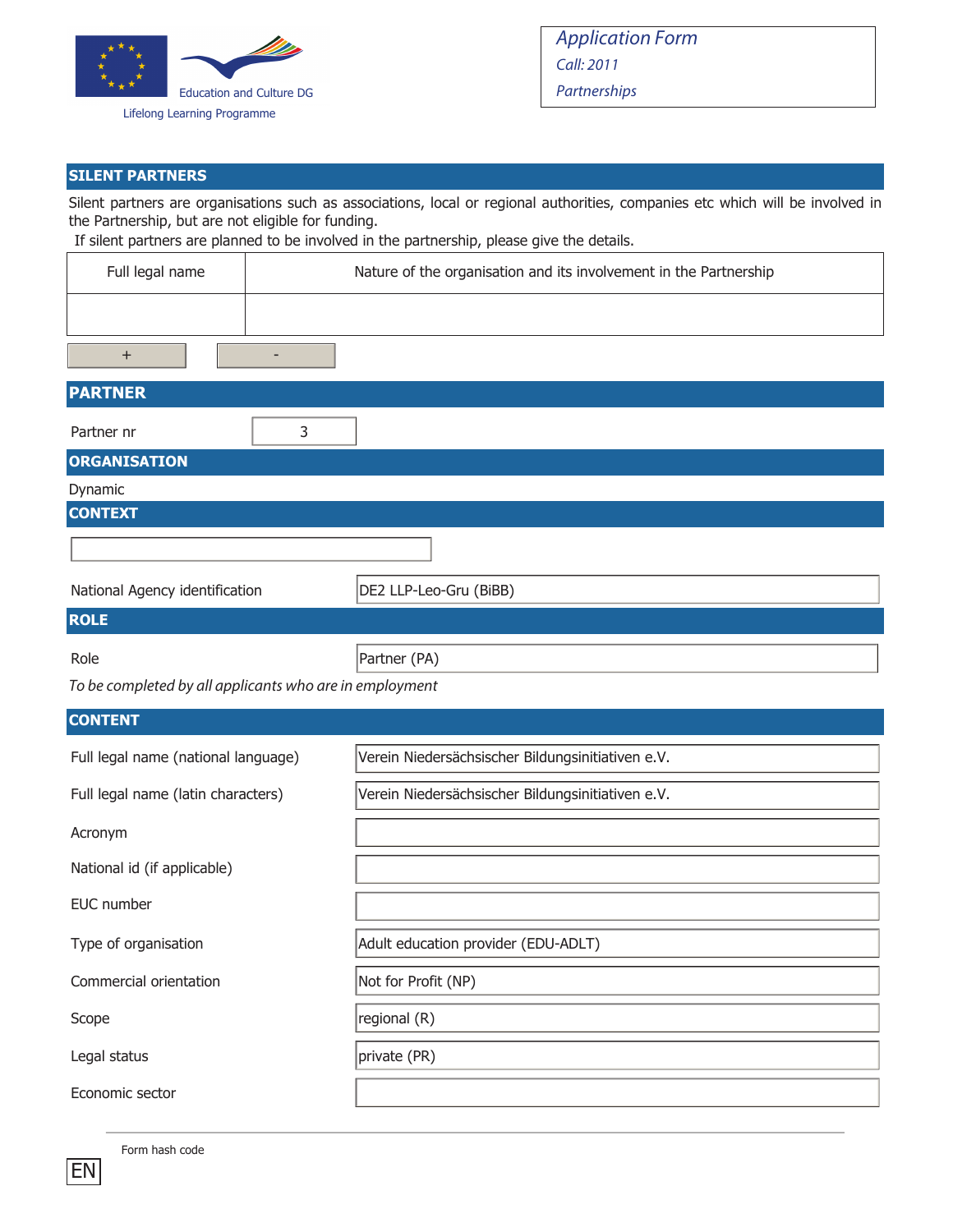Application Form
Call: 2011
Partnerships

Education and Culture DG
Lifelong Learning Programme

## SILENT PARTNERS

Silent partners are organisations such as associations, local or regional authorities, companies etc which will be involved in the Partnership, but are not eligible for funding.
If silent partners are planned to be involved in the partnership, please give the details.

| Full legal name | Nature of the organisation and its involvement in the Partnership |
| --- | --- |
| | |

## PARTNER

| Partner nr | 3 |
| --- | --- |

## ORGANISATION

Dynamic

## CONTEXT

| National Agency identification | DE2 LLP-Leo-Gru (BiBB) |
| --- | --- |

## ROLE

| Role | Partner (PA) |
| --- | --- |

*To be completed by all applicants who are in employment*

## CONTENT

| Field | Value |
| --- | --- |
| Full legal name (national language) | Verein Niedersächsischer Bildungsinitiativen e.V. |
| Full legal name (latin characters) | Verein Niedersächsischer Bildungsinitiativen e.V. |
| Acronym | |
| National id (if applicable) | |
| EUC number | |
| Type of organisation | Adult education provider (EDU-ADLT) |
| Commercial orientation | Not for Profit (NP) |
| Scope | regional (R) |
| Legal status | private (PR) |
| Economic sector | |

Form hash code

EN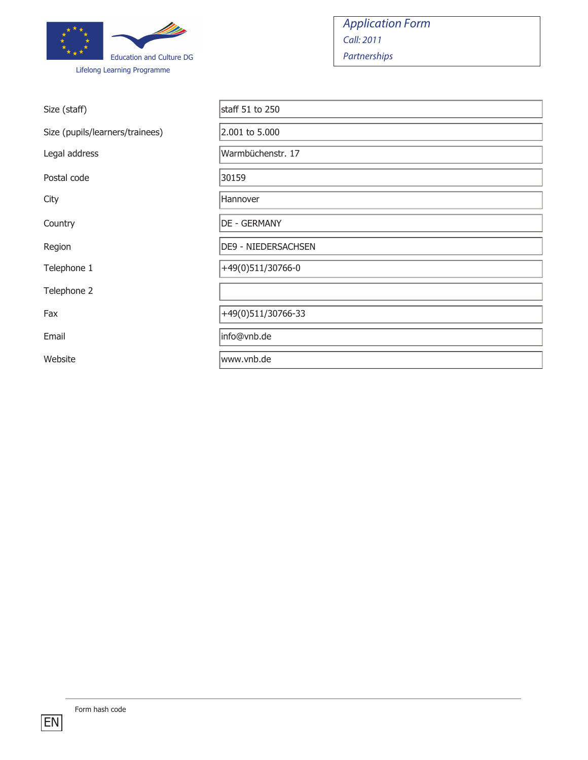| | |
|---|---|
| Size (staff) | staff 51 to 250 |
| Size (pupils/learners/trainees) | 2.001 to 5.000 |
| Legal address | Warmbüchenstr. 17 |
| Postal code | 30159 |
| City | Hannover |
| Country | DE - GERMANY |
| Region | DE9 - NIEDERSACHSEN |
| Telephone 1 | +49(0)511/30766-0 |
| Telephone 2 | |
| Fax | +49(0)511/30766-33 |
| Email | info@vnb.de |
| Website | www.vnb.de |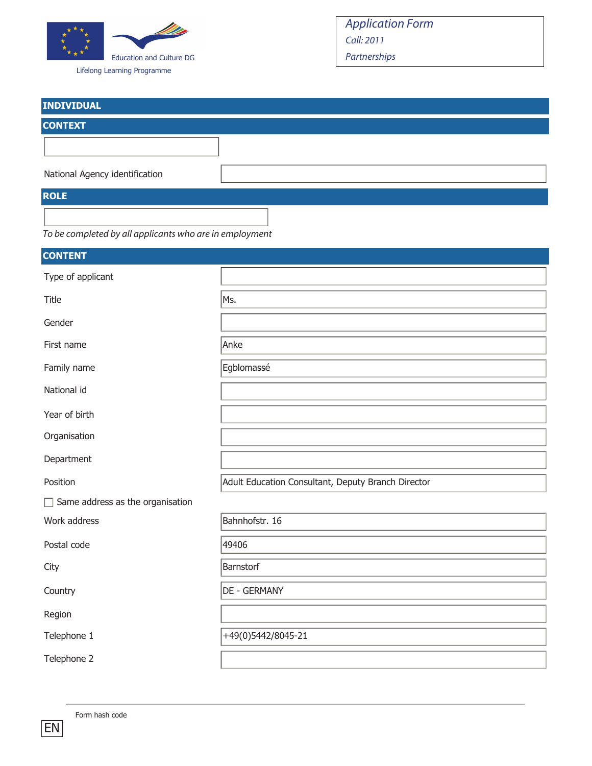Education and Culture DG

Lifelong Learning Programme

*Application Form*

*Call: 2011*

*Partnerships*

## INDIVIDUAL

## CONTEXT

| | |
|---|---|
| National Agency identification | |

## ROLE

*To be completed by all applicants who are in employment*

## CONTENT

| | |
|---|---|
| Type of applicant | |
| Title | Ms. |
| Gender | |
| First name | Anke |
| Family name | Egblomassé |
| National id | |
| Year of birth | |
| Organisation | |
| Department | |
| Position | Adult Education Consultant, Deputy Branch Director |

☐ Same address as the organisation

| | |
|---|---|
| Work address | Bahnhofstr. 16 |
| Postal code | 49406 |
| City | Barnstorf |
| Country | DE - GERMANY |
| Region | |
| Telephone 1 | +49(0)5442/8045-21 |
| Telephone 2 | |

Form hash code

EN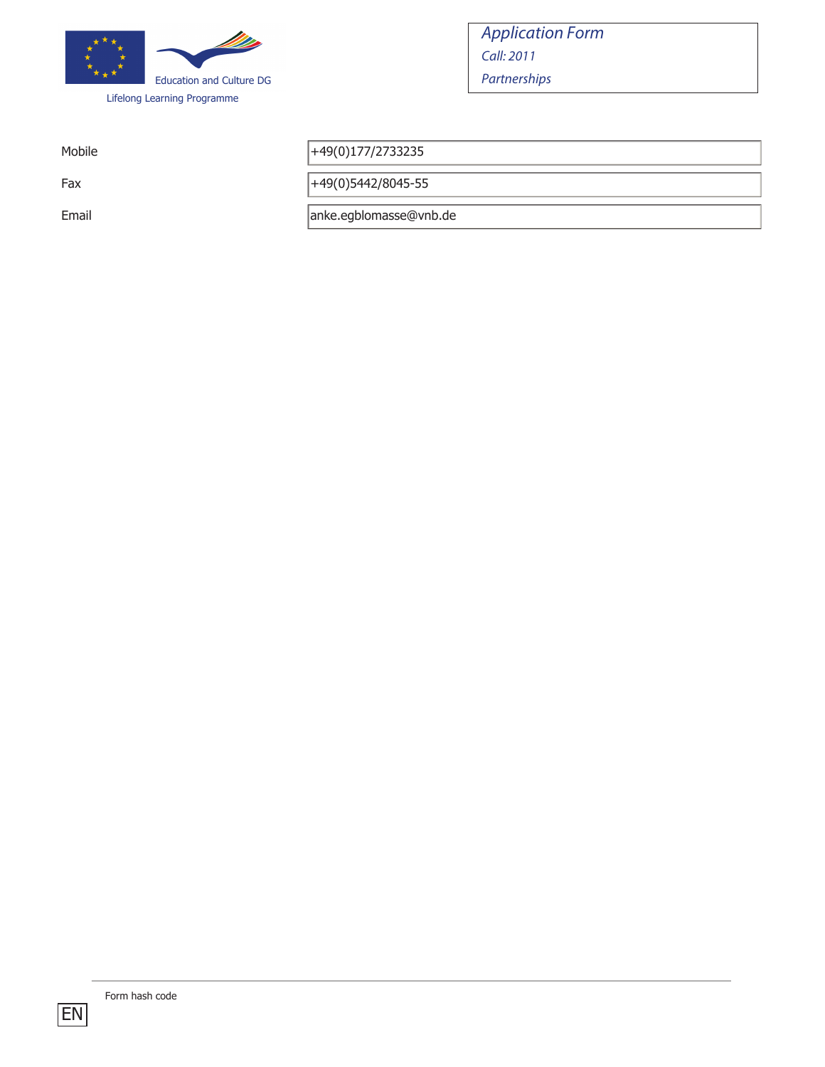| | |
|---|---|
| Mobile | +49(0)177/2733235 |
| Fax | +49(0)5442/8045-55 |
| Email | anke.egblomasse@vnb.de |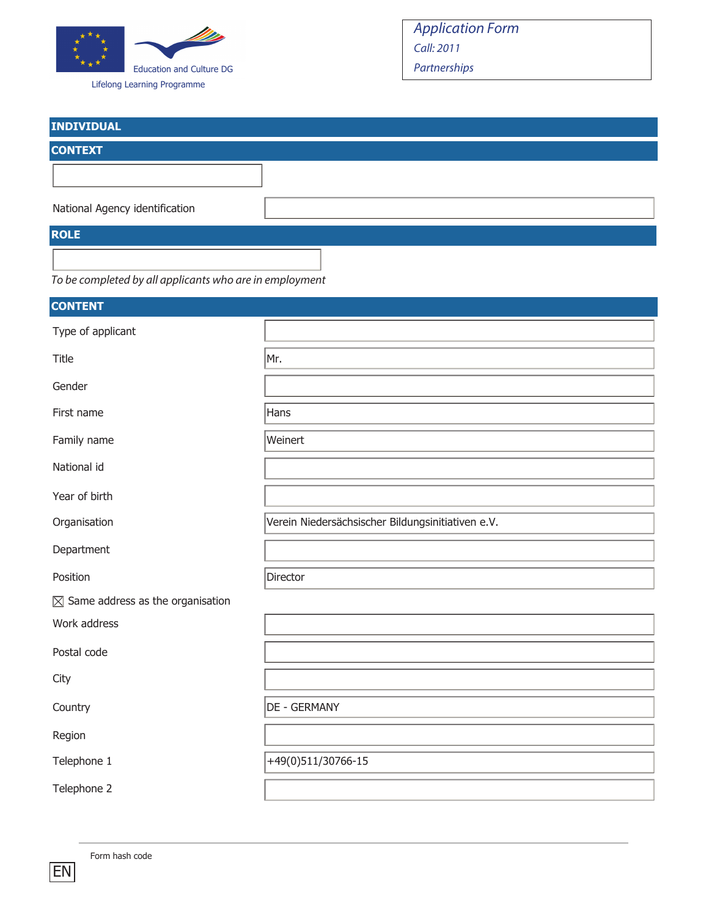Education and Culture DG

Lifelong Learning Programme

*Application Form*
*Call: 2011*
*Partnerships*

## INDIVIDUAL

## CONTEXT

| | |
|---|---|
| National Agency identification | |

## ROLE

*To be completed by all applicants who are in employment*

## CONTENT

| | |
|---|---|
| Type of applicant | |
| Title | Mr. |
| Gender | |
| First name | Hans |
| Family name | Weinert |
| National id | |
| Year of birth | |
| Organisation | Verein Niedersächsischer Bildungsinitiativen e.V. |
| Department | |
| Position | Director |

☒ Same address as the organisation

| | |
|---|---|
| Work address | |
| Postal code | |
| City | |
| Country | DE - GERMANY |
| Region | |
| Telephone 1 | +49(0)511/30766-15 |
| Telephone 2 | |

Form hash code

EN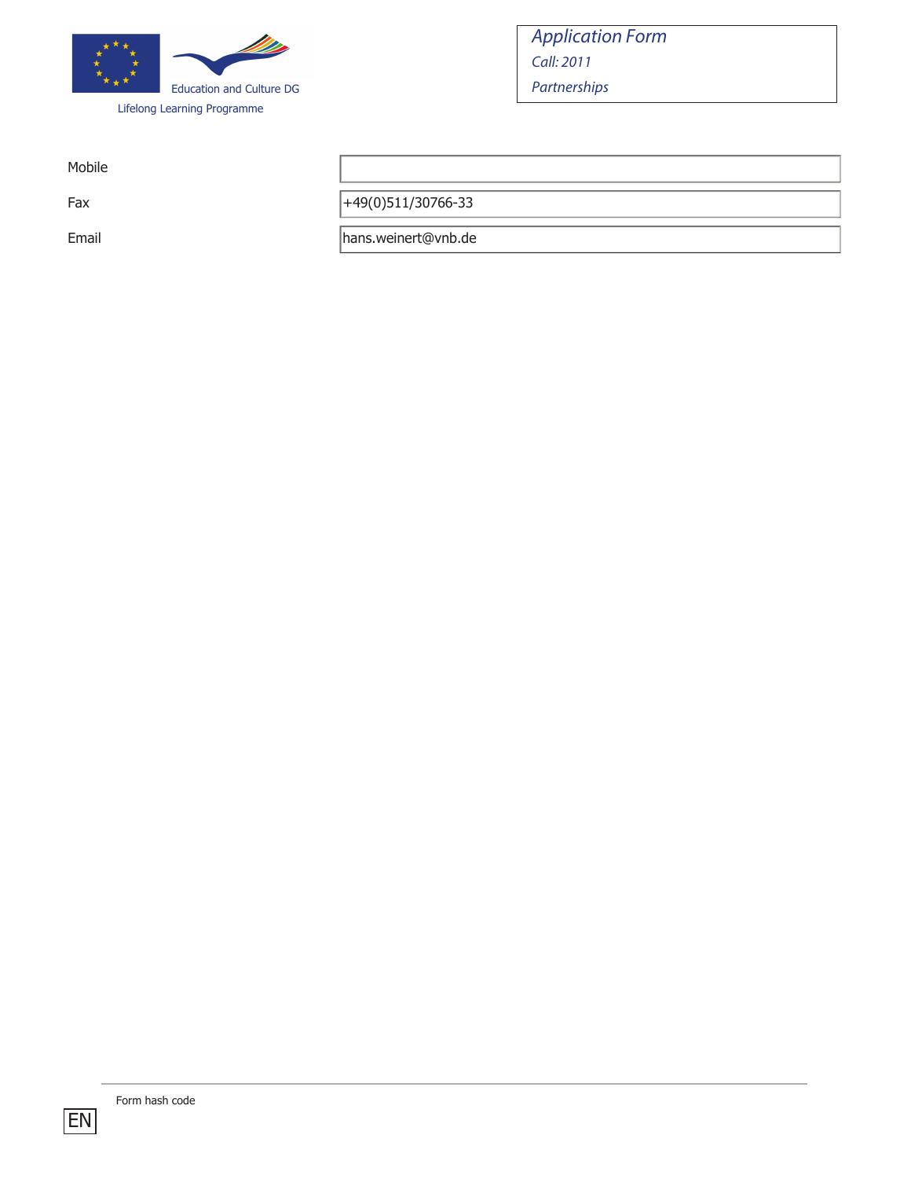| | |
|---|---|
| Mobile | |
| Fax | +49(0)511/30766-33 |
| Email | hans.weinert@vnb.de |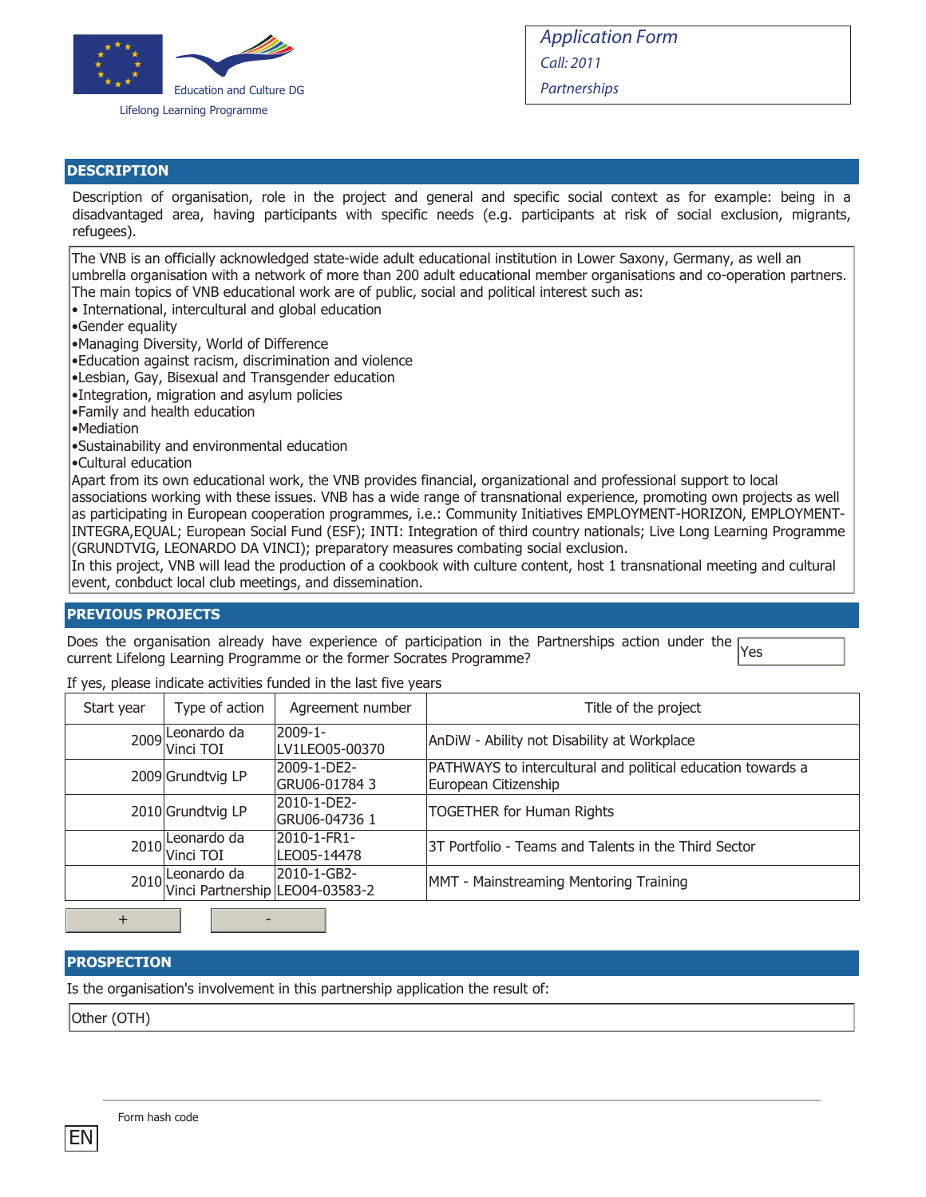Education and Culture DG

Lifelong Learning Programme

*Application Form*

*Call: 2011*

*Partnerships*

## DESCRIPTION

Description of organisation, role in the project and general and specific social context as for example: being in a disadvantaged area, having participants with specific needs (e.g. participants at risk of social exclusion, migrants, refugees).

The VNB is an officially acknowledged state-wide adult educational institution in Lower Saxony, Germany, as well an umbrella organisation with a network of more than 200 adult educational member organisations and co-operation partners. The main topics of VNB educational work are of public, social and political interest such as:

- International, intercultural and global education
- Gender equality
- Managing Diversity, World of Difference
- Education against racism, discrimination and violence
- Lesbian, Gay, Bisexual and Transgender education
- Integration, migration and asylum policies
- Family and health education
- Mediation
- Sustainability and environmental education
- Cultural education

Apart from its own educational work, the VNB provides financial, organizational and professional support to local associations working with these issues. VNB has a wide range of transnational experience, promoting own projects as well as participating in European cooperation programmes, i.e.: Community Initiatives EMPLOYMENT-HORIZON, EMPLOYMENT-INTEGRA,EQUAL; European Social Fund (ESF); INTI: Integration of third country nationals; Live Long Learning Programme (GRUNDTVIG, LEONARDO DA VINCI); preparatory measures combating social exclusion.

In this project, VNB will lead the production of a cookbook with culture content, host 1 transnational meeting and cultural event, conbduct local club meetings, and dissemination.

## PREVIOUS PROJECTS

Does the organisation already have experience of participation in the Partnerships action under the current Lifelong Learning Programme or the former Socrates Programme? Yes

If yes, please indicate activities funded in the last five years

| Start year | Type of action | Agreement number | Title of the project |
|---|---|---|---|
| 2009 | Leonardo da Vinci TOI | 2009-1-LV1LEO05-00370 | AnDiW - Ability not Disability at Workplace |
| 2009 | Grundtvig LP | 2009-1-DE2-GRU06-01784 3 | PATHWAYS to intercultural and political education towards a European Citizenship |
| 2010 | Grundtvig LP | 2010-1-DE2-GRU06-04736 1 | TOGETHER for Human Rights |
| 2010 | Leonardo da Vinci TOI | 2010-1-FR1-LEO05-14478 | 3T Portfolio - Teams and Talents in the Third Sector |
| 2010 | Leonardo da Vinci Partnership | 2010-1-GB2-LEO04-03583-2 | MMT - Mainstreaming Mentoring Training |

## PROSPECTION

Is the organisation's involvement in this partnership application the result of:

Other (OTH)

Form hash code

EN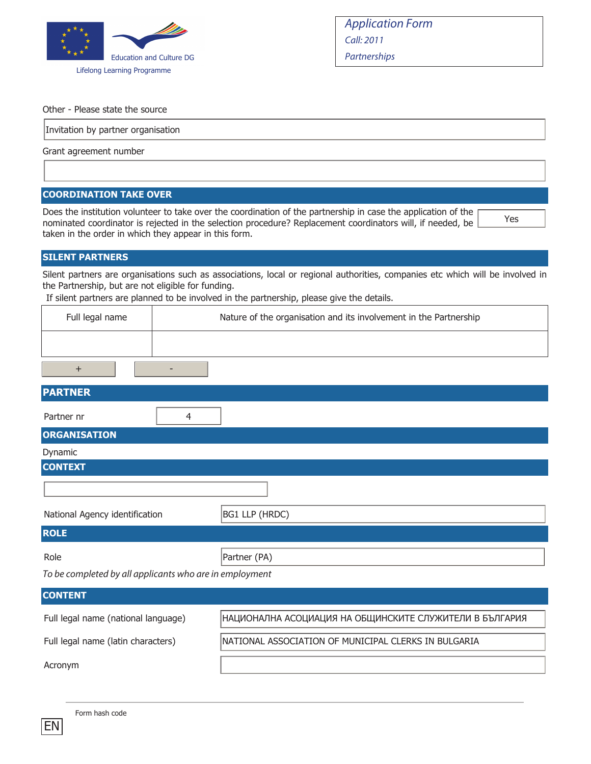Other - Please state the source

Invitation by partner organisation

Grant agreement number

## COORDINATION TAKE OVER

Does the institution volunteer to take over the coordination of the partnership in case the application of the nominated coordinator is rejected in the selection procedure? Replacement coordinators will, if needed, be taken in the order in which they appear in this form.

Yes

## SILENT PARTNERS

Silent partners are organisations such as associations, local or regional authorities, companies etc which will be involved in the Partnership, but are not eligible for funding.

If silent partners are planned to be involved in the partnership, please give the details.

| Full legal name | Nature of the organisation and its involvement in the Partnership |
|---|---|
| | |

+ -

## PARTNER

Partner nr: 4

## ORGANISATION

Dynamic

## CONTEXT

National Agency identification: BG1 LLP (HRDC)

## ROLE

Role: Partner (PA)

*To be completed by all applicants who are in employment*

## CONTENT

| | |
|---|---|
| Full legal name (national language) | НАЦИОНАЛНА АСОЦИАЦИЯ НА ОБЩИНСКИТЕ СЛУЖИТЕЛИ В БЪЛГАРИЯ |
| Full legal name (latin characters) | NATIONAL ASSOCIATION OF MUNICIPAL CLERKS IN BULGARIA |
| Acronym | |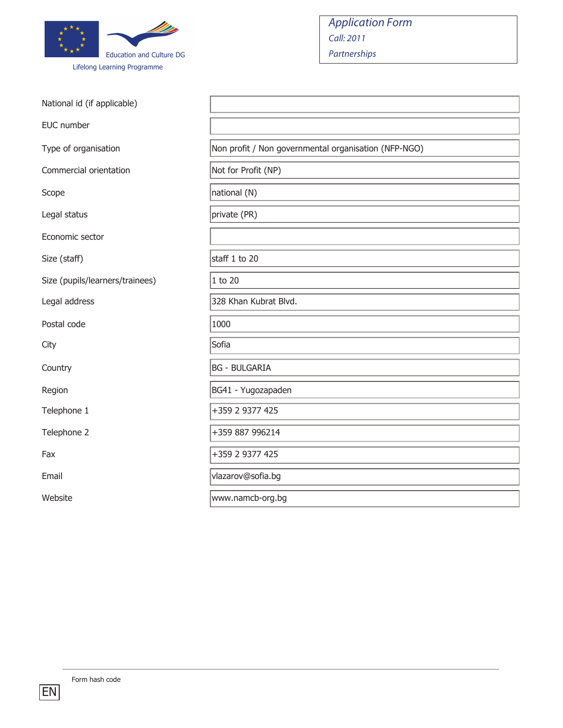| | |
|---|---|
| National id (if applicable) | |
| EUC number | |
| Type of organisation | Non profit / Non governmental organisation (NFP-NGO) |
| Commercial orientation | Not for Profit (NP) |
| Scope | national (N) |
| Legal status | private (PR) |
| Economic sector | |
| Size (staff) | staff 1 to 20 |
| Size (pupils/learners/trainees) | 1 to 20 |
| Legal address | 328 Khan Kubrat Blvd. |
| Postal code | 1000 |
| City | Sofia |
| Country | BG - BULGARIA |
| Region | BG41 - Yugozapaden |
| Telephone 1 | +359 2 9377 425 |
| Telephone 2 | +359 887 996214 |
| Fax | +359 2 9377 425 |
| Email | vlazarov@sofia.bg |
| Website | www.namcb-org.bg |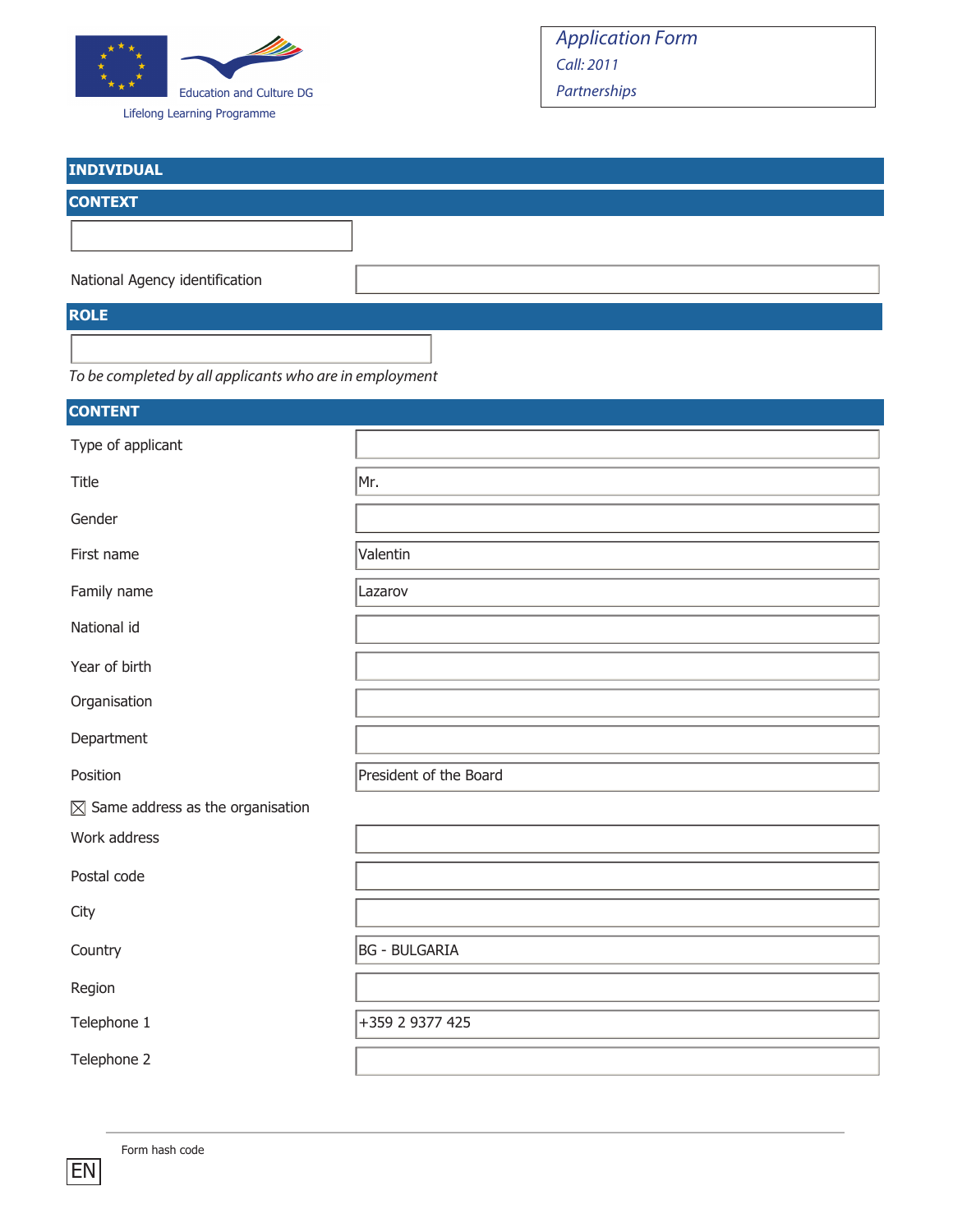Education and Culture DG

Lifelong Learning Programme

*Application Form*

*Call: 2011*

*Partnerships*

## INDIVIDUAL

## CONTEXT

| | |
|---|---|
| National Agency identification | |

## ROLE

*To be completed by all applicants who are in employment*

## CONTENT

| | |
|---|---|
| Type of applicant | |
| Title | Mr. |
| Gender | |
| First name | Valentin |
| Family name | Lazarov |
| National id | |
| Year of birth | |
| Organisation | |
| Department | |
| Position | President of the Board |

☒ Same address as the organisation

| | |
|---|---|
| Work address | |
| Postal code | |
| City | |
| Country | BG - BULGARIA |
| Region | |
| Telephone 1 | +359 2 9377 425 |
| Telephone 2 | |

Form hash code

EN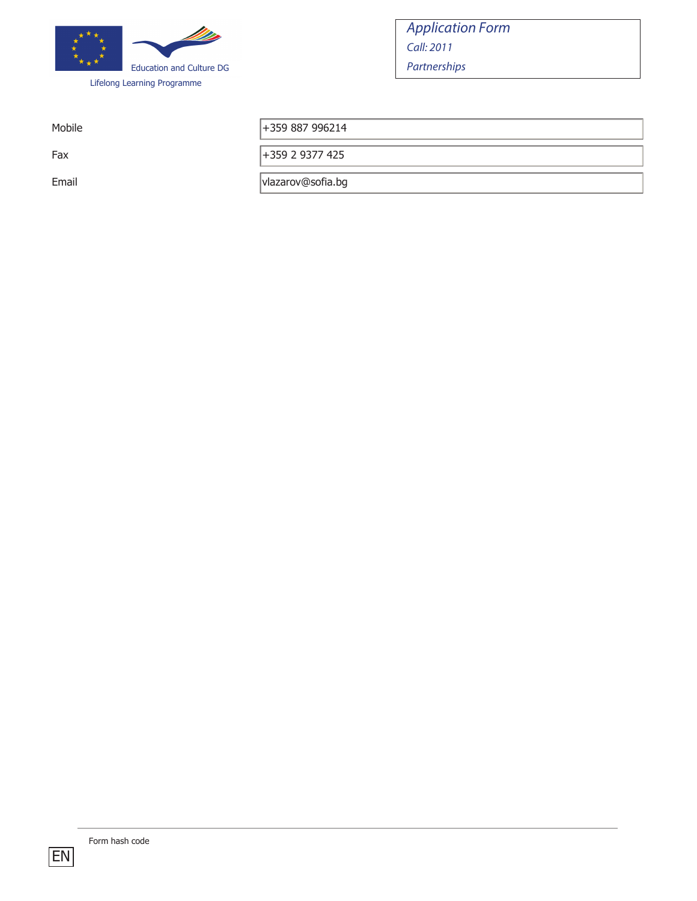| | |
|---|---|
| Mobile | +359 887 996214 |
| Fax | +359 2 9377 425 |
| Email | vlazarov@sofia.bg |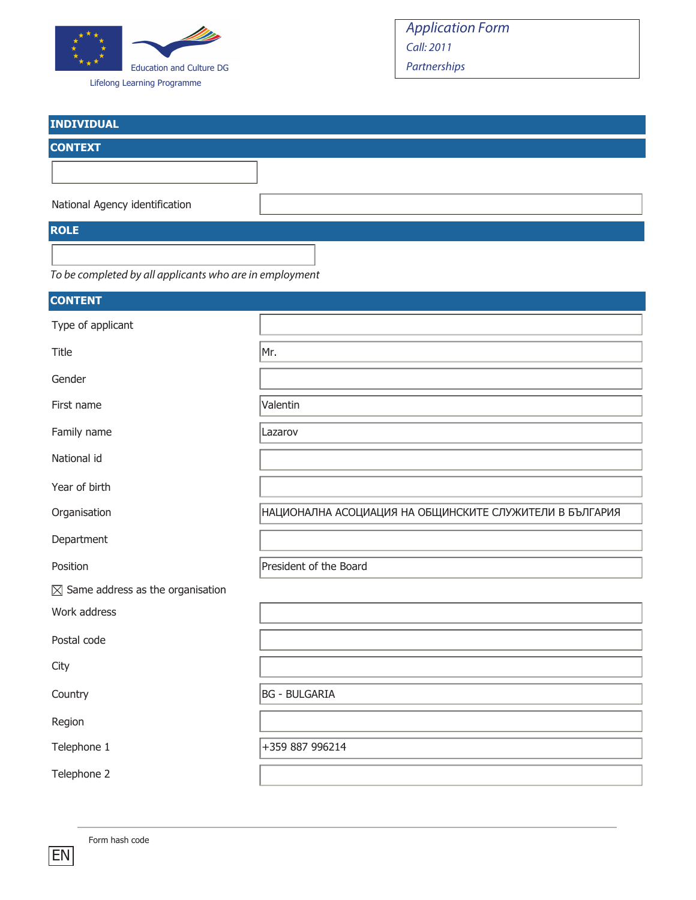Education and Culture DG

Lifelong Learning Programme

*Application Form*

*Call: 2011*

*Partnerships*

## INDIVIDUAL

## CONTEXT

| National Agency identification | |
|---|---|

## ROLE

*To be completed by all applicants who are in employment*

## CONTENT

| Field | Value |
|---|---|
| Type of applicant | |
| Title | Mr. |
| Gender | |
| First name | Valentin |
| Family name | Lazarov |
| National id | |
| Year of birth | |
| Organisation | НАЦИОНАЛНА АСОЦИАЦИЯ НА ОБЩИНСКИТЕ СЛУЖИТЕЛИ В БЪЛГАРИЯ |
| Department | |
| Position | President of the Board |

☒ Same address as the organisation

| Field | Value |
|---|---|
| Work address | |
| Postal code | |
| City | |
| Country | BG - BULGARIA |
| Region | |
| Telephone 1 | +359 887 996214 |
| Telephone 2 | |

Form hash code

EN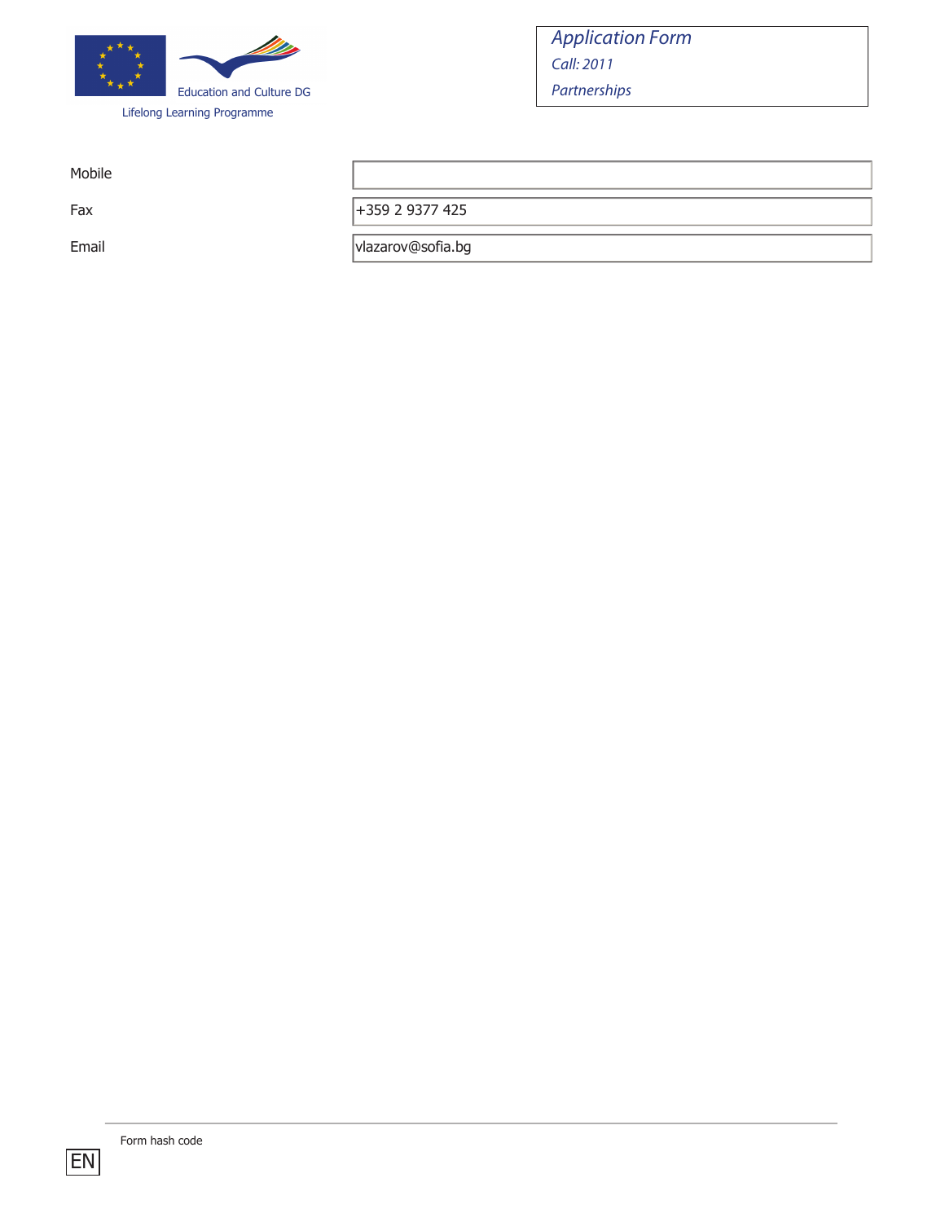| | |
|---|---|
| Mobile | |
| Fax | +359 2 9377 425 |
| Email | vlazarov@sofia.bg |

Form hash code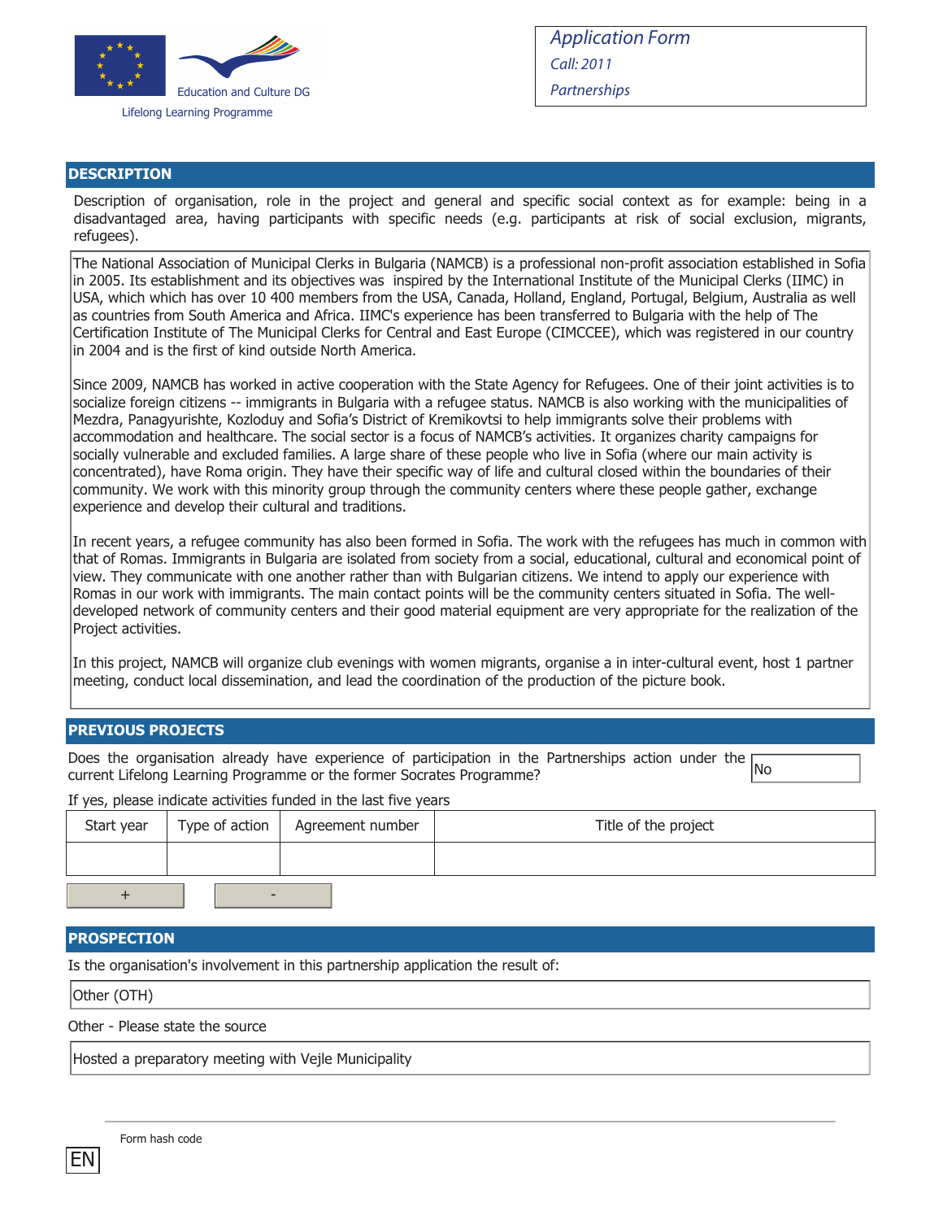Education and Culture DG

Lifelong Learning Programme

*Application Form*
*Call: 2011*
*Partnerships*

## DESCRIPTION

Description of organisation, role in the project and general and specific social context as for example: being in a disadvantaged area, having participants with specific needs (e.g. participants at risk of social exclusion, migrants, refugees).

The National Association of Municipal Clerks in Bulgaria (NAMCB) is a professional non-profit association established in Sofia in 2005. Its establishment and its objectives was inspired by the International Institute of the Municipal Clerks (IIMC) in USA, which which has over 10 400 members from the USA, Canada, Holland, England, Portugal, Belgium, Australia as well as countries from South America and Africa. IIMC's experience has been transferred to Bulgaria with the help of The Certification Institute of The Municipal Clerks for Central and East Europe (CIMCCEE), which was registered in our country in 2004 and is the first of kind outside North America.

Since 2009, NAMCB has worked in active cooperation with the State Agency for Refugees. One of their joint activities is to socialize foreign citizens -- immigrants in Bulgaria with a refugee status. NAMCB is also working with the municipalities of Mezdra, Panagyurishte, Kozloduy and Sofia's District of Kremikovtsi to help immigrants solve their problems with accommodation and healthcare. The social sector is a focus of NAMCB's activities. It organizes charity campaigns for socially vulnerable and excluded families. A large share of these people who live in Sofia (where our main activity is concentrated), have Roma origin. They have their specific way of life and cultural closed within the boundaries of their community. We work with this minority group through the community centers where these people gather, exchange experience and develop their cultural and traditions.

In recent years, a refugee community has also been formed in Sofia. The work with the refugees has much in common with that of Romas. Immigrants in Bulgaria are isolated from society from a social, educational, cultural and economical point of view. They communicate with one another rather than with Bulgarian citizens. We intend to apply our experience with Romas in our work with immigrants. The main contact points will be the community centers situated in Sofia. The well-developed network of community centers and their good material equipment are very appropriate for the realization of the Project activities.

In this project, NAMCB will organize club evenings with women migrants, organise a in inter-cultural event, host 1 partner meeting, conduct local dissemination, and lead the coordination of the production of the picture book.

## PREVIOUS PROJECTS

Does the organisation already have experience of participation in the Partnerships action under the current Lifelong Learning Programme or the former Socrates Programme? No

If yes, please indicate activities funded in the last five years

| Start year | Type of action | Agreement number | Title of the project |
|---|---|---|---|
| | | | |

## PROSPECTION

Is the organisation's involvement in this partnership application the result of:

Other (OTH)

Other - Please state the source

Hosted a preparatory meeting with Vejle Municipality

Form hash code

EN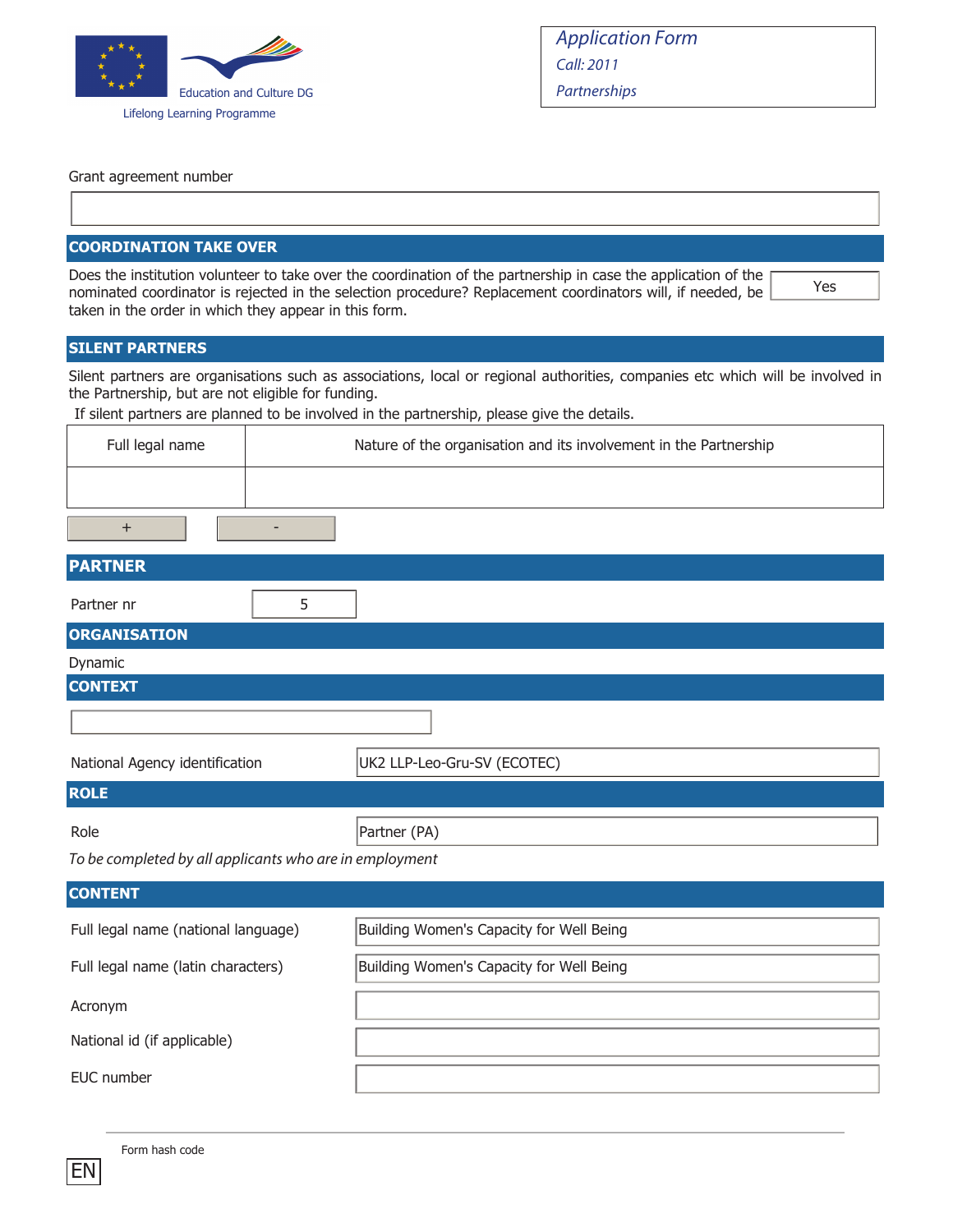Education and Culture DG

Lifelong Learning Programme

*Application Form*

*Call: 2011*

*Partnerships*

Grant agreement number

|  |
|---|
|  |

## COORDINATION TAKE OVER

Does the institution volunteer to take over the coordination of the partnership in case the application of the nominated coordinator is rejected in the selection procedure? Replacement coordinators will, if needed, be taken in the order in which they appear in this form.

Yes

## SILENT PARTNERS

Silent partners are organisations such as associations, local or regional authorities, companies etc which will be involved in the Partnership, but are not eligible for funding.

If silent partners are planned to be involved in the partnership, please give the details.

| Full legal name | Nature of the organisation and its involvement in the Partnership |
|---|---|
|  |  |

\+ -

## PARTNER

Partner nr: 5

## ORGANISATION

Dynamic

## CONTEXT

| | |
|---|---|
| National Agency identification | UK2 LLP-Leo-Gru-SV (ECOTEC) |

## ROLE

| | |
|---|---|
| Role | Partner (PA) |

*To be completed by all applicants who are in employment*

## CONTENT

| | |
|---|---|
| Full legal name (national language) | Building Women's Capacity for Well Being |
| Full legal name (latin characters) | Building Women's Capacity for Well Being |
| Acronym | |
| National id (if applicable) | |
| EUC number | |

Form hash code

EN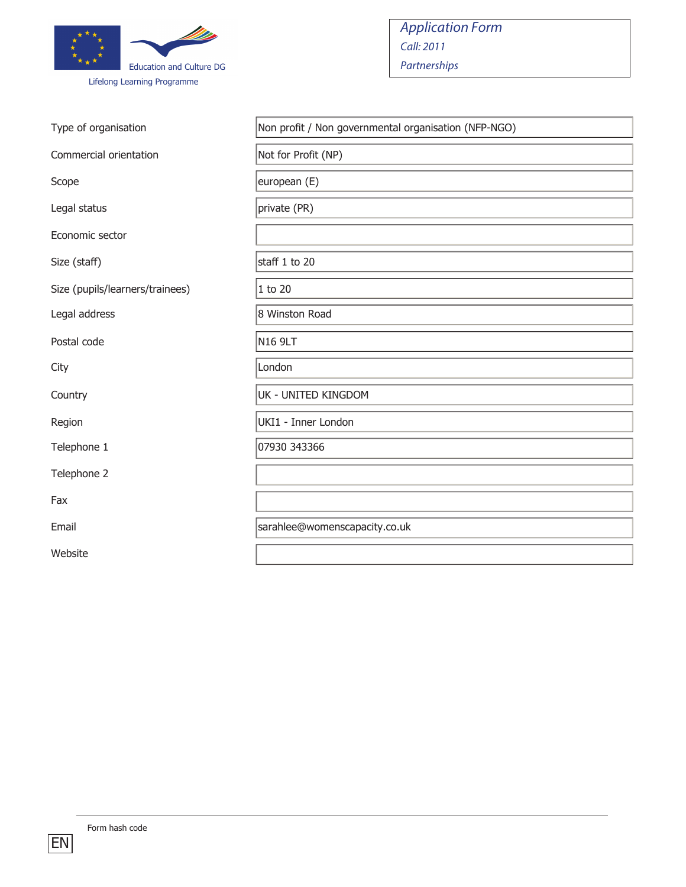Education and Culture DG

Lifelong Learning Programme

*Application Form*

*Call: 2011*

*Partnerships*

| | |
|---|---|
| Type of organisation | Non profit / Non governmental organisation (NFP-NGO) |
| Commercial orientation | Not for Profit (NP) |
| Scope | european (E) |
| Legal status | private (PR) |
| Economic sector | |
| Size (staff) | staff 1 to 20 |
| Size (pupils/learners/trainees) | 1 to 20 |
| Legal address | 8 Winston Road |
| Postal code | N16 9LT |
| City | London |
| Country | UK - UNITED KINGDOM |
| Region | UKI1 - Inner London |
| Telephone 1 | 07930 343366 |
| Telephone 2 | |
| Fax | |
| Email | sarahlee@womenscapacity.co.uk |
| Website | |

Form hash code

EN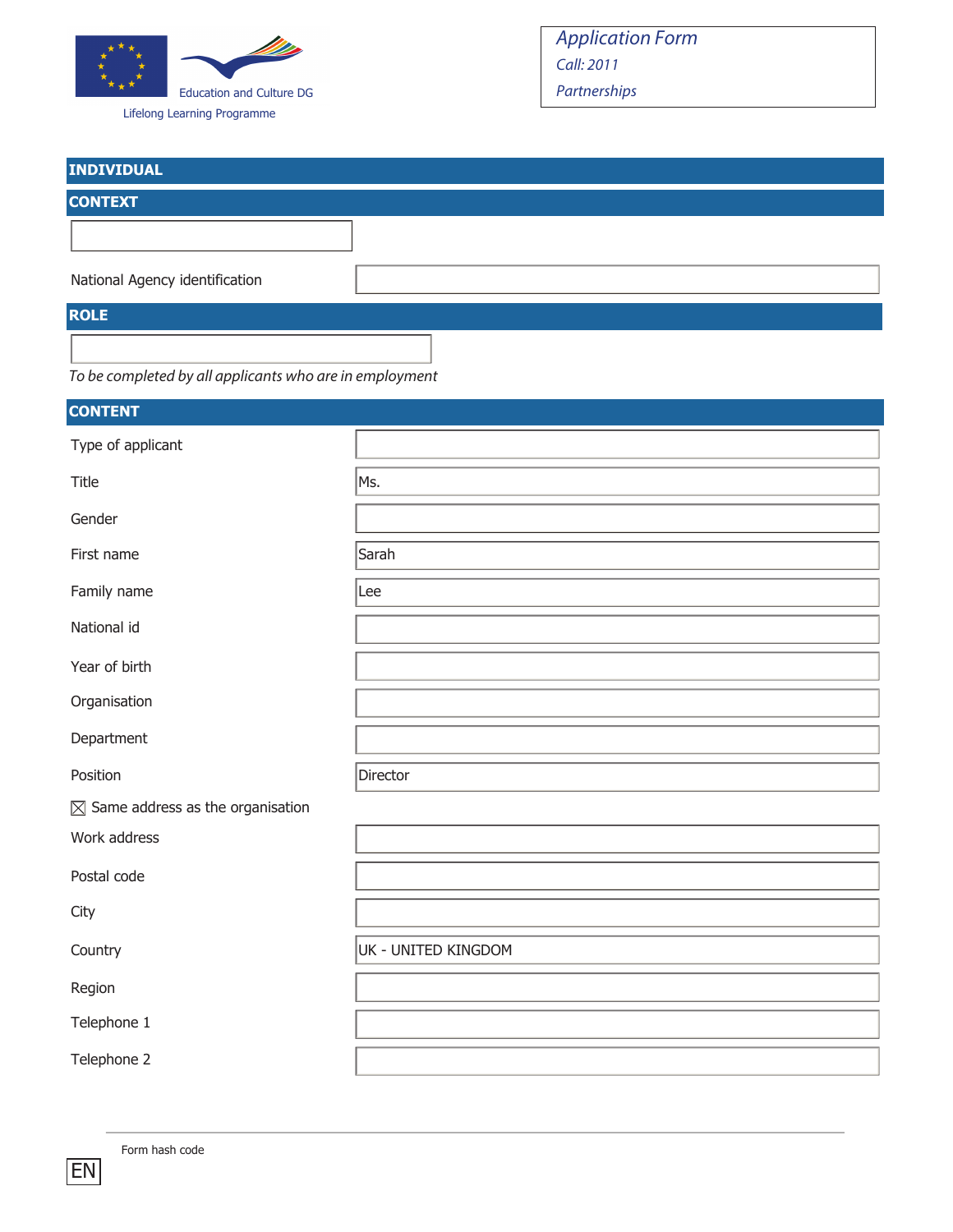Education and Culture DG

Lifelong Learning Programme

*Application Form*

*Call: 2011*

*Partnerships*

## INDIVIDUAL

## CONTEXT

| | |
|---|---|
| National Agency identification | |

## ROLE

*To be completed by all applicants who are in employment*

## CONTENT

| | |
|---|---|
| Type of applicant | |
| Title | Ms. |
| Gender | |
| First name | Sarah |
| Family name | Lee |
| National id | |
| Year of birth | |
| Organisation | |
| Department | |
| Position | Director |

☒ Same address as the organisation

| | |
|---|---|
| Work address | |
| Postal code | |
| City | |
| Country | UK - UNITED KINGDOM |
| Region | |
| Telephone 1 | |
| Telephone 2 | |

Form hash code

EN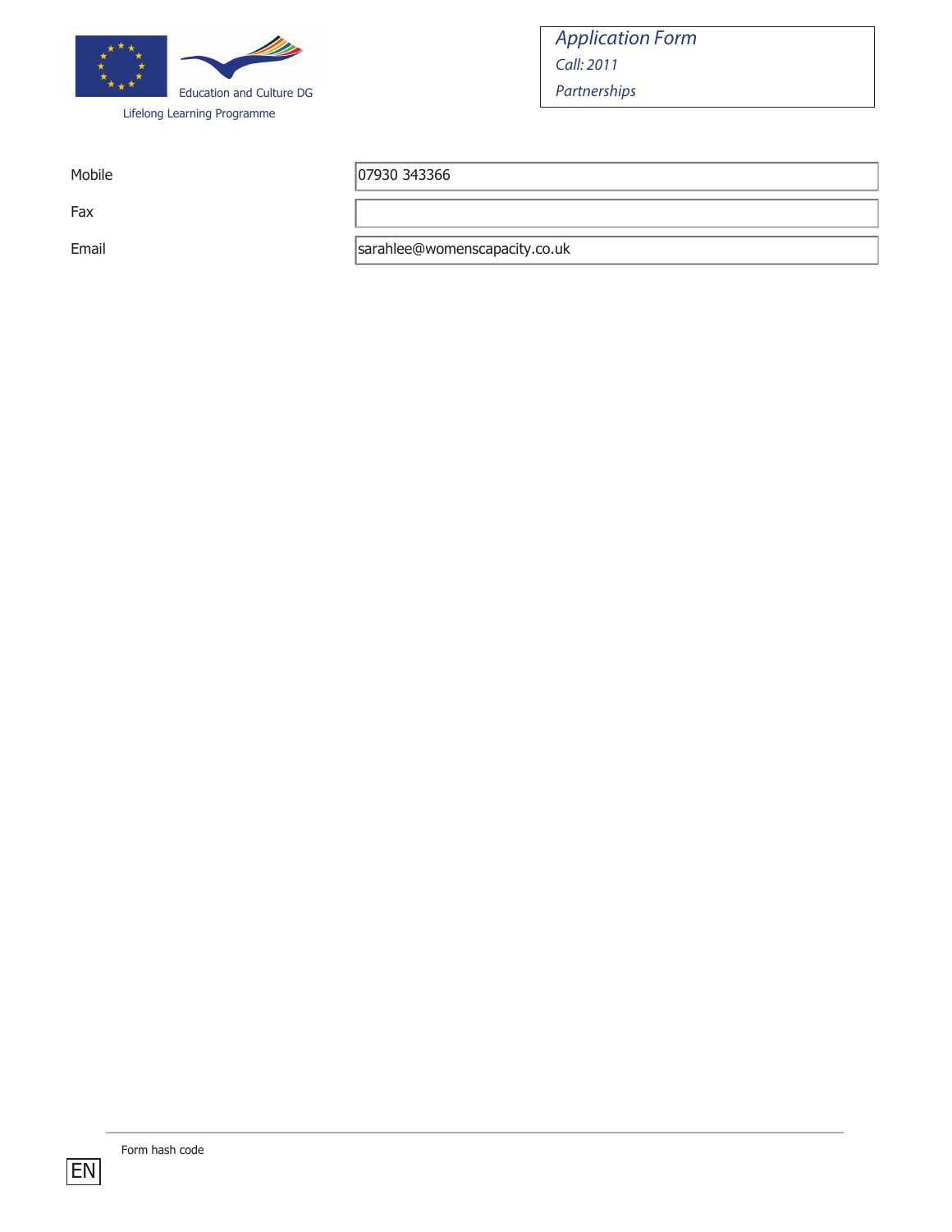| | |
|---|---|
| Mobile | 07930 343366 |
| Fax | |
| Email | sarahlee@womenscapacity.co.uk |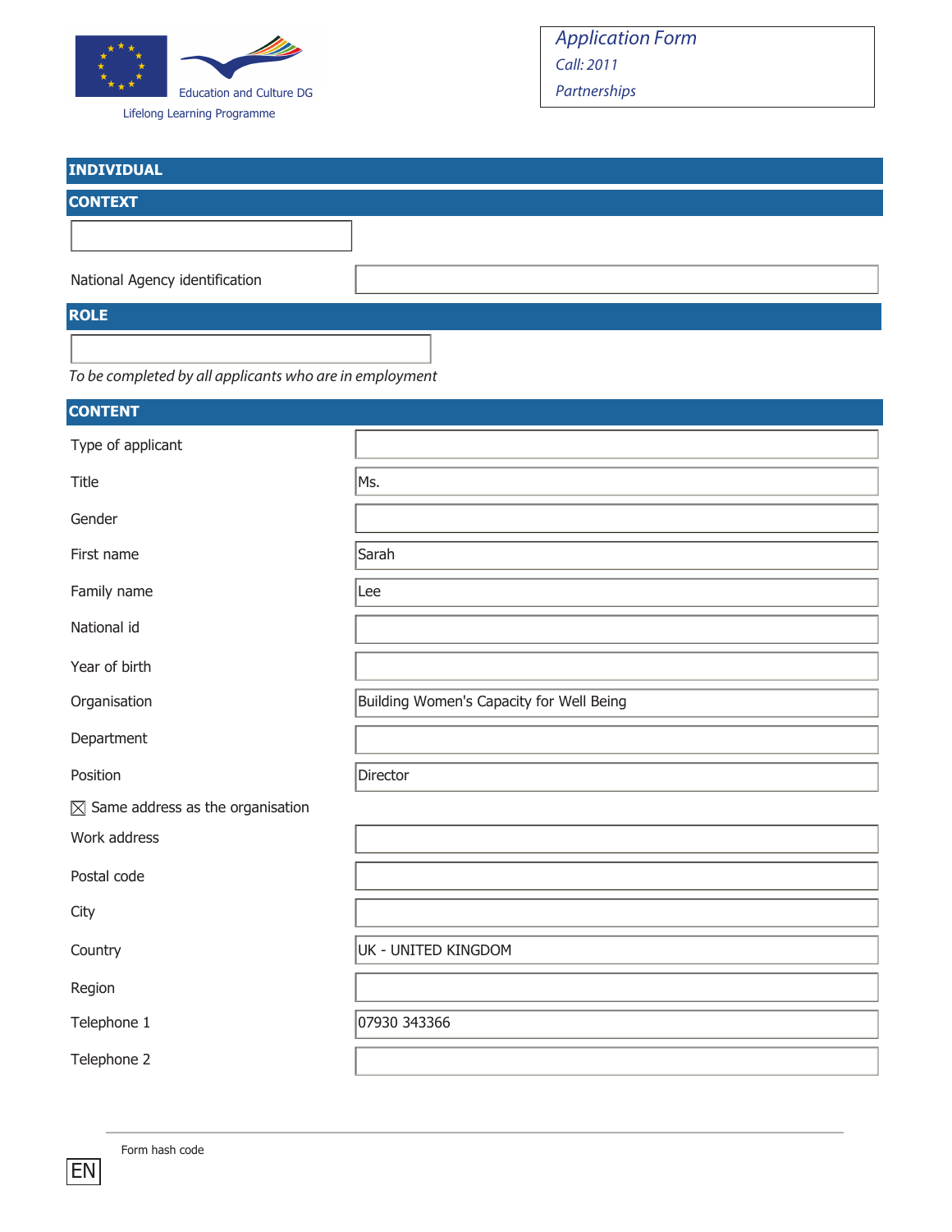Education and Culture DG

Lifelong Learning Programme

*Application Form*
*Call: 2011*
*Partnerships*

## INDIVIDUAL

## CONTEXT

| | |
|---|---|
| National Agency identification | |

## ROLE

*To be completed by all applicants who are in employment*

## CONTENT

| | |
|---|---|
| Type of applicant | |
| Title | Ms. |
| Gender | |
| First name | Sarah |
| Family name | Lee |
| National id | |
| Year of birth | |
| Organisation | Building Women's Capacity for Well Being |
| Department | |
| Position | Director |

☒ Same address as the organisation

| | |
|---|---|
| Work address | |
| Postal code | |
| City | |
| Country | UK - UNITED KINGDOM |
| Region | |
| Telephone 1 | 07930 343366 |
| Telephone 2 | |

Form hash code

EN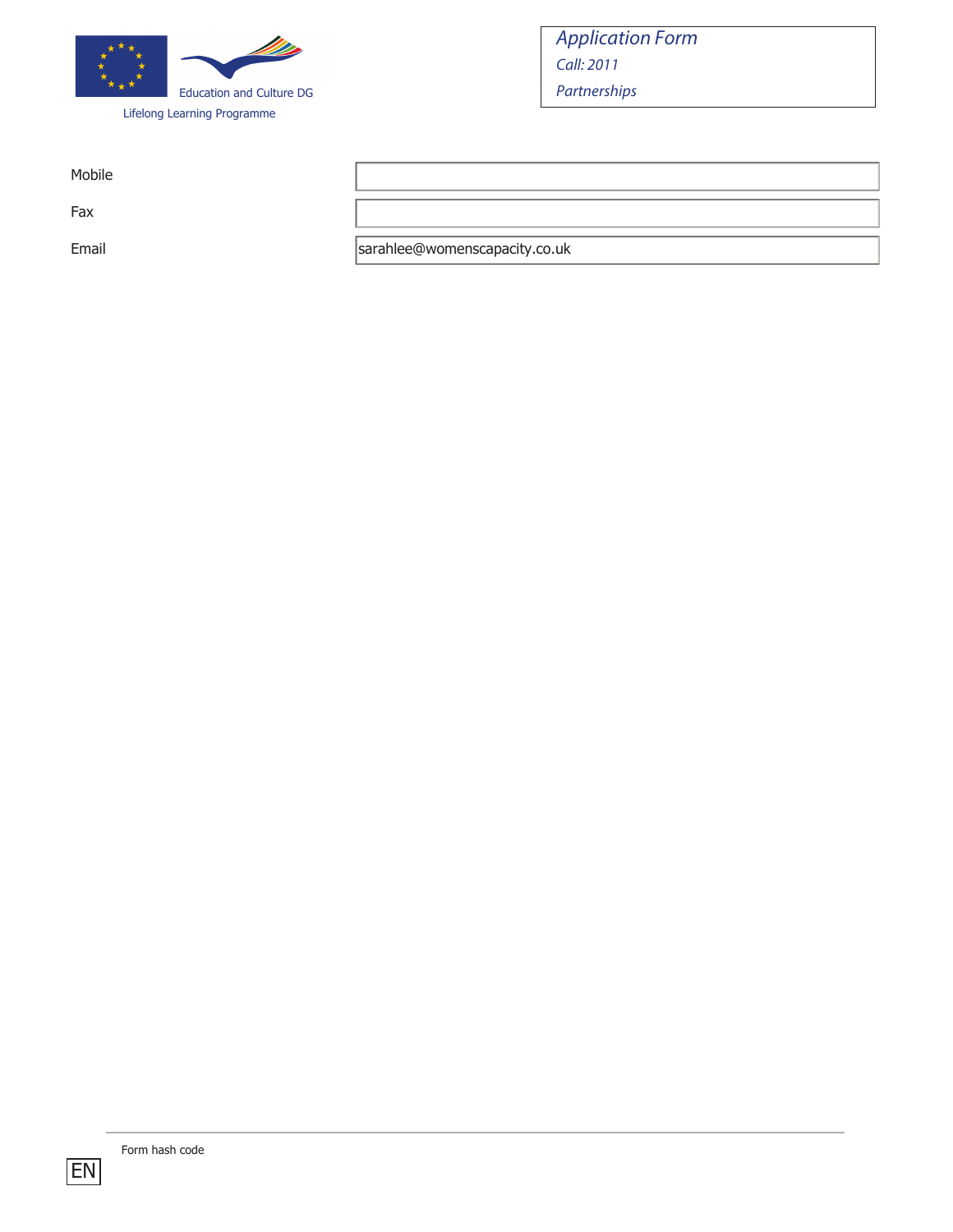| | |
|---|---|
| Mobile | |
| Fax | |
| Email | sarahlee@womenscapacity.co.uk |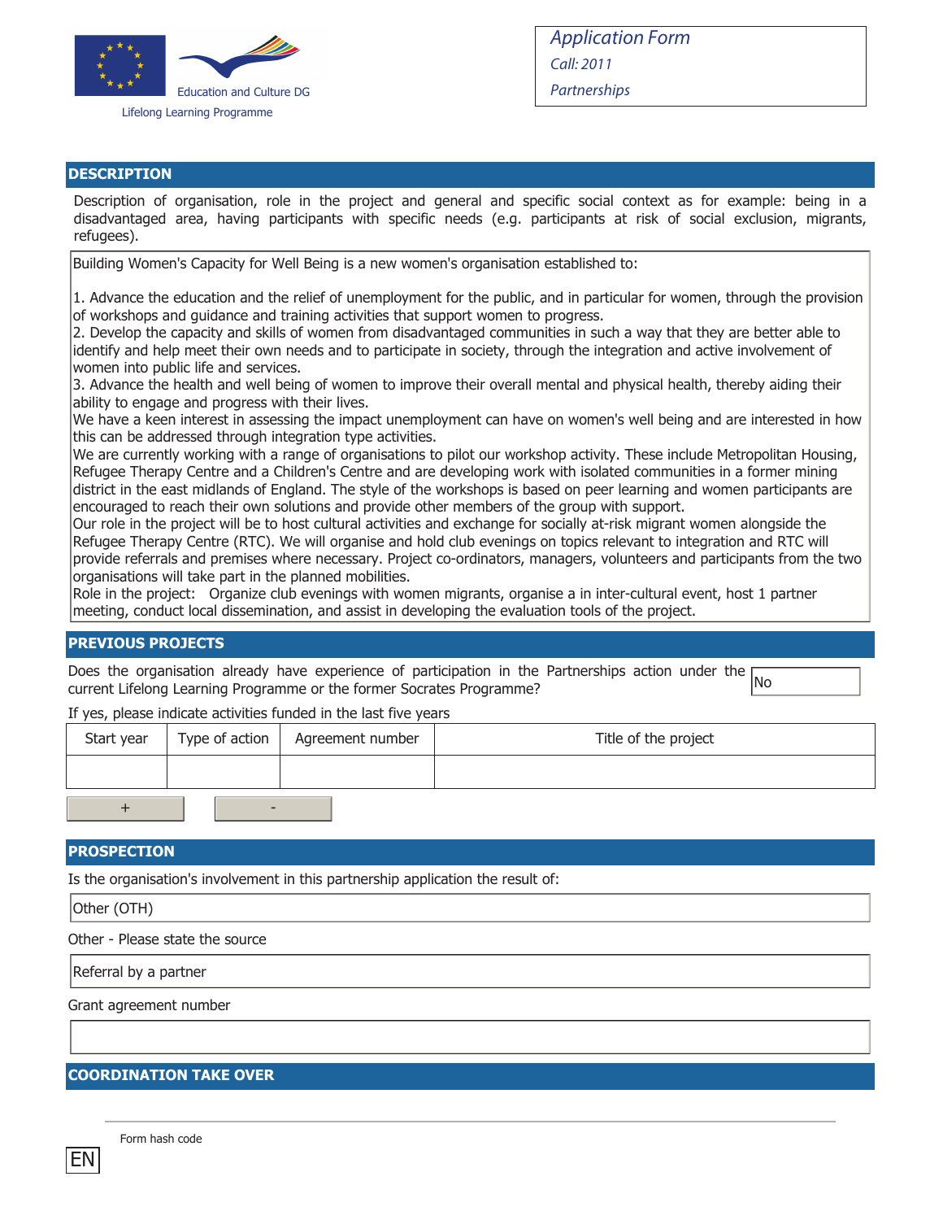Education and Culture DG

Lifelong Learning Programme

*Application Form*

*Call: 2011*

*Partnerships*

## DESCRIPTION

Description of organisation, role in the project and general and specific social context as for example: being in a disadvantaged area, having participants with specific needs (e.g. participants at risk of social exclusion, migrants, refugees).

Building Women's Capacity for Well Being is a new women's organisation established to:

1. Advance the education and the relief of unemployment for the public, and in particular for women, through the provision of workshops and guidance and training activities that support women to progress.
2. Develop the capacity and skills of women from disadvantaged communities in such a way that they are better able to identify and help meet their own needs and to participate in society, through the integration and active involvement of women into public life and services.
3. Advance the health and well being of women to improve their overall mental and physical health, thereby aiding their ability to engage and progress with their lives.

We have a keen interest in assessing the impact unemployment can have on women's well being and are interested in how this can be addressed through integration type activities.

We are currently working with a range of organisations to pilot our workshop activity. These include Metropolitan Housing, Refugee Therapy Centre and a Children's Centre and are developing work with isolated communities in a former mining district in the east midlands of England. The style of the workshops is based on peer learning and women participants are encouraged to reach their own solutions and provide other members of the group with support.

Our role in the project will be to host cultural activities and exchange for socially at-risk migrant women alongside the Refugee Therapy Centre (RTC). We will organise and hold club evenings on topics relevant to integration and RTC will provide referrals and premises where necessary. Project co-ordinators, managers, volunteers and participants from the two organisations will take part in the planned mobilities.

Role in the project: Organize club evenings with women migrants, organise a in inter-cultural event, host 1 partner meeting, conduct local dissemination, and assist in developing the evaluation tools of the project.

## PREVIOUS PROJECTS

Does the organisation already have experience of participation in the Partnerships action under the current Lifelong Learning Programme or the former Socrates Programme? No

If yes, please indicate activities funded in the last five years

| Start year | Type of action | Agreement number | Title of the project |
|---|---|---|---|
| | | | |

## PROSPECTION

Is the organisation's involvement in this partnership application the result of:

Other (OTH)

Other - Please state the source

Referral by a partner

Grant agreement number

## COORDINATION TAKE OVER

Form hash code

EN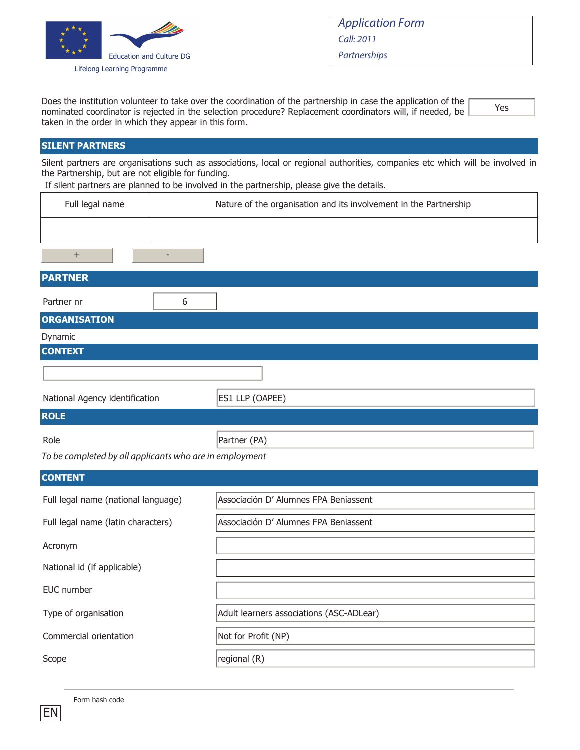Education and Culture DG

Lifelong Learning Programme

*Application Form*

*Call: 2011*

*Partnerships*

Does the institution volunteer to take over the coordination of the partnership in case the application of the nominated coordinator is rejected in the selection procedure? Replacement coordinators will, if needed, be taken in the order in which they appear in this form. | Yes

## SILENT PARTNERS

Silent partners are organisations such as associations, local or regional authorities, companies etc which will be involved in the Partnership, but are not eligible for funding.

If silent partners are planned to be involved in the partnership, please give the details.

| Full legal name | Nature of the organisation and its involvement in the Partnership |
|---|---|
| | |

+ -

## PARTNER

| | |
|---|---|
| Partner nr | 6 |

## ORGANISATION

Dynamic

## CONTEXT

| | |
|---|---|
| National Agency identification | ES1 LLP (OAPEE) |

## ROLE

| | |
|---|---|
| Role | Partner (PA) |

*To be completed by all applicants who are in employment*

## CONTENT

| | |
|---|---|
| Full legal name (national language) | Associación D' Alumnes FPA Beniassent |
| Full legal name (latin characters) | Associación D' Alumnes FPA Beniassent |
| Acronym | |
| National id (if applicable) | |
| EUC number | |
| Type of organisation | Adult learners associations (ASC-ADLear) |
| Commercial orientation | Not for Profit (NP) |
| Scope | regional (R) |

Form hash code

EN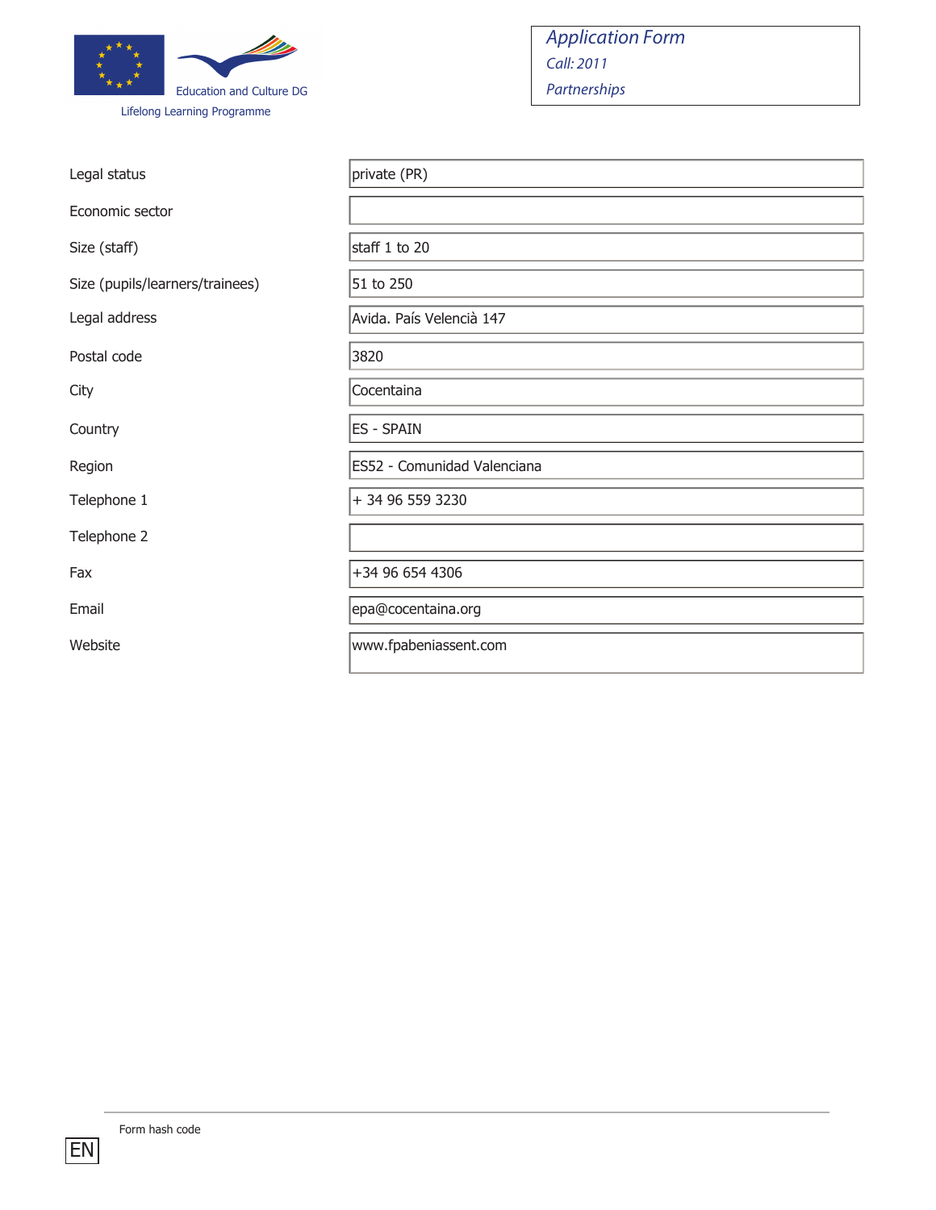| | |
|---|---|
| Legal status | private (PR) |
| Economic sector | |
| Size (staff) | staff 1 to 20 |
| Size (pupils/learners/trainees) | 51 to 250 |
| Legal address | Avida. País Valencià 147 |
| Postal code | 3820 |
| City | Cocentaina |
| Country | ES - SPAIN |
| Region | ES52 - Comunidad Valenciana |
| Telephone 1 | + 34 96 559 3230 |
| Telephone 2 | |
| Fax | +34 96 654 4306 |
| Email | epa@cocentaina.org |
| Website | www.fpabeniassent.com |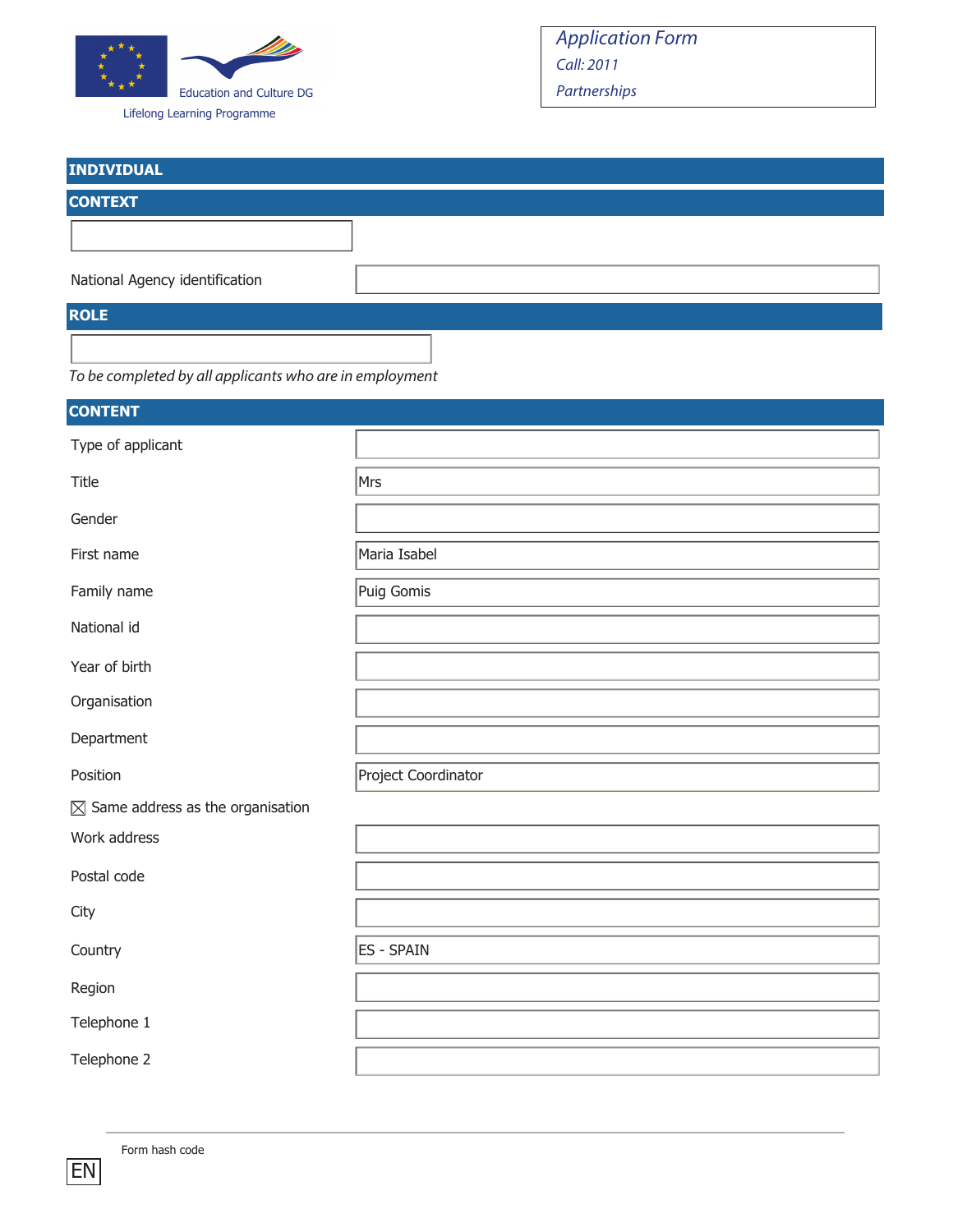Education and Culture DG

Lifelong Learning Programme

*Application Form*
*Call: 2011*
*Partnerships*

## INDIVIDUAL

## CONTEXT

| | |
|---|---|
| National Agency identification | |

## ROLE

*To be completed by all applicants who are in employment*

## CONTENT

| | |
|---|---|
| Type of applicant | |
| Title | Mrs |
| Gender | |
| First name | Maria Isabel |
| Family name | Puig Gomis |
| National id | |
| Year of birth | |
| Organisation | |
| Department | |
| Position | Project Coordinator |

☒ Same address as the organisation

| | |
|---|---|
| Work address | |
| Postal code | |
| City | |
| Country | ES - SPAIN |
| Region | |
| Telephone 1 | |
| Telephone 2 | |

Form hash code

EN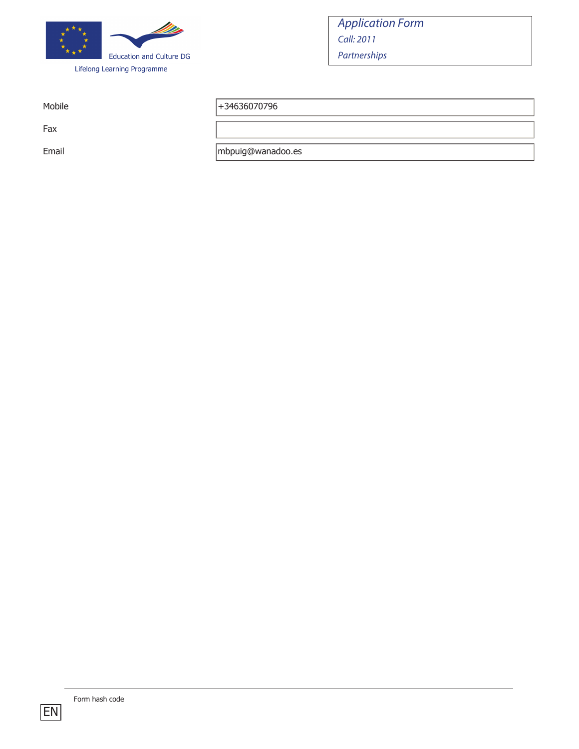| | |
|---|---|
| Mobile | +34636070796 |
| Fax | |
| Email | mbpuig@wanadoo.es |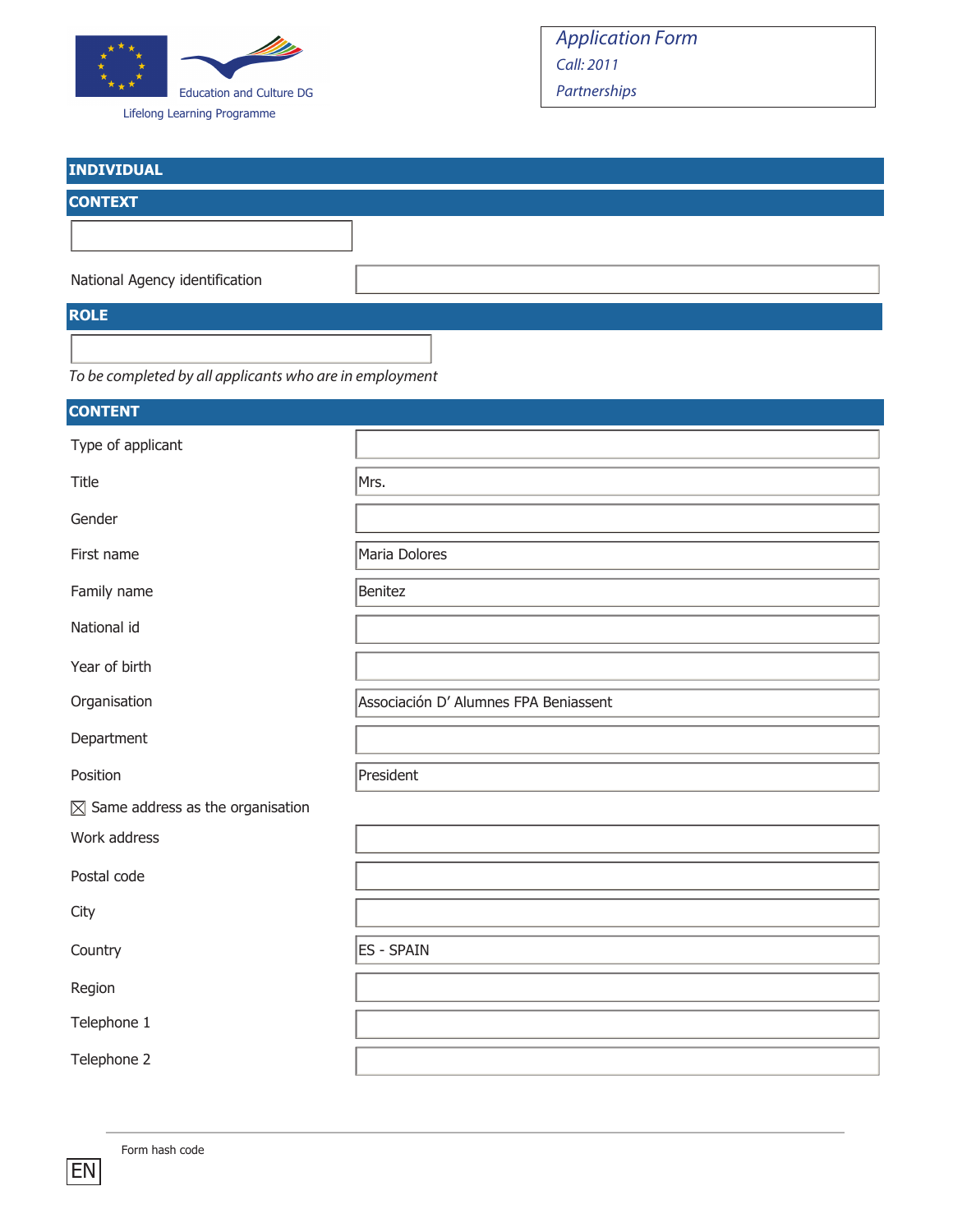Education and Culture DG

Lifelong Learning Programme

*Application Form*
*Call: 2011*
*Partnerships*

## INDIVIDUAL

## CONTEXT

| | |
|---|---|
| National Agency identification | |

## ROLE

*To be completed by all applicants who are in employment*

## CONTENT

| | |
|---|---|
| Type of applicant | |
| Title | Mrs. |
| Gender | |
| First name | Maria Dolores |
| Family name | Benitez |
| National id | |
| Year of birth | |
| Organisation | Associación D' Alumnes FPA Beniassent |
| Department | |
| Position | President |

☒ Same address as the organisation

| | |
|---|---|
| Work address | |
| Postal code | |
| City | |
| Country | ES - SPAIN |
| Region | |
| Telephone 1 | |
| Telephone 2 | |

Form hash code

EN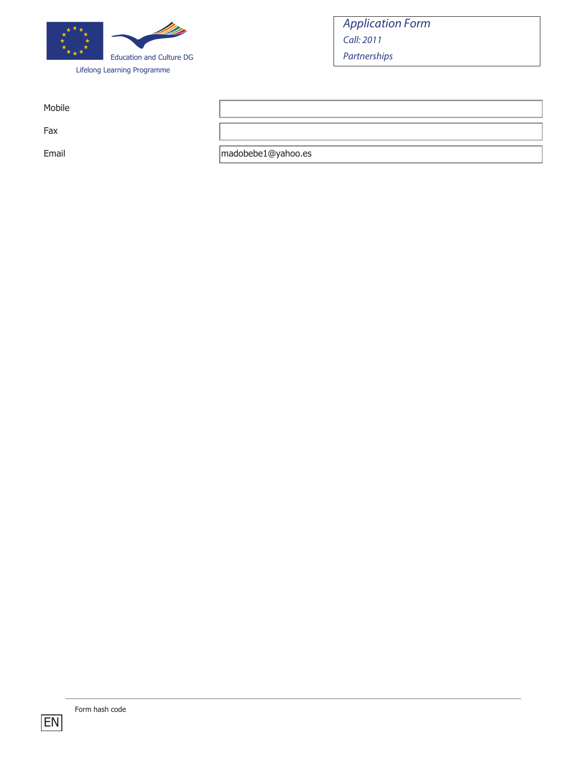| | |
|---|---|
| Mobile | |
| Fax | |
| Email | madobebe1@yahoo.es |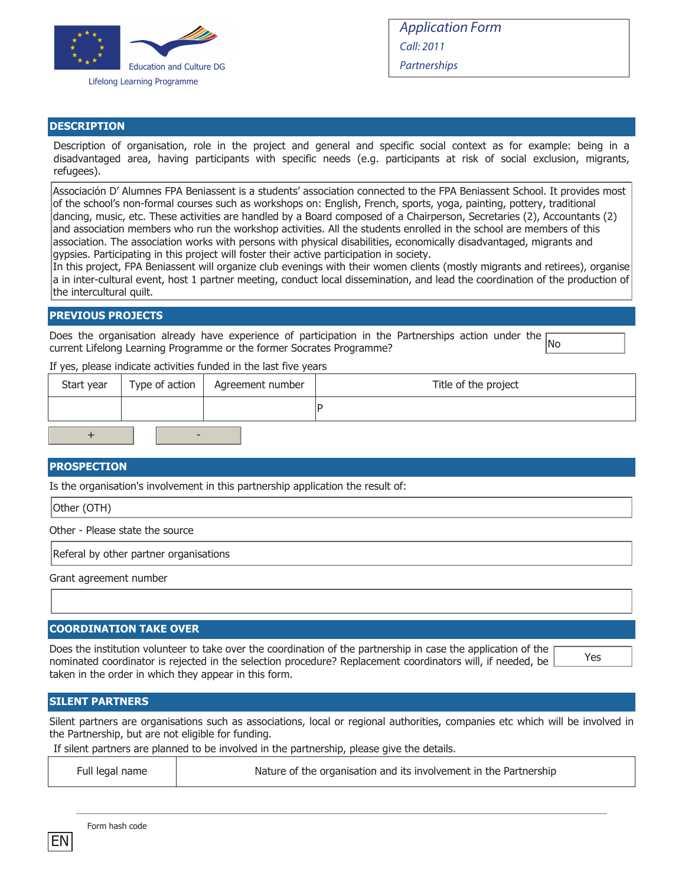Education and Culture DG

Lifelong Learning Programme

*Application Form*
*Call: 2011*
*Partnerships*

## DESCRIPTION

Description of organisation, role in the project and general and specific social context as for example: being in a disadvantaged area, having participants with specific needs (e.g. participants at risk of social exclusion, migrants, refugees).

Associación D' Alumnes FPA Beniassent is a students' association connected to the FPA Beniassent School. It provides most of the school's non-formal courses such as workshops on: English, French, sports, yoga, painting, pottery, traditional dancing, music, etc. These activities are handled by a Board composed of a Chairperson, Secretaries (2), Accountants (2) and association members who run the workshop activities. All the students enrolled in the school are members of this association. The association works with persons with physical disabilities, economically disadvantaged, migrants and gypsies. Participating in this project will foster their active participation in society.
In this project, FPA Beniassent will organize club evenings with their women clients (mostly migrants and retirees), organise a in inter-cultural event, host 1 partner meeting, conduct local dissemination, and lead the coordination of the production of the intercultural quilt.

## PREVIOUS PROJECTS

Does the organisation already have experience of participation in the Partnerships action under the current Lifelong Learning Programme or the former Socrates Programme? No

If yes, please indicate activities funded in the last five years

| Start year | Type of action | Agreement number | Title of the project |
|---|---|---|---|
| | | | P |

+ -

## PROSPECTION

Is the organisation's involvement in this partnership application the result of:

Other (OTH)

Other - Please state the source

Referal by other partner organisations

Grant agreement number

## COORDINATION TAKE OVER

Does the institution volunteer to take over the coordination of the partnership in case the application of the nominated coordinator is rejected in the selection procedure? Replacement coordinators will, if needed, be taken in the order in which they appear in this form. Yes

## SILENT PARTNERS

Silent partners are organisations such as associations, local or regional authorities, companies etc which will be involved in the Partnership, but are not eligible for funding.

If silent partners are planned to be involved in the partnership, please give the details.

| Full legal name | Nature of the organisation and its involvement in the Partnership |
|---|---|

Form hash code

EN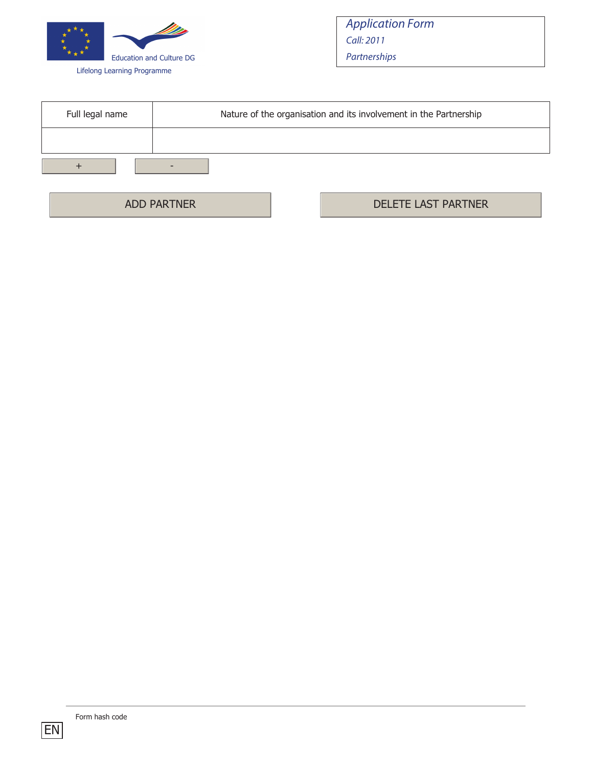| Full legal name | Nature of the organisation and its involvement in the Partnership |
| --- | --- |
| | |

+ -

ADD PARTNER DELETE LAST PARTNER

Form hash code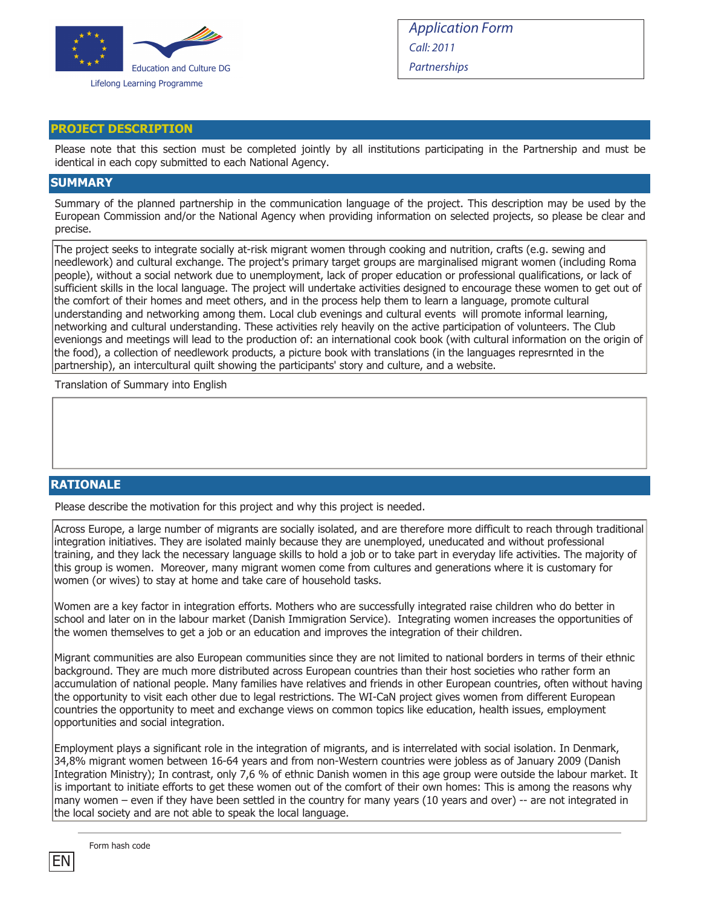Education and Culture DG

Lifelong Learning Programme

*Application Form*

*Call: 2011*

*Partnerships*

## PROJECT DESCRIPTION

Please note that this section must be completed jointly by all institutions participating in the Partnership and must be identical in each copy submitted to each National Agency.

## SUMMARY

Summary of the planned partnership in the communication language of the project. This description may be used by the European Commission and/or the National Agency when providing information on selected projects, so please be clear and precise.

The project seeks to integrate socially at-risk migrant women through cooking and nutrition, crafts (e.g. sewing and needlework) and cultural exchange. The project's primary target groups are marginalised migrant women (including Roma people), without a social network due to unemployment, lack of proper education or professional qualifications, or lack of sufficient skills in the local language. The project will undertake activities designed to encourage these women to get out of the comfort of their homes and meet others, and in the process help them to learn a language, promote cultural understanding and networking among them. Local club evenings and cultural events will promote informal learning, networking and cultural understanding. These activities rely heavily on the active participation of volunteers. The Club eveniongs and meetings will lead to the production of: an international cook book (with cultural information on the origin of the food), a collection of needlework products, a picture book with translations (in the languages represrnted in the partnership), an intercultural quilt showing the participants' story and culture, and a website.

Translation of Summary into English

## RATIONALE

Please describe the motivation for this project and why this project is needed.

Across Europe, a large number of migrants are socially isolated, and are therefore more difficult to reach through traditional integration initiatives. They are isolated mainly because they are unemployed, uneducated and without professional training, and they lack the necessary language skills to hold a job or to take part in everyday life activities. The majority of this group is women. Moreover, many migrant women come from cultures and generations where it is customary for women (or wives) to stay at home and take care of household tasks.

Women are a key factor in integration efforts. Mothers who are successfully integrated raise children who do better in school and later on in the labour market (Danish Immigration Service). Integrating women increases the opportunities of the women themselves to get a job or an education and improves the integration of their children.

Migrant communities are also European communities since they are not limited to national borders in terms of their ethnic background. They are much more distributed across European countries than their host societies who rather form an accumulation of national people. Many families have relatives and friends in other European countries, often without having the opportunity to visit each other due to legal restrictions. The WI-CaN project gives women from different European countries the opportunity to meet and exchange views on common topics like education, health issues, employment opportunities and social integration.

Employment plays a significant role in the integration of migrants, and is interrelated with social isolation. In Denmark, 34,8% migrant women between 16-64 years and from non-Western countries were jobless as of January 2009 (Danish Integration Ministry); In contrast, only 7,6 % of ethnic Danish women in this age group were outside the labour market. It is important to initiate efforts to get these women out of the comfort of their own homes: This is among the reasons why many women – even if they have been settled in the country for many years (10 years and over) -- are not integrated in the local society and are not able to speak the local language.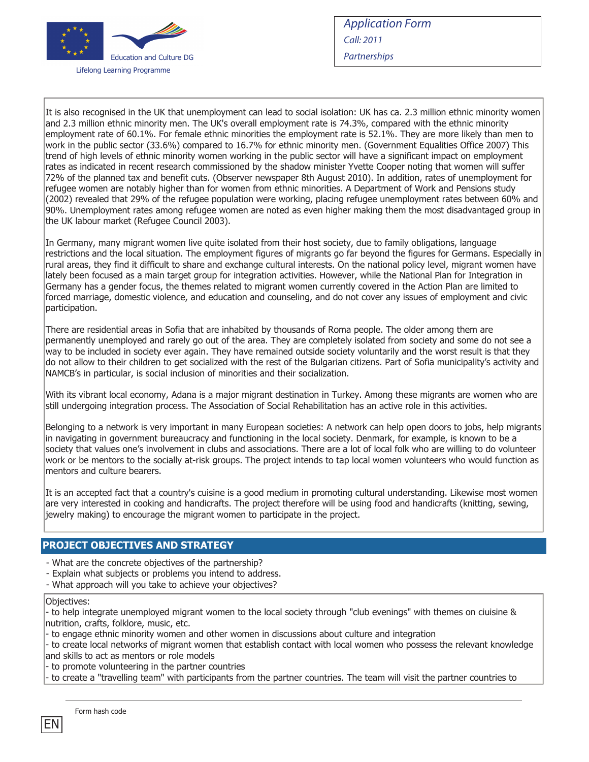It is also recognised in the UK that unemployment can lead to social isolation: UK has ca. 2.3 million ethnic minority women and 2.3 million ethnic minority men. The UK's overall employment rate is 74.3%, compared with the ethnic minority employment rate of 60.1%. For female ethnic minorities the employment rate is 52.1%. They are more likely than men to work in the public sector (33.6%) compared to 16.7% for ethnic minority men. (Government Equalities Office 2007) This trend of high levels of ethnic minority women working in the public sector will have a significant impact on employment rates as indicated in recent research commissioned by the shadow minister Yvette Cooper noting that women will suffer 72% of the planned tax and benefit cuts. (Observer newspaper 8th August 2010). In addition, rates of unemployment for refugee women are notably higher than for women from ethnic minorities. A Department of Work and Pensions study (2002) revealed that 29% of the refugee population were working, placing refugee unemployment rates between 60% and 90%. Unemployment rates among refugee women are noted as even higher making them the most disadvantaged group in the UK labour market (Refugee Council 2003).

In Germany, many migrant women live quite isolated from their host society, due to family obligations, language restrictions and the local situation. The employment figures of migrants go far beyond the figures for Germans. Especially in rural areas, they find it difficult to share and exchange cultural interests. On the national policy level, migrant women have lately been focused as a main target group for integration activities. However, while the National Plan for Integration in Germany has a gender focus, the themes related to migrant women currently covered in the Action Plan are limited to forced marriage, domestic violence, and education and counseling, and do not cover any issues of employment and civic participation.

There are residential areas in Sofia that are inhabited by thousands of Roma people. The older among them are permanently unemployed and rarely go out of the area. They are completely isolated from society and some do not see a way to be included in society ever again. They have remained outside society voluntarily and the worst result is that they do not allow to their children to get socialized with the rest of the Bulgarian citizens. Part of Sofia municipality's activity and NAMCB's in particular, is social inclusion of minorities and their socialization.

With its vibrant local economy, Adana is a major migrant destination in Turkey. Among these migrants are women who are still undergoing integration process. The Association of Social Rehabilitation has an active role in this activities.

Belonging to a network is very important in many European societies: A network can help open doors to jobs, help migrants in navigating in government bureaucracy and functioning in the local society. Denmark, for example, is known to be a society that values one's involvement in clubs and associations. There are a lot of local folk who are willing to do volunteer work or be mentors to the socially at-risk groups. The project intends to tap local women volunteers who would function as mentors and culture bearers.

It is an accepted fact that a country's cuisine is a good medium in promoting cultural understanding. Likewise most women are very interested in cooking and handicrafts. The project therefore will be using food and handicrafts (knitting, sewing, jewelry making) to encourage the migrant women to participate in the project.

## PROJECT OBJECTIVES AND STRATEGY

- What are the concrete objectives of the partnership?
- Explain what subjects or problems you intend to address.
- What approach will you take to achieve your objectives?

Objectives:
- to help integrate unemployed migrant women to the local society through "club evenings" with themes on ciuisine & nutrition, crafts, folklore, music, etc.
- to engage ethnic minority women and other women in discussions about culture and integration
- to create local networks of migrant women that establish contact with local women who possess the relevant knowledge and skills to act as mentors or role models
- to promote volunteering in the partner countries
- to create a "travelling team" with participants from the partner countries. The team will visit the partner countries to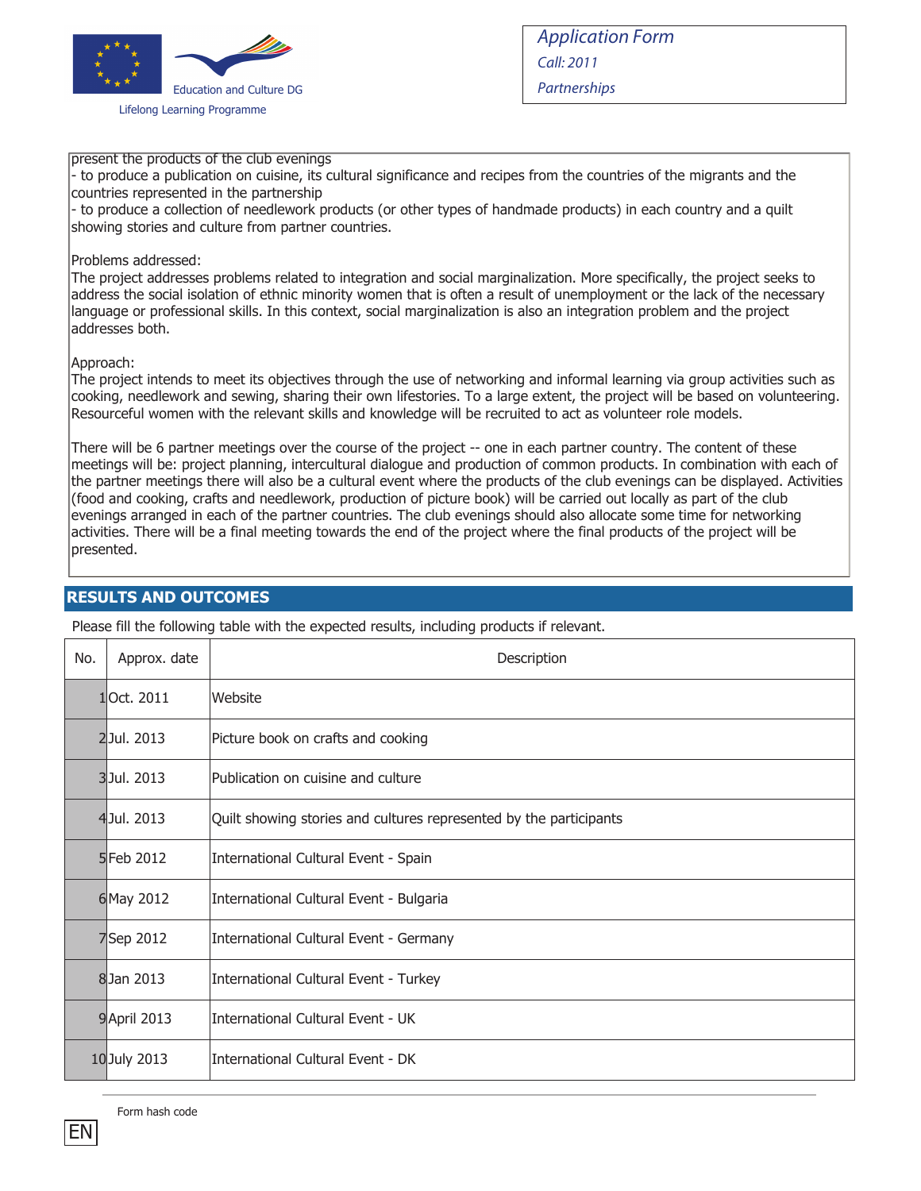present the products of the club evenings
- to produce a publication on cuisine, its cultural significance and recipes from the countries of the migrants and the countries represented in the partnership
- to produce a collection of needlework products (or other types of handmade products) in each country and a quilt showing stories and culture from partner countries.

Problems addressed:
The project addresses problems related to integration and social marginalization. More specifically, the project seeks to address the social isolation of ethnic minority women that is often a result of unemployment or the lack of the necessary language or professional skills. In this context, social marginalization is also an integration problem and the project addresses both.

Approach:
The project intends to meet its objectives through the use of networking and informal learning via group activities such as cooking, needlework and sewing, sharing their own lifestories. To a large extent, the project will be based on volunteering. Resourceful women with the relevant skills and knowledge will be recruited to act as volunteer role models.

There will be 6 partner meetings over the course of the project -- one in each partner country. The content of these meetings will be: project planning, intercultural dialogue and production of common products. In combination with each of the partner meetings there will also be a cultural event where the products of the club evenings can be displayed. Activities (food and cooking, crafts and needlework, production of picture book) will be carried out locally as part of the club evenings arranged in each of the partner countries. The club evenings should also allocate some time for networking activities. There will be a final meeting towards the end of the project where the final products of the project will be presented.

## RESULTS AND OUTCOMES

Please fill the following table with the expected results, including products if relevant.

| No. | Approx. date | Description |
|---|---|---|
| 1 | Oct. 2011 | Website |
| 2 | Jul. 2013 | Picture book on crafts and cooking |
| 3 | Jul. 2013 | Publication on cuisine and culture |
| 4 | Jul. 2013 | Quilt showing stories and cultures represented by the participants |
| 5 | Feb 2012 | International Cultural Event - Spain |
| 6 | May 2012 | International Cultural Event - Bulgaria |
| 7 | Sep 2012 | International Cultural Event - Germany |
| 8 | Jan 2013 | International Cultural Event - Turkey |
| 9 | April 2013 | International Cultural Event - UK |
| 10 | July 2013 | International Cultural Event - DK |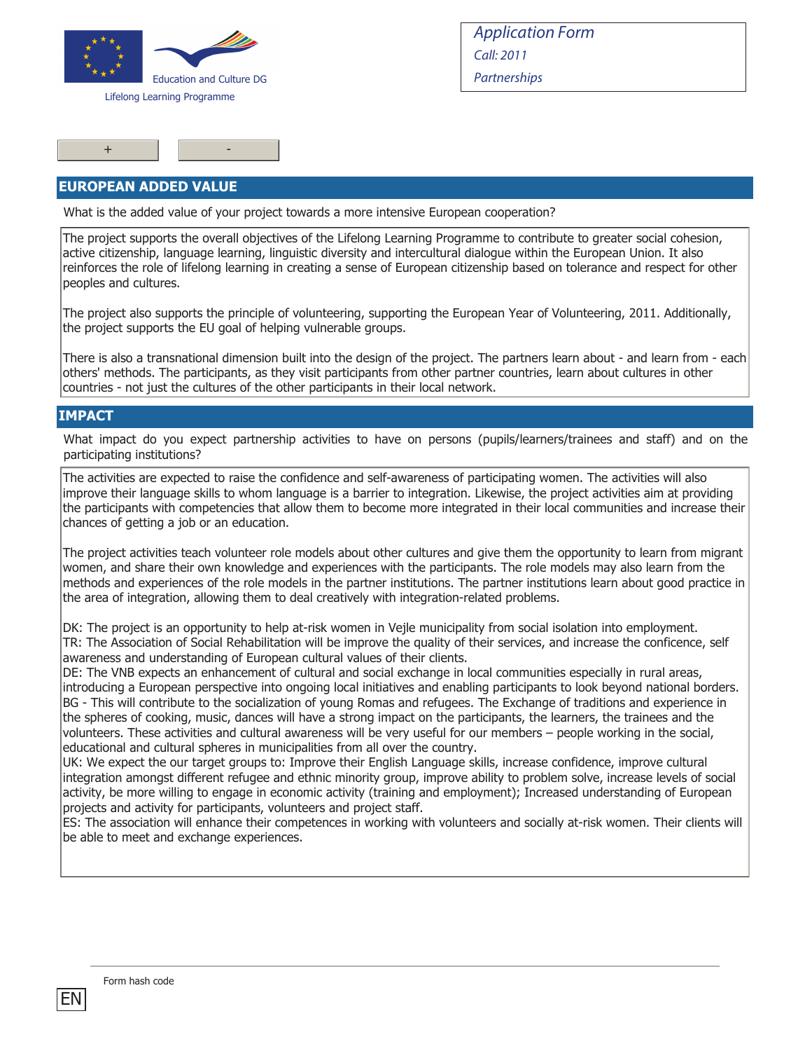## EUROPEAN ADDED VALUE

What is the added value of your project towards a more intensive European cooperation?

The project supports the overall objectives of the Lifelong Learning Programme to contribute to greater social cohesion, active citizenship, language learning, linguistic diversity and intercultural dialogue within the European Union. It also reinforces the role of lifelong learning in creating a sense of European citizenship based on tolerance and respect for other peoples and cultures.

The project also supports the principle of volunteering, supporting the European Year of Volunteering, 2011. Additionally, the project supports the EU goal of helping vulnerable groups.

There is also a transnational dimension built into the design of the project. The partners learn about - and learn from - each others' methods. The participants, as they visit participants from other partner countries, learn about cultures in other countries - not just the cultures of the other participants in their local network.

## IMPACT

What impact do you expect partnership activities to have on persons (pupils/learners/trainees and staff) and on the participating institutions?

The activities are expected to raise the confidence and self-awareness of participating women. The activities will also improve their language skills to whom language is a barrier to integration. Likewise, the project activities aim at providing the participants with competencies that allow them to become more integrated in their local communities and increase their chances of getting a job or an education.

The project activities teach volunteer role models about other cultures and give them the opportunity to learn from migrant women, and share their own knowledge and experiences with the participants. The role models may also learn from the methods and experiences of the role models in the partner institutions. The partner institutions learn about good practice in the area of integration, allowing them to deal creatively with integration-related problems.

DK: The project is an opportunity to help at-risk women in Vejle municipality from social isolation into employment.
TR: The Association of Social Rehabilitation will be improve the quality of their services, and increase the conficence, self awareness and understanding of European cultural values of their clients.
DE: The VNB expects an enhancement of cultural and social exchange in local communities especially in rural areas, introducing a European perspective into ongoing local initiatives and enabling participants to look beyond national borders.
BG - This will contribute to the socialization of young Romas and refugees. The Exchange of traditions and experience in the spheres of cooking, music, dances will have a strong impact on the participants, the learners, the trainees and the volunteers. These activities and cultural awareness will be very useful for our members – people working in the social, educational and cultural spheres in municipalities from all over the country.
UK: We expect the our target groups to: Improve their English Language skills, increase confidence, improve cultural integration amongst different refugee and ethnic minority group, improve ability to problem solve, increase levels of social activity, be more willing to engage in economic activity (training and employment); Increased understanding of European projects and activity for participants, volunteers and project staff.
ES: The association will enhance their competences in working with volunteers and socially at-risk women. Their clients will be able to meet and exchange experiences.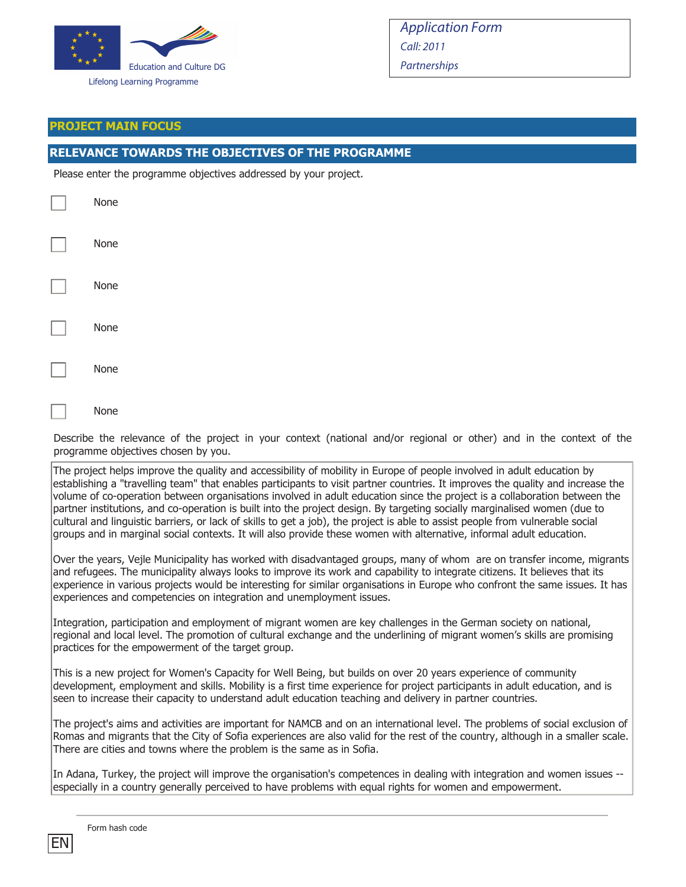Application Form
Call: 2011
Partnerships

## PROJECT MAIN FOCUS

## RELEVANCE TOWARDS THE OBJECTIVES OF THE PROGRAMME

Please enter the programme objectives addressed by your project.

- [ ] None
- [ ] None
- [ ] None
- [ ] None
- [ ] None
- [ ] None

Describe the relevance of the project in your context (national and/or regional or other) and in the context of the programme objectives chosen by you.

The project helps improve the quality and accessibility of mobility in Europe of people involved in adult education by establishing a "travelling team" that enables participants to visit partner countries. It improves the quality and increase the volume of co-operation between organisations involved in adult education since the project is a collaboration between the partner institutions, and co-operation is built into the project design. By targeting socially marginalised women (due to cultural and linguistic barriers, or lack of skills to get a job), the project is able to assist people from vulnerable social groups and in marginal social contexts. It will also provide these women with alternative, informal adult education.

Over the years, Vejle Municipality has worked with disadvantaged groups, many of whom are on transfer income, migrants and refugees. The municipality always looks to improve its work and capability to integrate citizens. It believes that its experience in various projects would be interesting for similar organisations in Europe who confront the same issues. It has experiences and competencies on integration and unemployment issues.

Integration, participation and employment of migrant women are key challenges in the German society on national, regional and local level. The promotion of cultural exchange and the underlining of migrant women's skills are promising practices for the empowerment of the target group.

This is a new project for Women's Capacity for Well Being, but builds on over 20 years experience of community development, employment and skills. Mobility is a first time experience for project participants in adult education, and is seen to increase their capacity to understand adult education teaching and delivery in partner countries.

The project's aims and activities are important for NAMCB and on an international level. The problems of social exclusion of Romas and migrants that the City of Sofia experiences are also valid for the rest of the country, although in a smaller scale. There are cities and towns where the problem is the same as in Sofia.

In Adana, Turkey, the project will improve the organisation's competences in dealing with integration and women issues -- especially in a country generally perceived to have problems with equal rights for women and empowerment.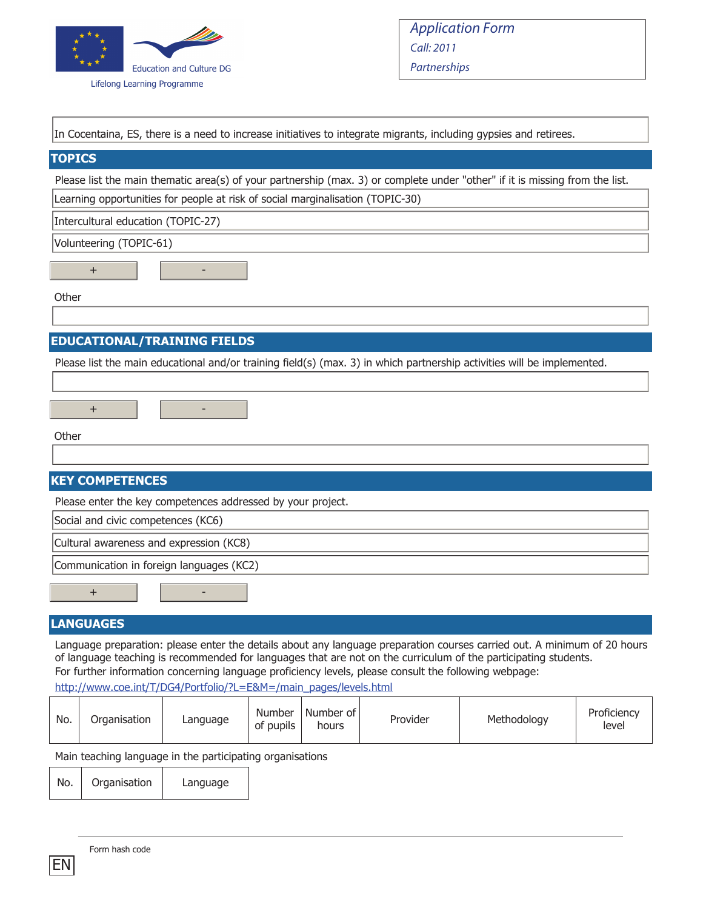In Cocentaina, ES, there is a need to increase initiatives to integrate migrants, including gypsies and retirees.

## TOPICS

Please list the main thematic area(s) of your partnership (max. 3) or complete under "other" if it is missing from the list.

Learning opportunities for people at risk of social marginalisation (TOPIC-30)

Intercultural education (TOPIC-27)

Volunteering (TOPIC-61)

Other

## EDUCATIONAL/TRAINING FIELDS

Please list the main educational and/or training field(s) (max. 3) in which partnership activities will be implemented.

Other

## KEY COMPETENCES

Please enter the key competences addressed by your project.

Social and civic competences (KC6)

Cultural awareness and expression (KC8)

Communication in foreign languages (KC2)

## LANGUAGES

Language preparation: please enter the details about any language preparation courses carried out. A minimum of 20 hours of language teaching is recommended for languages that are not on the curriculum of the participating students.
For further information concerning language proficiency levels, please consult the following webpage:
http://www.coe.int/T/DG4/Portfolio/?L=E&M=/main_pages/levels.html

| No. | Organisation | Language | Number of pupils | Number of hours | Provider | Methodology | Proficiency level |
|---|---|---|---|---|---|---|---|

Main teaching language in the participating organisations

| No. | Organisation | Language |
|---|---|---|

Form hash code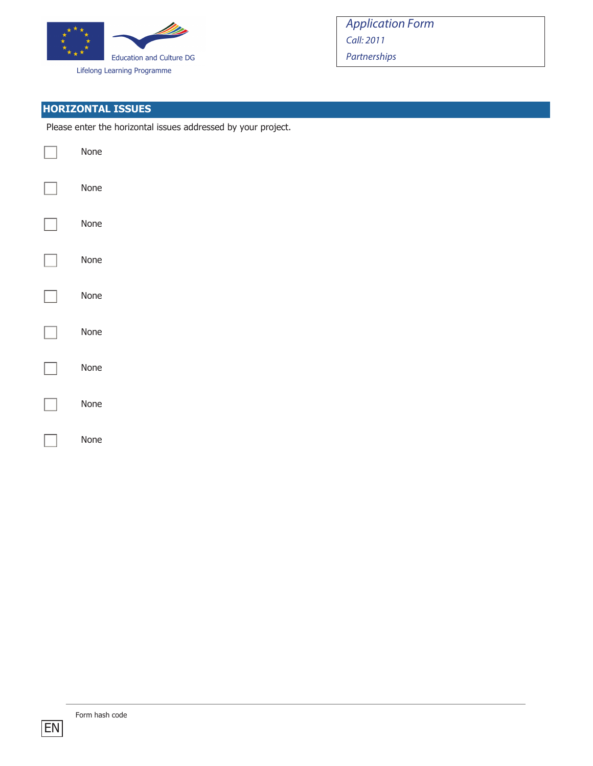## HORIZONTAL ISSUES

Please enter the horizontal issues addressed by your project.

- [ ] None
- [ ] None
- [ ] None
- [ ] None
- [ ] None
- [ ] None
- [ ] None
- [ ] None
- [ ] None

Form hash code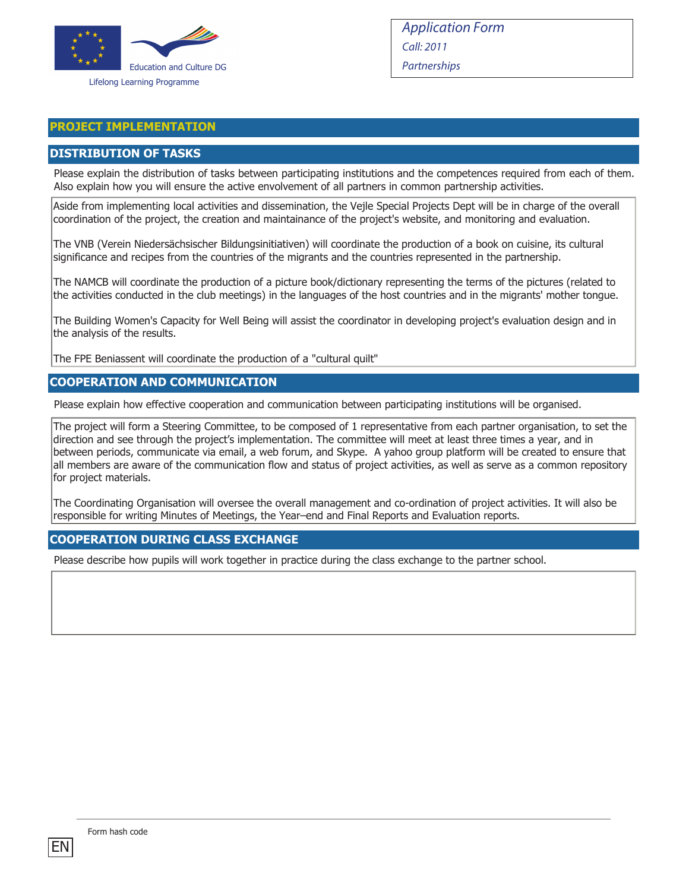## PROJECT IMPLEMENTATION

### DISTRIBUTION OF TASKS

Please explain the distribution of tasks between participating institutions and the competences required from each of them. Also explain how you will ensure the active envolvement of all partners in common partnership activities.

Aside from implementing local activities and dissemination, the Vejle Special Projects Dept will be in charge of the overall coordination of the project, the creation and maintainance of the project's website, and monitoring and evaluation.

The VNB (Verein Niedersächsischer Bildungsinitiativen) will coordinate the production of a book on cuisine, its cultural significance and recipes from the countries of the migrants and the countries represented in the partnership.

The NAMCB will coordinate the production of a picture book/dictionary representing the terms of the pictures (related to the activities conducted in the club meetings) in the languages of the host countries and in the migrants' mother tongue.

The Building Women's Capacity for Well Being will assist the coordinator in developing project's evaluation design and in the analysis of the results.

The FPE Beniassent will coordinate the production of a "cultural quilt"

### COOPERATION AND COMMUNICATION

Please explain how effective cooperation and communication between participating institutions will be organised.

The project will form a Steering Committee, to be composed of 1 representative from each partner organisation, to set the direction and see through the project's implementation. The committee will meet at least three times a year, and in between periods, communicate via email, a web forum, and Skype. A yahoo group platform will be created to ensure that all members are aware of the communication flow and status of project activities, as well as serve as a common repository for project materials.

The Coordinating Organisation will oversee the overall management and co-ordination of project activities. It will also be responsible for writing Minutes of Meetings, the Year–end and Final Reports and Evaluation reports.

### COOPERATION DURING CLASS EXCHANGE

Please describe how pupils will work together in practice during the class exchange to the partner school.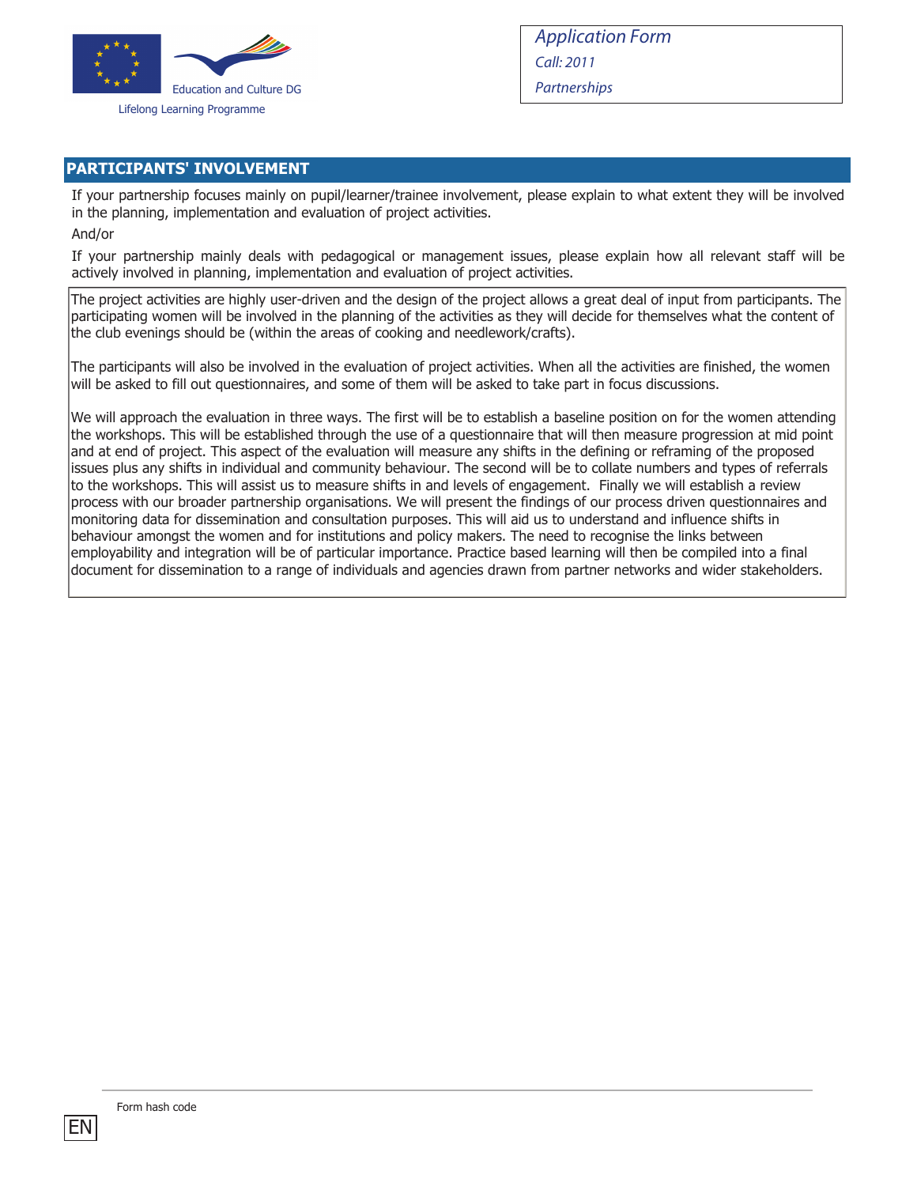## PARTICIPANTS' INVOLVEMENT

If your partnership focuses mainly on pupil/learner/trainee involvement, please explain to what extent they will be involved in the planning, implementation and evaluation of project activities.

And/or

If your partnership mainly deals with pedagogical or management issues, please explain how all relevant staff will be actively involved in planning, implementation and evaluation of project activities.

The project activities are highly user-driven and the design of the project allows a great deal of input from participants. The participating women will be involved in the planning of the activities as they will decide for themselves what the content of the club evenings should be (within the areas of cooking and needlework/crafts).

The participants will also be involved in the evaluation of project activities. When all the activities are finished, the women will be asked to fill out questionnaires, and some of them will be asked to take part in focus discussions.

We will approach the evaluation in three ways. The first will be to establish a baseline position on for the women attending the workshops. This will be established through the use of a questionnaire that will then measure progression at mid point and at end of project. This aspect of the evaluation will measure any shifts in the defining or reframing of the proposed issues plus any shifts in individual and community behaviour. The second will be to collate numbers and types of referrals to the workshops. This will assist us to measure shifts in and levels of engagement. Finally we will establish a review process with our broader partnership organisations. We will present the findings of our process driven questionnaires and monitoring data for dissemination and consultation purposes. This will aid us to understand and influence shifts in behaviour amongst the women and for institutions and policy makers. The need to recognise the links between employability and integration will be of particular importance. Practice based learning will then be compiled into a final document for dissemination to a range of individuals and agencies drawn from partner networks and wider stakeholders.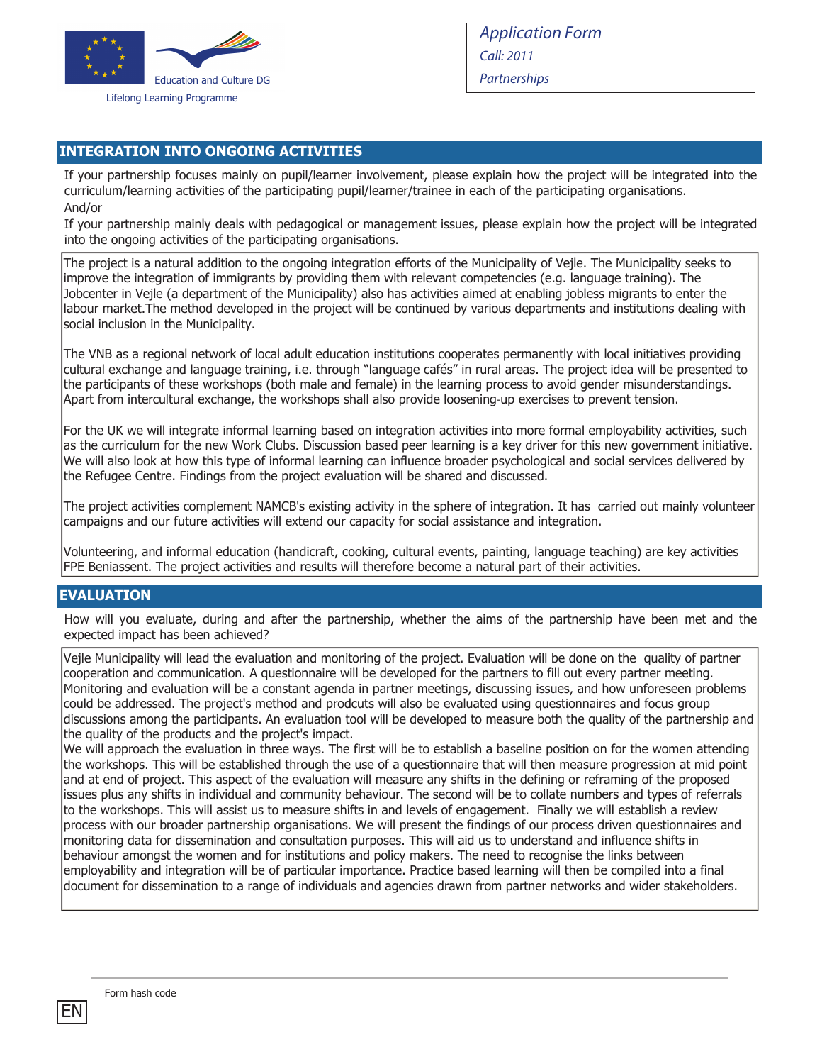## INTEGRATION INTO ONGOING ACTIVITIES

If your partnership focuses mainly on pupil/learner involvement, please explain how the project will be integrated into the curriculum/learning activities of the participating pupil/learner/trainee in each of the participating organisations.
And/or
If your partnership mainly deals with pedagogical or management issues, please explain how the project will be integrated into the ongoing activities of the participating organisations.

The project is a natural addition to the ongoing integration efforts of the Municipality of Vejle. The Municipality seeks to improve the integration of immigrants by providing them with relevant competencies (e.g. language training). The Jobcenter in Vejle (a department of the Municipality) also has activities aimed at enabling jobless migrants to enter the labour market.The method developed in the project will be continued by various departments and institutions dealing with social inclusion in the Municipality.

The VNB as a regional network of local adult education institutions cooperates permanently with local initiatives providing cultural exchange and language training, i.e. through "language cafés" in rural areas. The project idea will be presented to the participants of these workshops (both male and female) in the learning process to avoid gender misunderstandings. Apart from intercultural exchange, the workshops shall also provide loosening-up exercises to prevent tension.

For the UK we will integrate informal learning based on integration activities into more formal employability activities, such as the curriculum for the new Work Clubs. Discussion based peer learning is a key driver for this new government initiative. We will also look at how this type of informal learning can influence broader psychological and social services delivered by the Refugee Centre. Findings from the project evaluation will be shared and discussed.

The project activities complement NAMCB's existing activity in the sphere of integration. It has carried out mainly volunteer campaigns and our future activities will extend our capacity for social assistance and integration.

Volunteering, and informal education (handicraft, cooking, cultural events, painting, language teaching) are key activities FPE Beniassent. The project activities and results will therefore become a natural part of their activities.

## EVALUATION

How will you evaluate, during and after the partnership, whether the aims of the partnership have been met and the expected impact has been achieved?

Vejle Municipality will lead the evaluation and monitoring of the project. Evaluation will be done on the quality of partner cooperation and communication. A questionnaire will be developed for the partners to fill out every partner meeting. Monitoring and evaluation will be a constant agenda in partner meetings, discussing issues, and how unforeseen problems could be addressed. The project's method and prodcuts will also be evaluated using questionnaires and focus group discussions among the participants. An evaluation tool will be developed to measure both the quality of the partnership and the quality of the products and the project's impact.
We will approach the evaluation in three ways. The first will be to establish a baseline position on for the women attending the workshops. This will be established through the use of a questionnaire that will then measure progression at mid point and at end of project. This aspect of the evaluation will measure any shifts in the defining or reframing of the proposed issues plus any shifts in individual and community behaviour. The second will be to collate numbers and types of referrals to the workshops. This will assist us to measure shifts in and levels of engagement. Finally we will establish a review process with our broader partnership organisations. We will present the findings of our process driven questionnaires and monitoring data for dissemination and consultation purposes. This will aid us to understand and influence shifts in behaviour amongst the women and for institutions and policy makers. The need to recognise the links between employability and integration will be of particular importance. Practice based learning will then be compiled into a final document for dissemination to a range of individuals and agencies drawn from partner networks and wider stakeholders.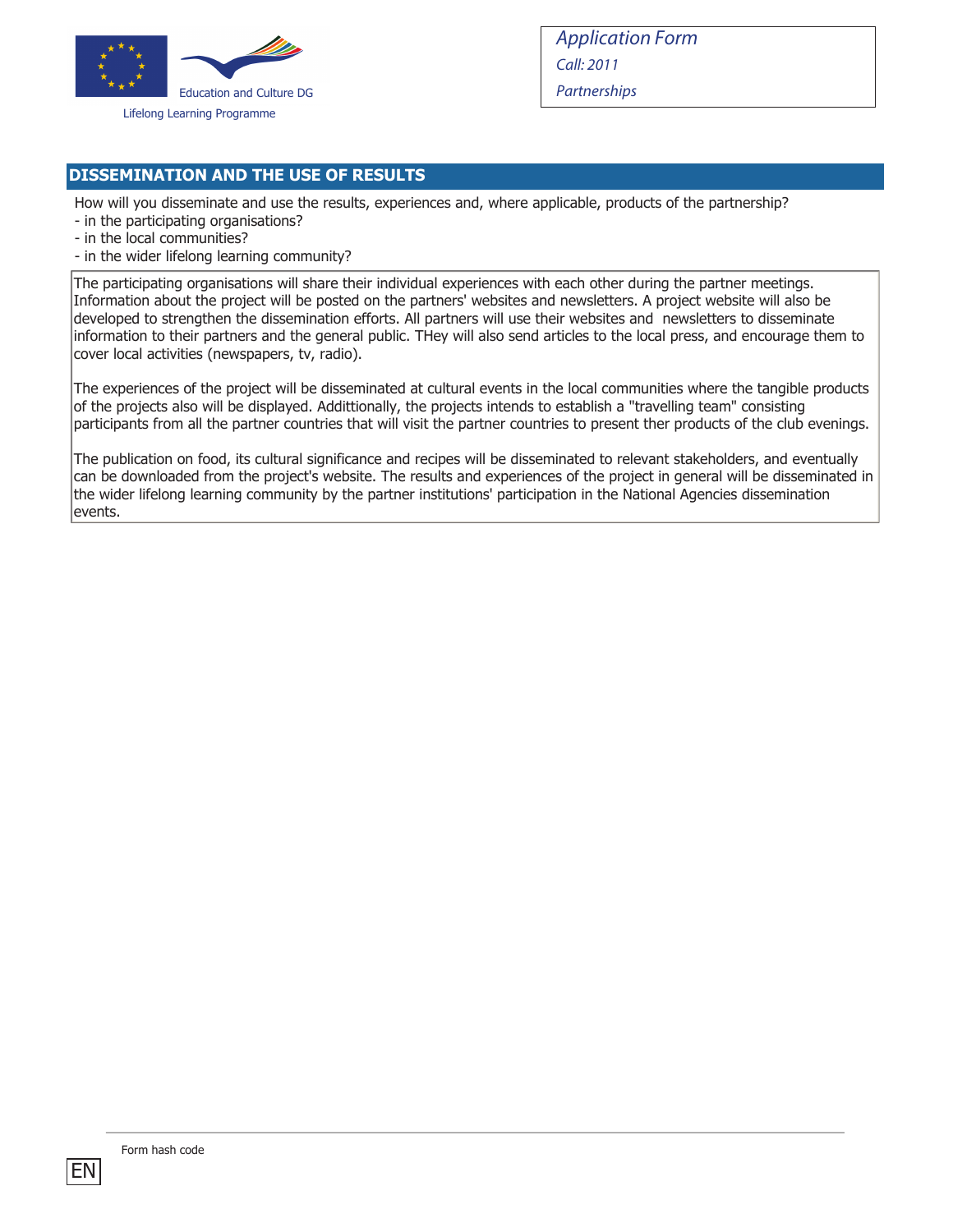## DISSEMINATION AND THE USE OF RESULTS

How will you disseminate and use the results, experiences and, where applicable, products of the partnership?
- in the participating organisations?
- in the local communities?
- in the wider lifelong learning community?

The participating organisations will share their individual experiences with each other during the partner meetings. Information about the project will be posted on the partners' websites and newsletters. A project website will also be developed to strengthen the dissemination efforts. All partners will use their websites and newsletters to disseminate information to their partners and the general public. THey will also send articles to the local press, and encourage them to cover local activities (newspapers, tv, radio).

The experiences of the project will be disseminated at cultural events in the local communities where the tangible products of the projects also will be displayed. Addittionally, the projects intends to establish a "travelling team" consisting participants from all the partner countries that will visit the partner countries to present ther products of the club evenings.

The publication on food, its cultural significance and recipes will be disseminated to relevant stakeholders, and eventually can be downloaded from the project's website. The results and experiences of the project in general will be disseminated in the wider lifelong learning community by the partner institutions' participation in the National Agencies dissemination events.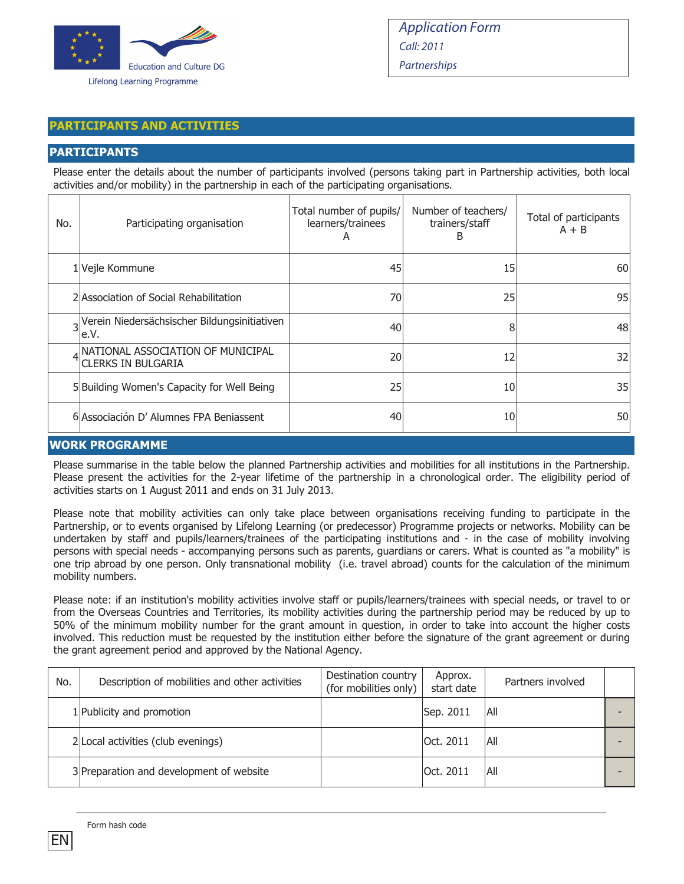Education and Culture DG

Lifelong Learning Programme

*Application Form*
*Call: 2011*
*Partnerships*

## PARTICIPANTS AND ACTIVITIES

### PARTICIPANTS

Please enter the details about the number of participants involved (persons taking part in Partnership activities, both local activities and/or mobility) in the partnership in each of the participating organisations.

| No. | Participating organisation | Total number of pupils/ learners/trainees A | Number of teachers/ trainers/staff B | Total of participants A + B |
|---|---|---|---|---|
| 1 | Vejle Kommune | 45 | 15 | 60 |
| 2 | Association of Social Rehabilitation | 70 | 25 | 95 |
| 3 | Verein Niedersächsischer Bildungsinitiativen e.V. | 40 | 8 | 48 |
| 4 | NATIONAL ASSOCIATION OF MUNICIPAL CLERKS IN BULGARIA | 20 | 12 | 32 |
| 5 | Building Women's Capacity for Well Being | 25 | 10 | 35 |
| 6 | Associación D' Alumnes FPA Beniassent | 40 | 10 | 50 |

### WORK PROGRAMME

Please summarise in the table below the planned Partnership activities and mobilities for all institutions in the Partnership. Please present the activities for the 2-year lifetime of the partnership in a chronological order. The eligibility period of activities starts on 1 August 2011 and ends on 31 July 2013.

Please note that mobility activities can only take place between organisations receiving funding to participate in the Partnership, or to events organised by Lifelong Learning (or predecessor) Programme projects or networks. Mobility can be undertaken by staff and pupils/learners/trainees of the participating institutions and - in the case of mobility involving persons with special needs - accompanying persons such as parents, guardians or carers. What is counted as "a mobility" is one trip abroad by one person. Only transnational mobility (i.e. travel abroad) counts for the calculation of the minimum mobility numbers.

Please note: if an institution's mobility activities involve staff or pupils/learners/trainees with special needs, or travel to or from the Overseas Countries and Territories, its mobility activities during the partnership period may be reduced by up to 50% of the minimum mobility number for the grant amount in question, in order to take into account the higher costs involved. This reduction must be requested by the institution either before the signature of the grant agreement or during the grant agreement period and approved by the National Agency.

| No. | Description of mobilities and other activities | Destination country (for mobilities only) | Approx. start date | Partners involved | |
|---|---|---|---|---|---|
| 1 | Publicity and promotion | | Sep. 2011 | All | - |
| 2 | Local activities (club evenings) | | Oct. 2011 | All | - |
| 3 | Preparation and development of website | | Oct. 2011 | All | - |

Form hash code

EN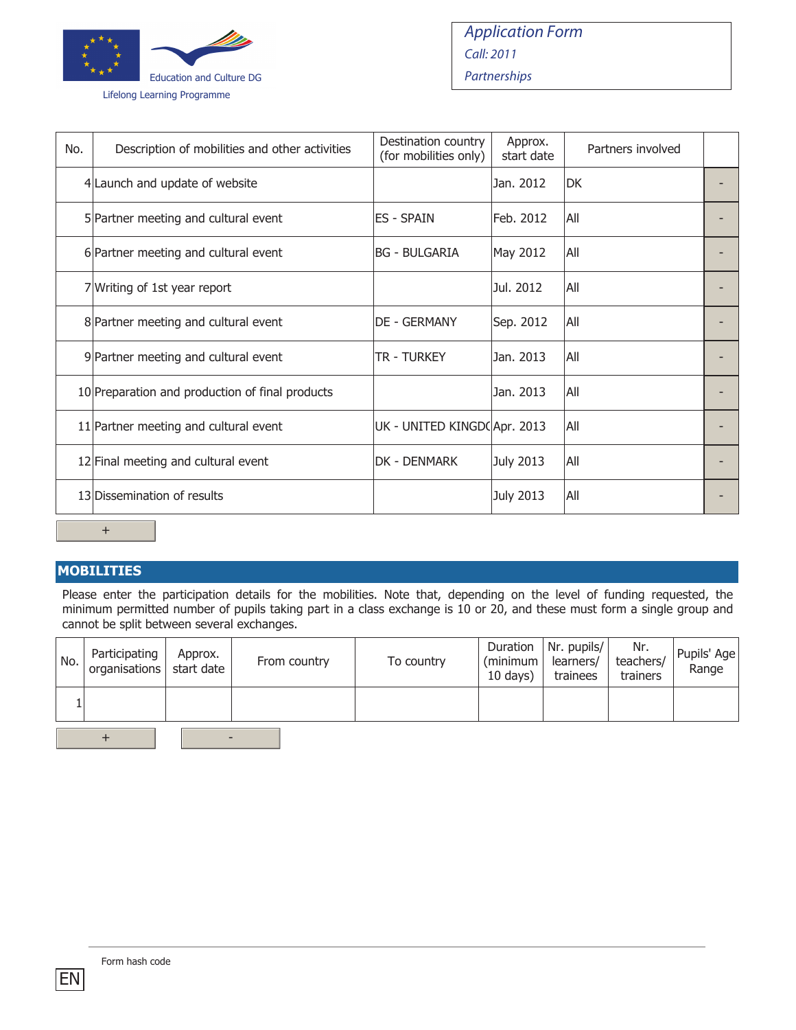Education and Culture DG

Lifelong Learning Programme

*Application Form*
*Call: 2011*
*Partnerships*

| No. | Description of mobilities and other activities | Destination country (for mobilities only) | Approx. start date | Partners involved | |
|---|---|---|---|---|---|
| 4 | Launch and update of website | | Jan. 2012 | DK | - |
| 5 | Partner meeting and cultural event | ES - SPAIN | Feb. 2012 | All | - |
| 6 | Partner meeting and cultural event | BG - BULGARIA | May 2012 | All | - |
| 7 | Writing of 1st year report | | Jul. 2012 | All | - |
| 8 | Partner meeting and cultural event | DE - GERMANY | Sep. 2012 | All | - |
| 9 | Partner meeting and cultural event | TR - TURKEY | Jan. 2013 | All | - |
| 10 | Preparation and production of final products | | Jan. 2013 | All | - |
| 11 | Partner meeting and cultural event | UK - UNITED KINGD( | Apr. 2013 | All | - |
| 12 | Final meeting and cultural event | DK - DENMARK | July 2013 | All | - |
| 13 | Dissemination of results | | July 2013 | All | - |

+

## MOBILITIES

Please enter the participation details for the mobilities. Note that, depending on the level of funding requested, the minimum permitted number of pupils taking part in a class exchange is 10 or 20, and these must form a single group and cannot be split between several exchanges.

| No. | Participating organisations | Approx. start date | From country | To country | Duration (minimum 10 days) | Nr. pupils/ learners/ trainees | Nr. teachers/ trainers | Pupils' Age Range |
|---|---|---|---|---|---|---|---|---|
| 1 | | | | | | | | |

+ -

Form hash code

EN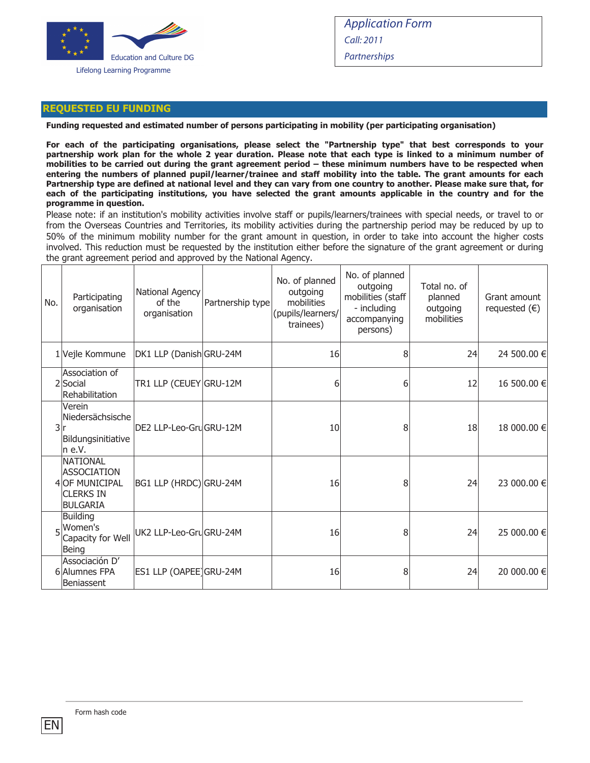## REQUESTED EU FUNDING

**Funding requested and estimated number of persons participating in mobility (per participating organisation)**

**For each of the participating organisations, please select the "Partnership type" that best corresponds to your partnership work plan for the whole 2 year duration. Please note that each type is linked to a minimum number of mobilities to be carried out during the grant agreement period – these minimum numbers have to be respected when entering the numbers of planned pupil/learner/trainee and staff mobility into the table. The grant amounts for each Partnership type are defined at national level and they can vary from one country to another. Please make sure that, for each of the participating institutions, you have selected the grant amounts applicable in the country and for the programme in question.**

Please note: if an institution's mobility activities involve staff or pupils/learners/trainees with special needs, or travel to or from the Overseas Countries and Territories, its mobility activities during the partnership period may be reduced by up to 50% of the minimum mobility number for the grant amount in question, in order to take into account the higher costs involved. This reduction must be requested by the institution either before the signature of the grant agreement or during the grant agreement period and approved by the National Agency.

| No. | Participating organisation | National Agency of the organisation | Partnership type | No. of planned outgoing mobilities (pupils/learners/trainees) | No. of planned outgoing mobilities (staff - including accompanying persons) | Total no. of planned outgoing mobilities | Grant amount requested (€) |
|---|---|---|---|---|---|---|---|
| 1 | Vejle Kommune | DK1 LLP (Danish | GRU-24M | 16 | 8 | 24 | 24 500.00 € |
| 2 | Association of Social Rehabilitation | TR1 LLP (CEUEY | GRU-12M | 6 | 6 | 12 | 16 500.00 € |
| 3 | Verein Niedersächsischer Bildungsinitiativen e.V. | DE2 LLP-Leo-Gru | GRU-12M | 10 | 8 | 18 | 18 000.00 € |
| 4 | NATIONAL ASSOCIATION OF MUNICIPAL CLERKS IN BULGARIA | BG1 LLP (HRDC) | GRU-24M | 16 | 8 | 24 | 23 000.00 € |
| 5 | Building Women's Capacity for Well Being | UK2 LLP-Leo-Gru | GRU-24M | 16 | 8 | 24 | 25 000.00 € |
| 6 | Associación D' Alumnes FPA Beniassent | ES1 LLP (OAPEE) | GRU-24M | 16 | 8 | 24 | 20 000.00 € |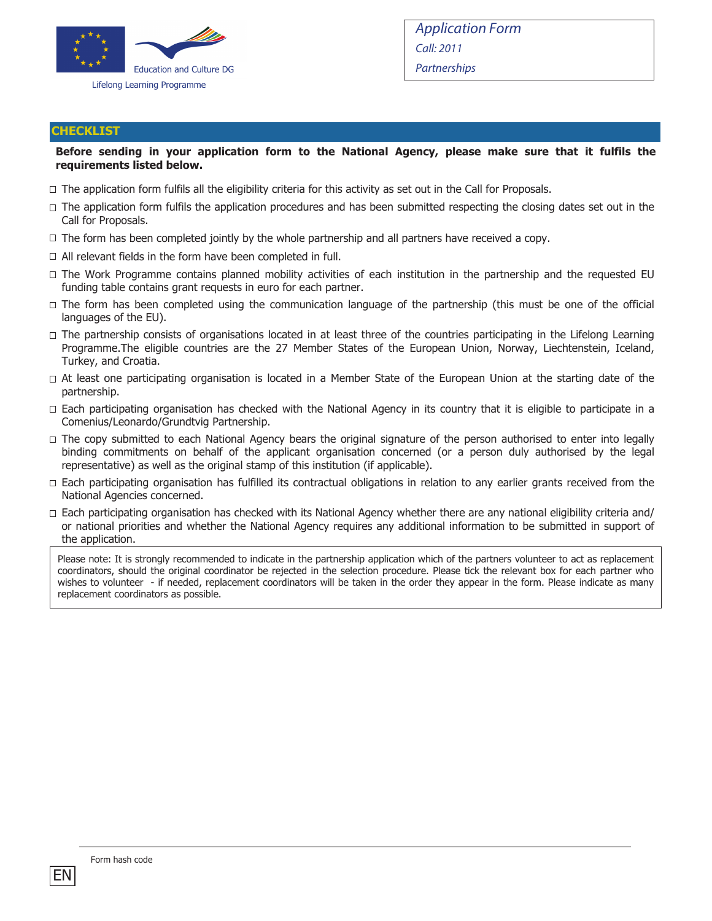Education and Culture DG

Lifelong Learning Programme

*Application Form*

*Call: 2011*

*Partnerships*

## CHECKLIST

**Before sending in your application form to the National Agency, please make sure that it fulfils the requirements listed below.**

- ☐ The application form fulfils all the eligibility criteria for this activity as set out in the Call for Proposals.
- ☐ The application form fulfils the application procedures and has been submitted respecting the closing dates set out in the Call for Proposals.
- ☐ The form has been completed jointly by the whole partnership and all partners have received a copy.
- ☐ All relevant fields in the form have been completed in full.
- ☐ The Work Programme contains planned mobility activities of each institution in the partnership and the requested EU funding table contains grant requests in euro for each partner.
- ☐ The form has been completed using the communication language of the partnership (this must be one of the official languages of the EU).
- ☐ The partnership consists of organisations located in at least three of the countries participating in the Lifelong Learning Programme.The eligible countries are the 27 Member States of the European Union, Norway, Liechtenstein, Iceland, Turkey, and Croatia.
- ☐ At least one participating organisation is located in a Member State of the European Union at the starting date of the partnership.
- ☐ Each participating organisation has checked with the National Agency in its country that it is eligible to participate in a Comenius/Leonardo/Grundtvig Partnership.
- ☐ The copy submitted to each National Agency bears the original signature of the person authorised to enter into legally binding commitments on behalf of the applicant organisation concerned (or a person duly authorised by the legal representative) as well as the original stamp of this institution (if applicable).
- ☐ Each participating organisation has fulfilled its contractual obligations in relation to any earlier grants received from the National Agencies concerned.
- ☐ Each participating organisation has checked with its National Agency whether there are any national eligibility criteria and/ or national priorities and whether the National Agency requires any additional information to be submitted in support of the application.

Please note: It is strongly recommended to indicate in the partnership application which of the partners volunteer to act as replacement coordinators, should the original coordinator be rejected in the selection procedure. Please tick the relevant box for each partner who wishes to volunteer - if needed, replacement coordinators will be taken in the order they appear in the form. Please indicate as many replacement coordinators as possible.

Form hash code

EN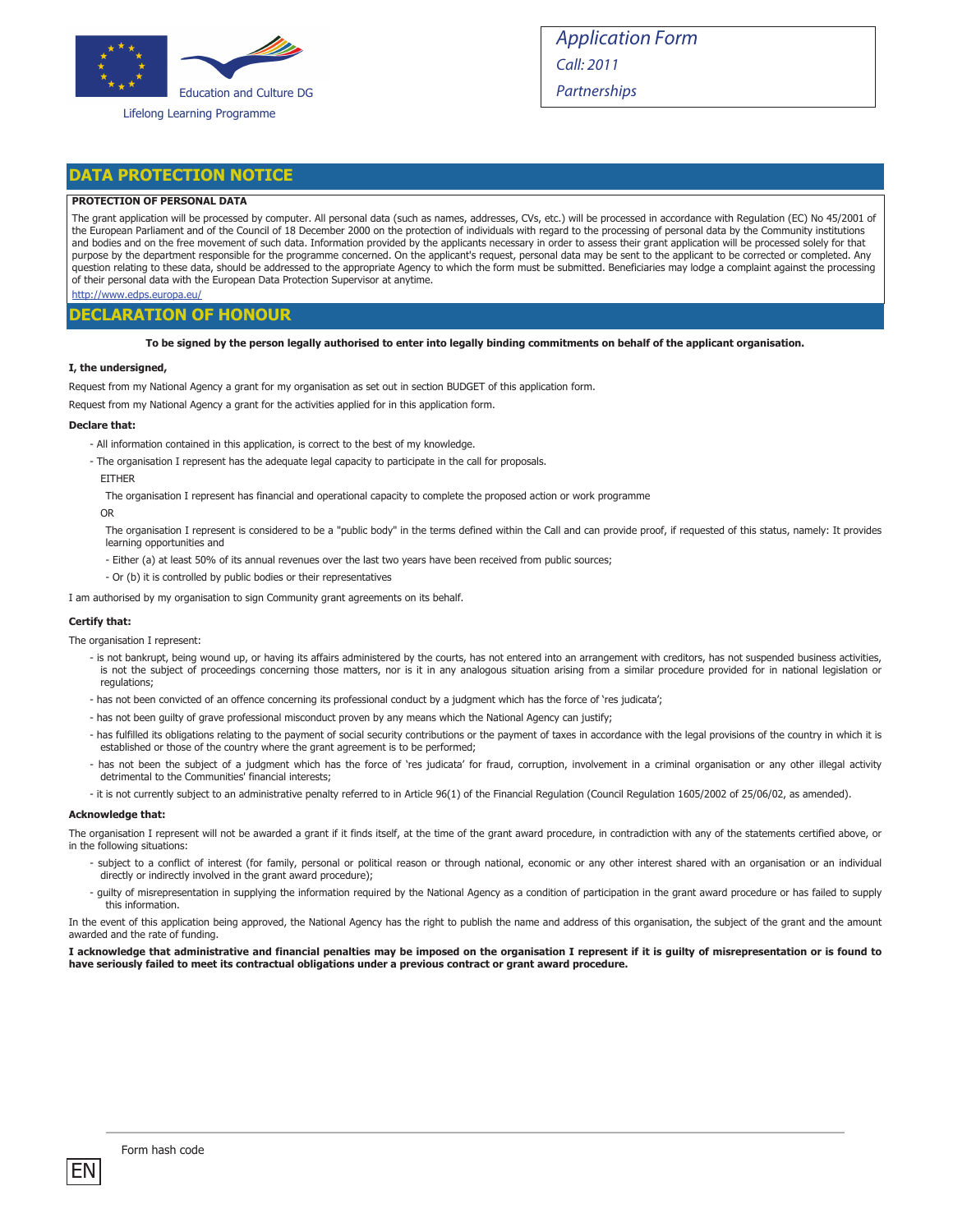Education and Culture DG

Lifelong Learning Programme

*Application Form*
*Call: 2011*
*Partnerships*

## DATA PROTECTION NOTICE

**PROTECTION OF PERSONAL DATA**

The grant application will be processed by computer. All personal data (such as names, addresses, CVs, etc.) will be processed in accordance with Regulation (EC) No 45/2001 of the European Parliament and of the Council of 18 December 2000 on the protection of individuals with regard to the processing of personal data by the Community institutions and bodies and on the free movement of such data. Information provided by the applicants necessary in order to assess their grant application will be processed solely for that purpose by the department responsible for the programme concerned. On the applicant's request, personal data may be sent to the applicant to be corrected or completed. Any question relating to these data, should be addressed to the appropriate Agency to which the form must be submitted. Beneficiaries may lodge a complaint against the processing of their personal data with the European Data Protection Supervisor at anytime.

http://www.edps.europa.eu/

## DECLARATION OF HONOUR

**To be signed by the person legally authorised to enter into legally binding commitments on behalf of the applicant organisation.**

**I, the undersigned,**

Request from my National Agency a grant for my organisation as set out in section BUDGET of this application form.

Request from my National Agency a grant for the activities applied for in this application form.

**Declare that:**

- All information contained in this application, is correct to the best of my knowledge.
- The organisation I represent has the adequate legal capacity to participate in the call for proposals.

  EITHER

  The organisation I represent has financial and operational capacity to complete the proposed action or work programme

  OR

  The organisation I represent is considered to be a "public body" in the terms defined within the Call and can provide proof, if requested of this status, namely: It provides learning opportunities and

  - Either (a) at least 50% of its annual revenues over the last two years have been received from public sources;
  - Or (b) it is controlled by public bodies or their representatives

I am authorised by my organisation to sign Community grant agreements on its behalf.

**Certify that:**

The organisation I represent:

- is not bankrupt, being wound up, or having its affairs administered by the courts, has not entered into an arrangement with creditors, has not suspended business activities, is not the subject of proceedings concerning those matters, nor is it in any analogous situation arising from a similar procedure provided for in national legislation or regulations;
- has not been convicted of an offence concerning its professional conduct by a judgment which has the force of 'res judicata';
- has not been guilty of grave professional misconduct proven by any means which the National Agency can justify;
- has fulfilled its obligations relating to the payment of social security contributions or the payment of taxes in accordance with the legal provisions of the country in which it is established or those of the country where the grant agreement is to be performed;
- has not been the subject of a judgment which has the force of 'res judicata' for fraud, corruption, involvement in a criminal organisation or any other illegal activity detrimental to the Communities' financial interests;
- it is not currently subject to an administrative penalty referred to in Article 96(1) of the Financial Regulation (Council Regulation 1605/2002 of 25/06/02, as amended).

**Acknowledge that:**

The organisation I represent will not be awarded a grant if it finds itself, at the time of the grant award procedure, in contradiction with any of the statements certified above, or in the following situations:

- subject to a conflict of interest (for family, personal or political reason or through national, economic or any other interest shared with an organisation or an individual directly or indirectly involved in the grant award procedure);
- guilty of misrepresentation in supplying the information required by the National Agency as a condition of participation in the grant award procedure or has failed to supply this information.

In the event of this application being approved, the National Agency has the right to publish the name and address of this organisation, the subject of the grant and the amount awarded and the rate of funding.

**I acknowledge that administrative and financial penalties may be imposed on the organisation I represent if it is guilty of misrepresentation or is found to have seriously failed to meet its contractual obligations under a previous contract or grant award procedure.**

Form hash code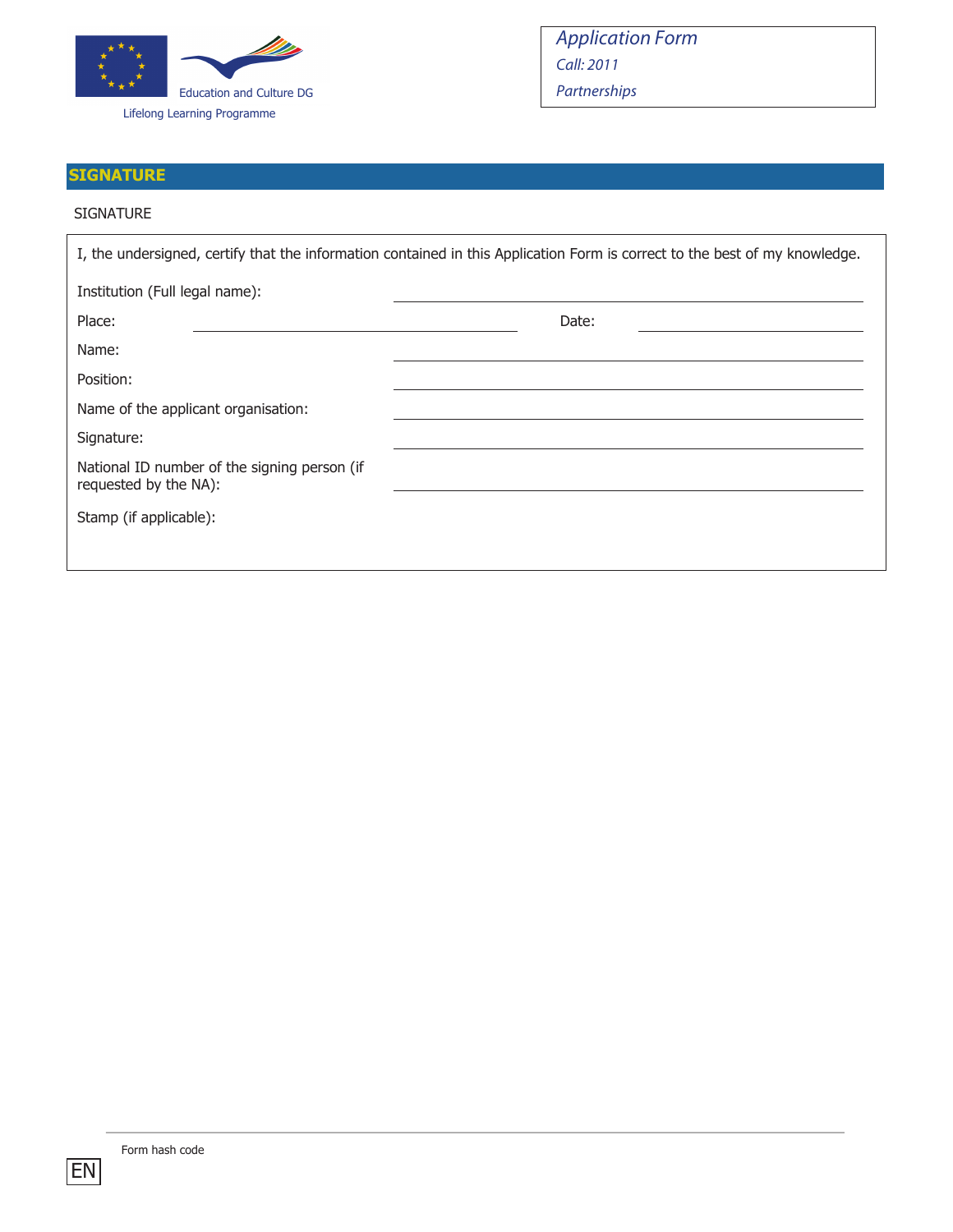## SIGNATURE

SIGNATURE

I, the undersigned, certify that the information contained in this Application Form is correct to the best of my knowledge.

Institution (Full legal name): ______________________________

Place: ______________________________ Date: ______________________________

Name: ______________________________

Position: ______________________________

Name of the applicant organisation: ______________________________

Signature: ______________________________

National ID number of the signing person (if requested by the NA): ______________________________

Stamp (if applicable):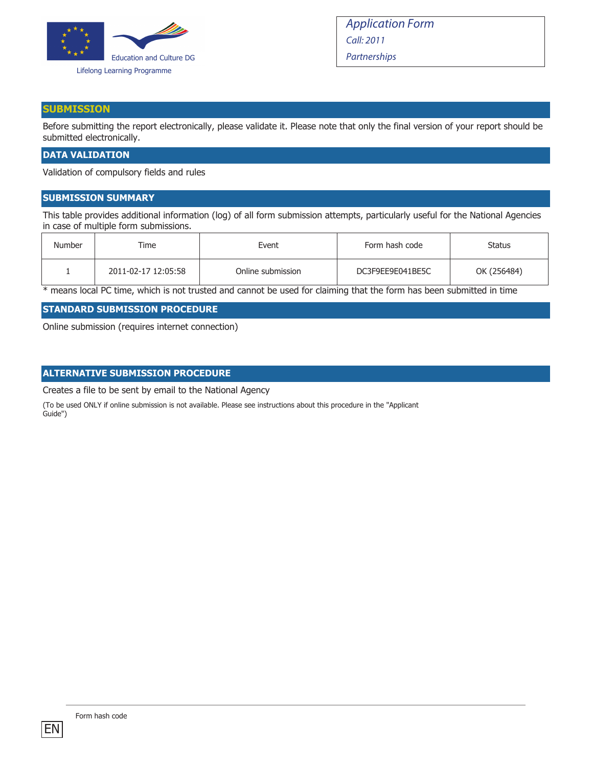Education and Culture DG

Lifelong Learning Programme

*Application Form*

*Call: 2011*

*Partnerships*

## SUBMISSION

Before submitting the report electronically, please validate it. Please note that only the final version of your report should be submitted electronically.

## DATA VALIDATION

Validation of compulsory fields and rules

## SUBMISSION SUMMARY

This table provides additional information (log) of all form submission attempts, particularly useful for the National Agencies in case of multiple form submissions.

| Number | Time | Event | Form hash code | Status |
|---|---|---|---|---|
| 1 | 2011-02-17 12:05:58 | Online submission | DC3F9EE9E041BE5C | OK (256484) |

* means local PC time, which is not trusted and cannot be used for claiming that the form has been submitted in time

## STANDARD SUBMISSION PROCEDURE

Online submission (requires internet connection)

## ALTERNATIVE SUBMISSION PROCEDURE

Creates a file to be sent by email to the National Agency

(To be used ONLY if online submission is not available. Please see instructions about this procedure in the "Applicant Guide")